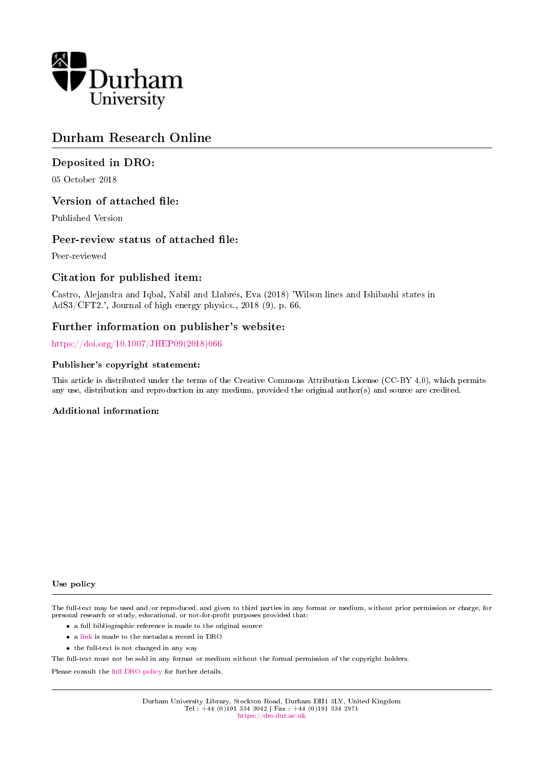Durham University

# Durham Research Online

## Deposited in DRO:

05 October 2018

## Version of attached file:

Published Version

## Peer-review status of attached file:

Peer-reviewed

## Citation for published item:

Castro, Alejandra and Iqbal, Nabil and Llabrés, Eva (2018) 'Wilson lines and Ishibashi states in AdS3/CFT2.', Journal of high energy physics., 2018 (9). p. 66.

## Further information on publisher's website:

https://doi.org/10.1007/JHEP09(2018)066

### Publisher's copyright statement:

This article is distributed under the terms of the Creative Commons Attribution License (CC-BY 4.0), which permits any use, distribution and reproduction in any medium, provided the original author(s) and source are credited.

### Additional information:

### Use policy

The full-text may be used and/or reproduced, and given to third parties in any format or medium, without prior permission or charge, for personal research or study, educational, or not-for-profit purposes provided that:

- a full bibliographic reference is made to the original source
- a link is made to the metadata record in DRO
- the full-text is not changed in any way

The full-text must not be sold in any format or medium without the formal permission of the copyright holders.

Please consult the full DRO policy for further details.

Durham University Library, Stockton Road, Durham DH1 3LY, United Kingdom
Tel : +44 (0)191 334 3042 | Fax : +44 (0)191 334 2971
https://dro.dur.ac.uk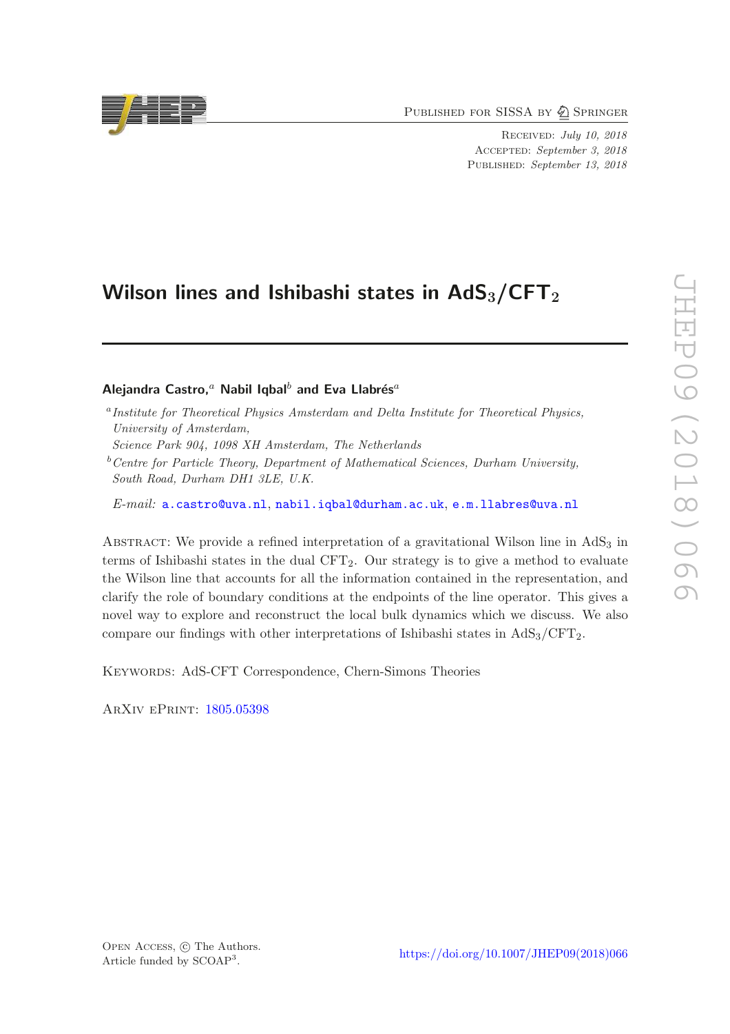# Wilson lines and Ishibashi states in $AdS_3/CFT_2$

**Alejandra Castro,[a] Nabil Iqbal[b] and Eva Llabrés[a]**

[a] *Institute for Theoretical Physics Amsterdam and Delta Institute for Theoretical Physics, University of Amsterdam, Science Park 904, 1098 XH Amsterdam, The Netherlands*

[b] *Centre for Particle Theory, Department of Mathematical Sciences, Durham University, South Road, Durham DH1 3LE, U.K.*

*E-mail:* a.castro@uva.nl, nabil.iqbal@durham.ac.uk, e.m.llabres@uva.nl

Abstract: We provide a refined interpretation of a gravitational Wilson line in $AdS_3$ in terms of Ishibashi states in the dual $CFT_2$. Our strategy is to give a method to evaluate the Wilson line that accounts for all the information contained in the representation, and clarify the role of boundary conditions at the endpoints of the line operator. This gives a novel way to explore and reconstruct the local bulk dynamics which we discuss. We also compare our findings with other interpretations of Ishibashi states in $AdS_3/CFT_2$.

Keywords: AdS-CFT Correspondence, Chern-Simons Theories

ArXiv ePrint: 1805.05398

Open Access, © The Authors.
Article funded by SCOAP[3].

https://doi.org/10.1007/JHEP09(2018)066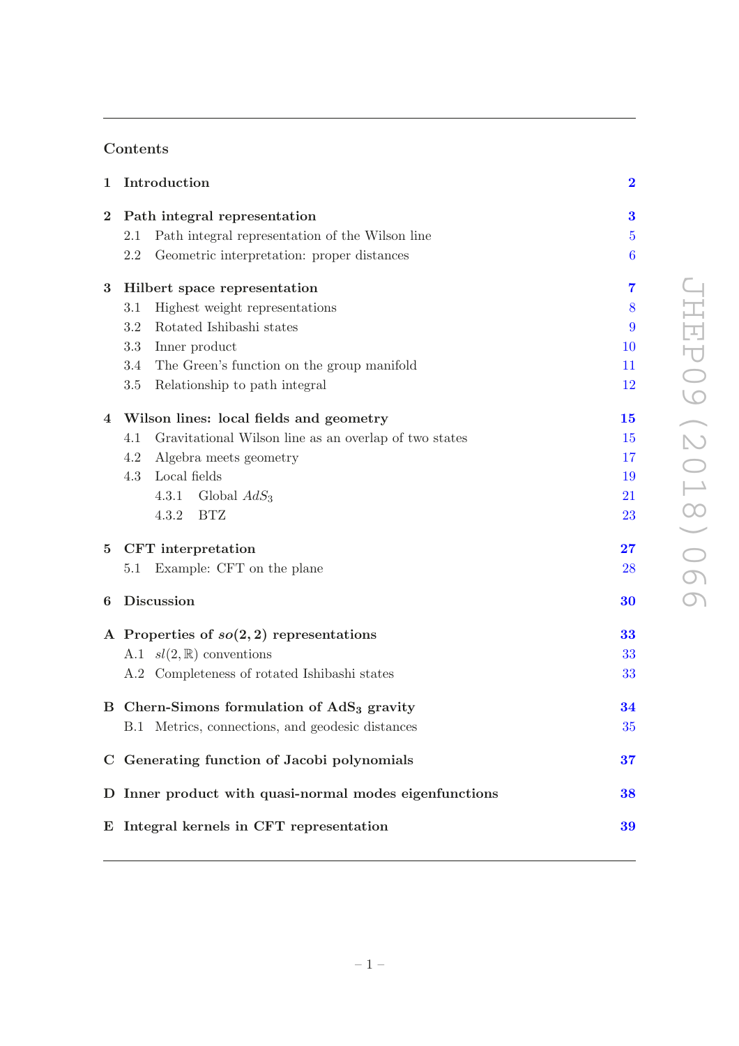# Contents

| | | |
|---|---|---|
| **1** | **Introduction** | **2** |
| **2** | **Path integral representation** | **3** |
| | 2.1 Path integral representation of the Wilson line | 5 |
| | 2.2 Geometric interpretation: proper distances | 6 |
| **3** | **Hilbert space representation** | **7** |
| | 3.1 Highest weight representations | 8 |
| | 3.2 Rotated Ishibashi states | 9 |
| | 3.3 Inner product | 10 |
| | 3.4 The Green's function on the group manifold | 11 |
| | 3.5 Relationship to path integral | 12 |
| **4** | **Wilson lines: local fields and geometry** | **15** |
| | 4.1 Gravitational Wilson line as an overlap of two states | 15 |
| | 4.2 Algebra meets geometry | 17 |
| | 4.3 Local fields | 19 |
| | 4.3.1 Global $AdS_3$ | 21 |
| | 4.3.2 BTZ | 23 |
| **5** | **CFT interpretation** | **27** |
| | 5.1 Example: CFT on the plane | 28 |
| **6** | **Discussion** | **30** |
| **A** | **Properties of $so(2,2)$ representations** | **33** |
| | A.1 $sl(2,\mathbb{R})$ conventions | 33 |
| | A.2 Completeness of rotated Ishibashi states | 33 |
| **B** | **Chern-Simons formulation of $\mathrm{AdS}_3$ gravity** | **34** |
| | B.1 Metrics, connections, and geodesic distances | 35 |
| **C** | **Generating function of Jacobi polynomials** | **37** |
| **D** | **Inner product with quasi-normal modes eigenfunctions** | **38** |
| **E** | **Integral kernels in CFT representation** | **39** |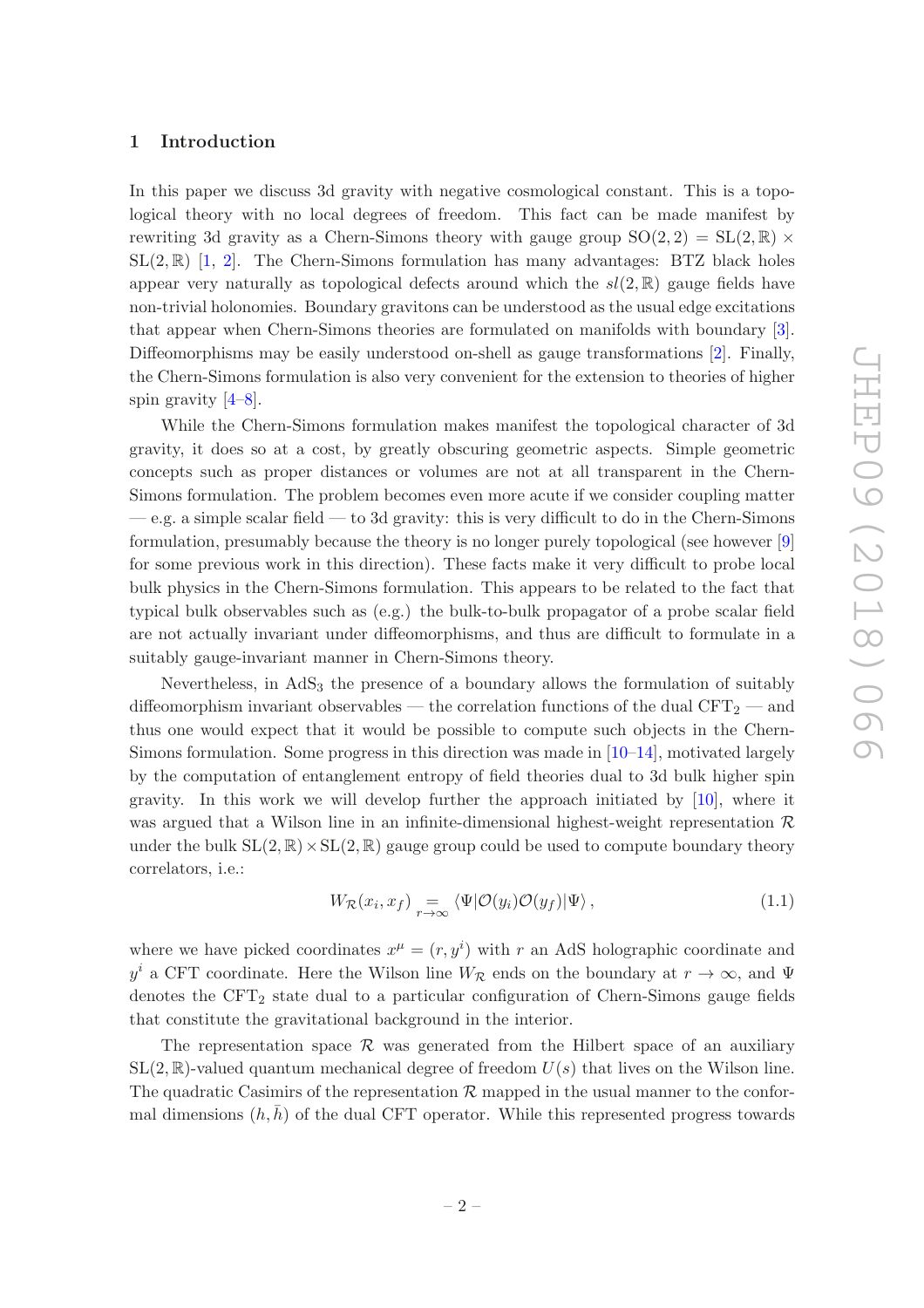## 1 Introduction

In this paper we discuss 3d gravity with negative cosmological constant. This is a topological theory with no local degrees of freedom. This fact can be made manifest by rewriting 3d gravity as a Chern-Simons theory with gauge group $\mathrm{SO}(2,2) = \mathrm{SL}(2,\mathbb{R}) \times \mathrm{SL}(2,\mathbb{R})$ [1, 2]. The Chern-Simons formulation has many advantages: BTZ black holes appear very naturally as topological defects around which the $sl(2,\mathbb{R})$ gauge fields have non-trivial holonomies. Boundary gravitons can be understood as the usual edge excitations that appear when Chern-Simons theories are formulated on manifolds with boundary [3]. Diffeomorphisms may be easily understood on-shell as gauge transformations [2]. Finally, the Chern-Simons formulation is also very convenient for the extension to theories of higher spin gravity [4–8].

While the Chern-Simons formulation makes manifest the topological character of 3d gravity, it does so at a cost, by greatly obscuring geometric aspects. Simple geometric concepts such as proper distances or volumes are not at all transparent in the Chern-Simons formulation. The problem becomes even more acute if we consider coupling matter — e.g. a simple scalar field — to 3d gravity: this is very difficult to do in the Chern-Simons formulation, presumably because the theory is no longer purely topological (see however [9] for some previous work in this direction). These facts make it very difficult to probe local bulk physics in the Chern-Simons formulation. This appears to be related to the fact that typical bulk observables such as (e.g.) the bulk-to-bulk propagator of a probe scalar field are not actually invariant under diffeomorphisms, and thus are difficult to formulate in a suitably gauge-invariant manner in Chern-Simons theory.

Nevertheless, in $\mathrm{AdS}_3$ the presence of a boundary allows the formulation of suitably diffeomorphism invariant observables — the correlation functions of the dual $\mathrm{CFT}_2$ — and thus one would expect that it would be possible to compute such objects in the Chern-Simons formulation. Some progress in this direction was made in [10–14], motivated largely by the computation of entanglement entropy of field theories dual to 3d bulk higher spin gravity. In this work we will develop further the approach initiated by [10], where it was argued that a Wilson line in an infinite-dimensional highest-weight representation $\mathcal{R}$ under the bulk $\mathrm{SL}(2,\mathbb{R})\times\mathrm{SL}(2,\mathbb{R})$ gauge group could be used to compute boundary theory correlators, i.e.:

$$W_{\mathcal{R}}(x_i, x_f) \underset{r\to\infty}{=} \langle\Psi|\mathcal{O}(y_i)\mathcal{O}(y_f)|\Psi\rangle\,, \tag{1.1}$$

where we have picked coordinates $x^\mu = (r, y^i)$ with $r$ an AdS holographic coordinate and $y^i$ a CFT coordinate. Here the Wilson line $W_{\mathcal{R}}$ ends on the boundary at $r\to\infty$, and $\Psi$ denotes the $\mathrm{CFT}_2$ state dual to a particular configuration of Chern-Simons gauge fields that constitute the gravitational background in the interior.

The representation space $\mathcal{R}$ was generated from the Hilbert space of an auxiliary $\mathrm{SL}(2,\mathbb{R})$-valued quantum mechanical degree of freedom $U(s)$ that lives on the Wilson line. The quadratic Casimirs of the representation $\mathcal{R}$ mapped in the usual manner to the conformal dimensions $(h,\bar{h})$ of the dual CFT operator. While this represented progress towards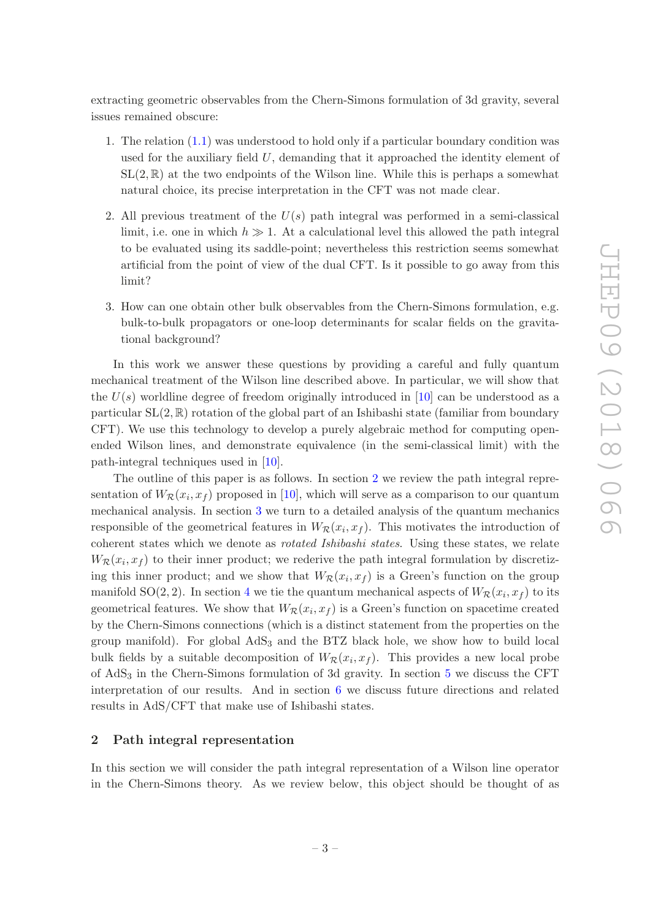extracting geometric observables from the Chern-Simons formulation of 3d gravity, several issues remained obscure:

1. The relation (1.1) was understood to hold only if a particular boundary condition was used for the auxiliary field $U$, demanding that it approached the identity element of $\mathrm{SL}(2,\mathbb{R})$ at the two endpoints of the Wilson line. While this is perhaps a somewhat natural choice, its precise interpretation in the CFT was not made clear.

2. All previous treatment of the $U(s)$ path integral was performed in a semi-classical limit, i.e. one in which $h \gg 1$. At a calculational level this allowed the path integral to be evaluated using its saddle-point; nevertheless this restriction seems somewhat artificial from the point of view of the dual CFT. Is it possible to go away from this limit?

3. How can one obtain other bulk observables from the Chern-Simons formulation, e.g. bulk-to-bulk propagators or one-loop determinants for scalar fields on the gravitational background?

In this work we answer these questions by providing a careful and fully quantum mechanical treatment of the Wilson line described above. In particular, we will show that the $U(s)$ worldline degree of freedom originally introduced in [10] can be understood as a particular $\mathrm{SL}(2,\mathbb{R})$ rotation of the global part of an Ishibashi state (familiar from boundary CFT). We use this technology to develop a purely algebraic method for computing open-ended Wilson lines, and demonstrate equivalence (in the semi-classical limit) with the path-integral techniques used in [10].

The outline of this paper is as follows. In section 2 we review the path integral representation of $W_{\mathcal{R}}(x_i, x_f)$ proposed in [10], which will serve as a comparison to our quantum mechanical analysis. In section 3 we turn to a detailed analysis of the quantum mechanics responsible of the geometrical features in $W_{\mathcal{R}}(x_i, x_f)$. This motivates the introduction of coherent states which we denote as *rotated Ishibashi states*. Using these states, we relate $W_{\mathcal{R}}(x_i, x_f)$ to their inner product; we rederive the path integral formulation by discretizing this inner product; and we show that $W_{\mathcal{R}}(x_i, x_f)$ is a Green's function on the group manifold $\mathrm{SO}(2,2)$. In section 4 we tie the quantum mechanical aspects of $W_{\mathcal{R}}(x_i, x_f)$ to its geometrical features. We show that $W_{\mathcal{R}}(x_i, x_f)$ is a Green's function on spacetime created by the Chern-Simons connections (which is a distinct statement from the properties on the group manifold). For global $\mathrm{AdS}_3$ and the BTZ black hole, we show how to build local bulk fields by a suitable decomposition of $W_{\mathcal{R}}(x_i, x_f)$. This provides a new local probe of $\mathrm{AdS}_3$ in the Chern-Simons formulation of 3d gravity. In section 5 we discuss the CFT interpretation of our results. And in section 6 we discuss future directions and related results in AdS/CFT that make use of Ishibashi states.

## 2 Path integral representation

In this section we will consider the path integral representation of a Wilson line operator in the Chern-Simons theory. As we review below, this object should be thought of as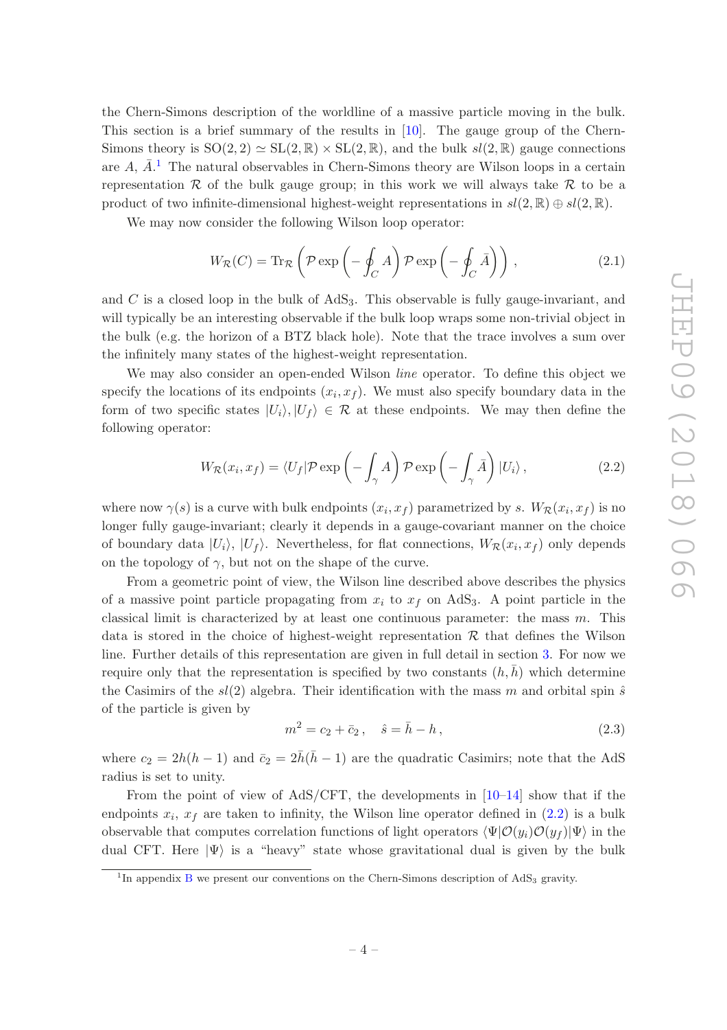the Chern-Simons description of the worldline of a massive particle moving in the bulk. This section is a brief summary of the results in [10]. The gauge group of the Chern-Simons theory is $\mathrm{SO}(2,2) \simeq \mathrm{SL}(2,\mathbb{R}) \times \mathrm{SL}(2,\mathbb{R})$, and the bulk $sl(2,\mathbb{R})$ gauge connections are $A$, $\bar{A}$.[1] The natural observables in Chern-Simons theory are Wilson loops in a certain representation $\mathcal{R}$ of the bulk gauge group; in this work we will always take $\mathcal{R}$ to be a product of two infinite-dimensional highest-weight representations in $sl(2,\mathbb{R}) \oplus sl(2,\mathbb{R})$.

We may now consider the following Wilson loop operator:

$$W_{\mathcal{R}}(C) = \mathrm{Tr}_{\mathcal{R}} \left( \mathcal{P} \exp \left( - \oint_C A \right) \mathcal{P} \exp \left( - \oint_C \bar{A} \right) \right) , \tag{2.1}$$

and $C$ is a closed loop in the bulk of $\mathrm{AdS}_3$. This observable is fully gauge-invariant, and will typically be an interesting observable if the bulk loop wraps some non-trivial object in the bulk (e.g. the horizon of a BTZ black hole). Note that the trace involves a sum over the infinitely many states of the highest-weight representation.

We may also consider an open-ended Wilson *line* operator. To define this object we specify the locations of its endpoints $(x_i, x_f)$. We must also specify boundary data in the form of two specific states $|U_i\rangle, |U_f\rangle \in \mathcal{R}$ at these endpoints. We may then define the following operator:

$$W_{\mathcal{R}}(x_i, x_f) = \langle U_f | \mathcal{P} \exp \left( - \int_\gamma A \right) \mathcal{P} \exp \left( - \int_\gamma \bar{A} \right) |U_i\rangle , \tag{2.2}$$

where now $\gamma(s)$ is a curve with bulk endpoints $(x_i, x_f)$ parametrized by $s$. $W_{\mathcal{R}}(x_i, x_f)$ is no longer fully gauge-invariant; clearly it depends in a gauge-covariant manner on the choice of boundary data $|U_i\rangle$, $|U_f\rangle$. Nevertheless, for flat connections, $W_{\mathcal{R}}(x_i, x_f)$ only depends on the topology of $\gamma$, but not on the shape of the curve.

From a geometric point of view, the Wilson line described above describes the physics of a massive point particle propagating from $x_i$ to $x_f$ on $\mathrm{AdS}_3$. A point particle in the classical limit is characterized by at least one continuous parameter: the mass $m$. This data is stored in the choice of highest-weight representation $\mathcal{R}$ that defines the Wilson line. Further details of this representation are given in full detail in section 3. For now we require only that the representation is specified by two constants $(h, \bar{h})$ which determine the Casimirs of the $sl(2)$ algebra. Their identification with the mass $m$ and orbital spin $\hat{s}$ of the particle is given by

$$m^2 = c_2 + \bar{c}_2 \, , \quad \hat{s} = \bar{h} - h \, , \tag{2.3}$$

where $c_2 = 2h(h-1)$ and $\bar{c}_2 = 2\bar{h}(\bar{h}-1)$ are the quadratic Casimirs; note that the AdS radius is set to unity.

From the point of view of AdS/CFT, the developments in [10–14] show that if the endpoints $x_i$, $x_f$ are taken to infinity, the Wilson line operator defined in (2.2) is a bulk observable that computes correlation functions of light operators $\langle \Psi | \mathcal{O}(y_i) \mathcal{O}(y_f) | \Psi \rangle$ in the dual CFT. Here $|\Psi\rangle$ is a "heavy" state whose gravitational dual is given by the bulk

[1] In appendix B we present our conventions on the Chern-Simons description of $\mathrm{AdS}_3$ gravity.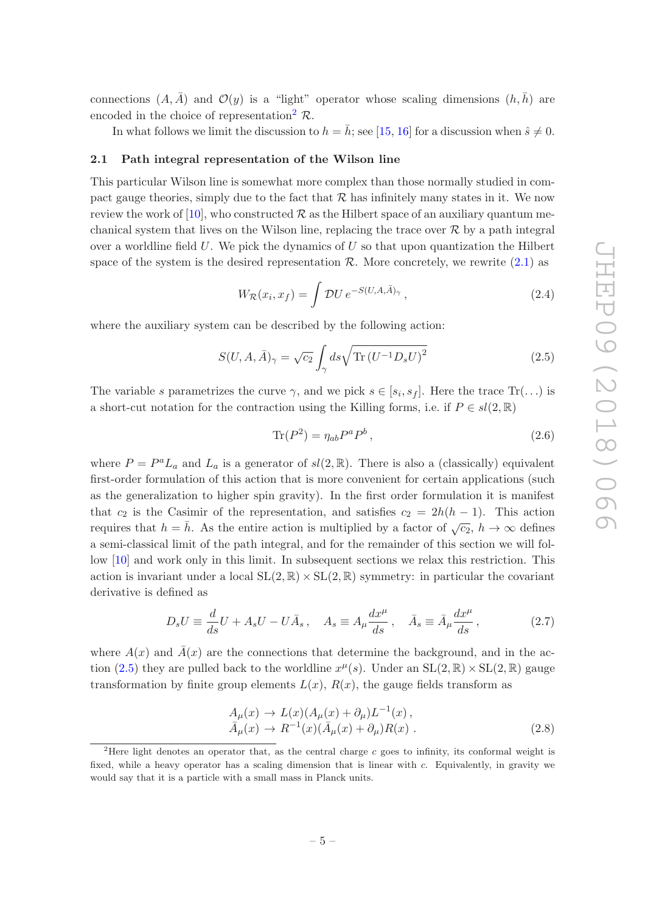connections $(A, \bar{A})$ and $\mathcal{O}(y)$ is a "light" operator whose scaling dimensions $(h, \bar{h})$ are encoded in the choice of representation[2] $\mathcal{R}$.

In what follows we limit the discussion to $h = \bar{h}$; see [15, 16] for a discussion when $\hat{s} \neq 0$.

### 2.1 Path integral representation of the Wilson line

This particular Wilson line is somewhat more complex than those normally studied in compact gauge theories, simply due to the fact that $\mathcal{R}$ has infinitely many states in it. We now review the work of [10], who constructed $\mathcal{R}$ as the Hilbert space of an auxiliary quantum mechanical system that lives on the Wilson line, replacing the trace over $\mathcal{R}$ by a path integral over a worldline field $U$. We pick the dynamics of $U$ so that upon quantization the Hilbert space of the system is the desired representation $\mathcal{R}$. More concretely, we rewrite (2.1) as

$$W_{\mathcal{R}}(x_i, x_f) = \int \mathcal{D}U \, e^{-S(U,A,\bar{A})_\gamma} \,, \tag{2.4}$$

where the auxiliary system can be described by the following action:

$$S(U, A, \bar{A})_\gamma = \sqrt{c_2} \int_\gamma ds \sqrt{\mathrm{Tr}\,(U^{-1} D_s U)^2} \tag{2.5}$$

The variable $s$ parametrizes the curve $\gamma$, and we pick $s \in [s_i, s_f]$. Here the trace $\mathrm{Tr}(\dots)$ is a short-cut notation for the contraction using the Killing forms, i.e. if $P \in sl(2,\mathbb{R})$

$$\mathrm{Tr}(P^2) = \eta_{ab} P^a P^b \,, \tag{2.6}$$

where $P = P^a L_a$ and $L_a$ is a generator of $sl(2,\mathbb{R})$. There is also a (classically) equivalent first-order formulation of this action that is more convenient for certain applications (such as the generalization to higher spin gravity). In the first order formulation it is manifest that $c_2$ is the Casimir of the representation, and satisfies $c_2 = 2h(h-1)$. This action requires that $h = \bar{h}$. As the entire action is multiplied by a factor of $\sqrt{c_2}$, $h \to \infty$ defines a semi-classical limit of the path integral, and for the remainder of this section we will follow [10] and work only in this limit. In subsequent sections we relax this restriction. This action is invariant under a local $\mathrm{SL}(2,\mathbb{R}) \times \mathrm{SL}(2,\mathbb{R})$ symmetry: in particular the covariant derivative is defined as

$$D_s U \equiv \frac{d}{ds} U + A_s U - U \bar{A}_s \,, \quad A_s \equiv A_\mu \frac{dx^\mu}{ds} \,, \quad \bar{A}_s \equiv \bar{A}_\mu \frac{dx^\mu}{ds} \,, \tag{2.7}$$

where $A(x)$ and $\bar{A}(x)$ are the connections that determine the background, and in the action (2.5) they are pulled back to the worldline $x^\mu(s)$. Under an $\mathrm{SL}(2,\mathbb{R}) \times \mathrm{SL}(2,\mathbb{R})$ gauge transformation by finite group elements $L(x)$, $R(x)$, the gauge fields transform as

$$\begin{aligned} A_\mu(x) &\to L(x)(A_\mu(x) + \partial_\mu) L^{-1}(x) \,, \\ \bar{A}_\mu(x) &\to R^{-1}(x)(\bar{A}_\mu(x) + \partial_\mu) R(x) \,. \end{aligned} \tag{2.8}$$

[2] Here light denotes an operator that, as the central charge $c$ goes to infinity, its conformal weight is fixed, while a heavy operator has a scaling dimension that is linear with $c$. Equivalently, in gravity we would say that it is a particle with a small mass in Planck units.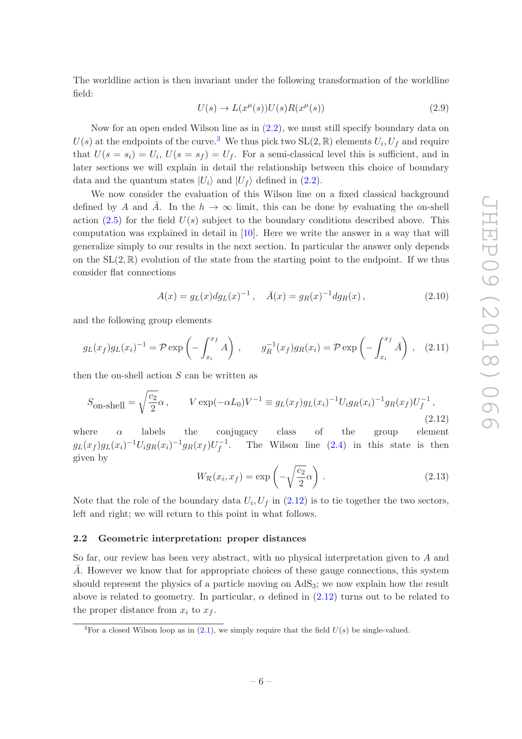The worldline action is then invariant under the following transformation of the worldline field:

$$U(s) \to L(x^\mu(s))U(s)R(x^\mu(s)) \tag{2.9}$$

Now for an open ended Wilson line as in (2.2), we must still specify boundary data on $U(s)$ at the endpoints of the curve.[3] We thus pick two $\mathrm{SL}(2,\mathbb{R})$ elements $U_i, U_f$ and require that $U(s = s_i) = U_i$, $U(s = s_f) = U_f$. For a semi-classical level this is sufficient, and in later sections we will explain in detail the relationship between this choice of boundary data and the quantum states $|U_i\rangle$ and $|U_f\rangle$ defined in (2.2).

We now consider the evaluation of this Wilson line on a fixed classical background defined by $A$ and $\bar{A}$. In the $h \to \infty$ limit, this can be done by evaluating the on-shell action (2.5) for the field $U(s)$ subject to the boundary conditions described above. This computation was explained in detail in [10]. Here we write the answer in a way that will generalize simply to our results in the next section. In particular the answer only depends on the $\mathrm{SL}(2,\mathbb{R})$ evolution of the state from the starting point to the endpoint. If we thus consider flat connections

$$A(x) = g_L(x)dg_L(x)^{-1}, \quad \bar{A}(x) = g_R(x)^{-1}dg_R(x), \tag{2.10}$$

and the following group elements

$$g_L(x_f)g_L(x_i)^{-1} = \mathcal{P}\exp\left(-\int_{x_i}^{x_f} A\right), \qquad g_R^{-1}(x_f)g_R(x_i) = \mathcal{P}\exp\left(-\int_{x_i}^{x_f} \bar{A}\right), \tag{2.11}$$

then the on-shell action $S$ can be written as

$$S_{\text{on-shell}} = \sqrt{\frac{c_2}{2}}\alpha, \qquad V\exp(-\alpha L_0)V^{-1} \equiv g_L(x_f)g_L(x_i)^{-1}U_i g_R(x_i)^{-1}g_R(x_f)U_f^{-1}, \tag{2.12}$$

where $\alpha$ labels the conjugacy class of the group element $g_L(x_f)g_L(x_i)^{-1}U_i g_R(x_i)^{-1}g_R(x_f)U_f^{-1}$. The Wilson line (2.4) in this state is then given by

$$W_{\mathcal{R}}(x_i, x_f) = \exp\left(-\sqrt{\frac{c_2}{2}}\alpha\right). \tag{2.13}$$

Note that the role of the boundary data $U_i, U_f$ in (2.12) is to tie together the two sectors, left and right; we will return to this point in what follows.

### 2.2 Geometric interpretation: proper distances

So far, our review has been very abstract, with no physical interpretation given to $A$ and $\bar{A}$. However we know that for appropriate choices of these gauge connections, this system should represent the physics of a particle moving on $\mathrm{AdS}_3$; we now explain how the result above is related to geometry. In particular, $\alpha$ defined in (2.12) turns out to be related to the proper distance from $x_i$ to $x_f$.

[3] For a closed Wilson loop as in (2.1), we simply require that the field $U(s)$ be single-valued.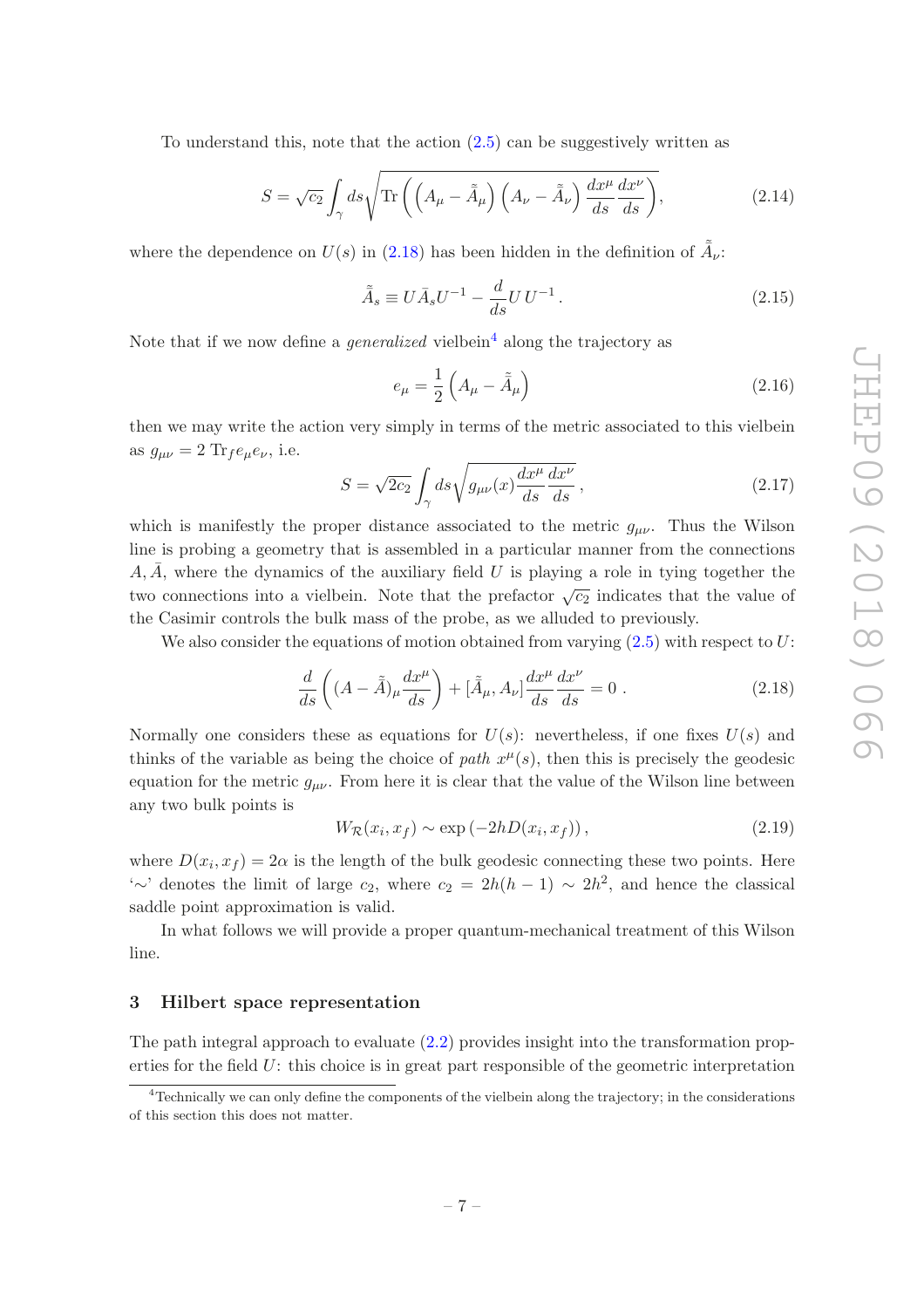To understand this, note that the action (2.5) can be suggestively written as

$$S = \sqrt{c_2} \int_\gamma ds \sqrt{\operatorname{Tr}\left( \left( A_\mu - \tilde{\bar{A}}_\mu \right) \left( A_\nu - \tilde{\bar{A}}_\nu \right) \frac{dx^\mu}{ds} \frac{dx^\nu}{ds} \right)}, \tag{2.14}$$

where the dependence on $U(s)$ in (2.18) has been hidden in the definition of $\tilde{\bar{A}}_\nu$:

$$\tilde{\bar{A}}_s \equiv U \bar{A}_s U^{-1} - \frac{d}{ds} U\, U^{-1}. \tag{2.15}$$

Note that if we now define a *generalized* vielbein[4] along the trajectory as

$$e_\mu = \frac{1}{2} \left( A_\mu - \tilde{\bar{A}}_\mu \right) \tag{2.16}$$

then we may write the action very simply in terms of the metric associated to this vielbein as $g_{\mu\nu} = 2\, \operatorname{Tr}_f e_\mu e_\nu$, i.e.

$$S = \sqrt{2c_2} \int_\gamma ds \sqrt{g_{\mu\nu}(x) \frac{dx^\mu}{ds} \frac{dx^\nu}{ds}}\,, \tag{2.17}$$

which is manifestly the proper distance associated to the metric $g_{\mu\nu}$. Thus the Wilson line is probing a geometry that is assembled in a particular manner from the connections $A, \bar{A}$, where the dynamics of the auxiliary field $U$ is playing a role in tying together the two connections into a vielbein. Note that the prefactor $\sqrt{c_2}$ indicates that the value of the Casimir controls the bulk mass of the probe, as we alluded to previously.

We also consider the equations of motion obtained from varying (2.5) with respect to $U$:

$$\frac{d}{ds} \left( (A - \tilde{\bar{A}})_\mu \frac{dx^\mu}{ds} \right) + [\tilde{\bar{A}}_\mu, A_\nu] \frac{dx^\mu}{ds} \frac{dx^\nu}{ds} = 0\;. \tag{2.18}$$

Normally one considers these as equations for $U(s)$: nevertheless, if one fixes $U(s)$ and thinks of the variable as being the choice of *path* $x^\mu(s)$, then this is precisely the geodesic equation for the metric $g_{\mu\nu}$. From here it is clear that the value of the Wilson line between any two bulk points is

$$W_{\mathcal{R}}(x_i, x_f) \sim \exp\left(-2hD(x_i, x_f)\right), \tag{2.19}$$

where $D(x_i, x_f) = 2\alpha$ is the length of the bulk geodesic connecting these two points. Here '$\sim$' denotes the limit of large $c_2$, where $c_2 = 2h(h-1) \sim 2h^2$, and hence the classical saddle point approximation is valid.

In what follows we will provide a proper quantum-mechanical treatment of this Wilson line.

## 3 Hilbert space representation

The path integral approach to evaluate (2.2) provides insight into the transformation properties for the field $U$: this choice is in great part responsible of the geometric interpretation

---

[4] Technically we can only define the components of the vielbein along the trajectory; in the considerations of this section this does not matter.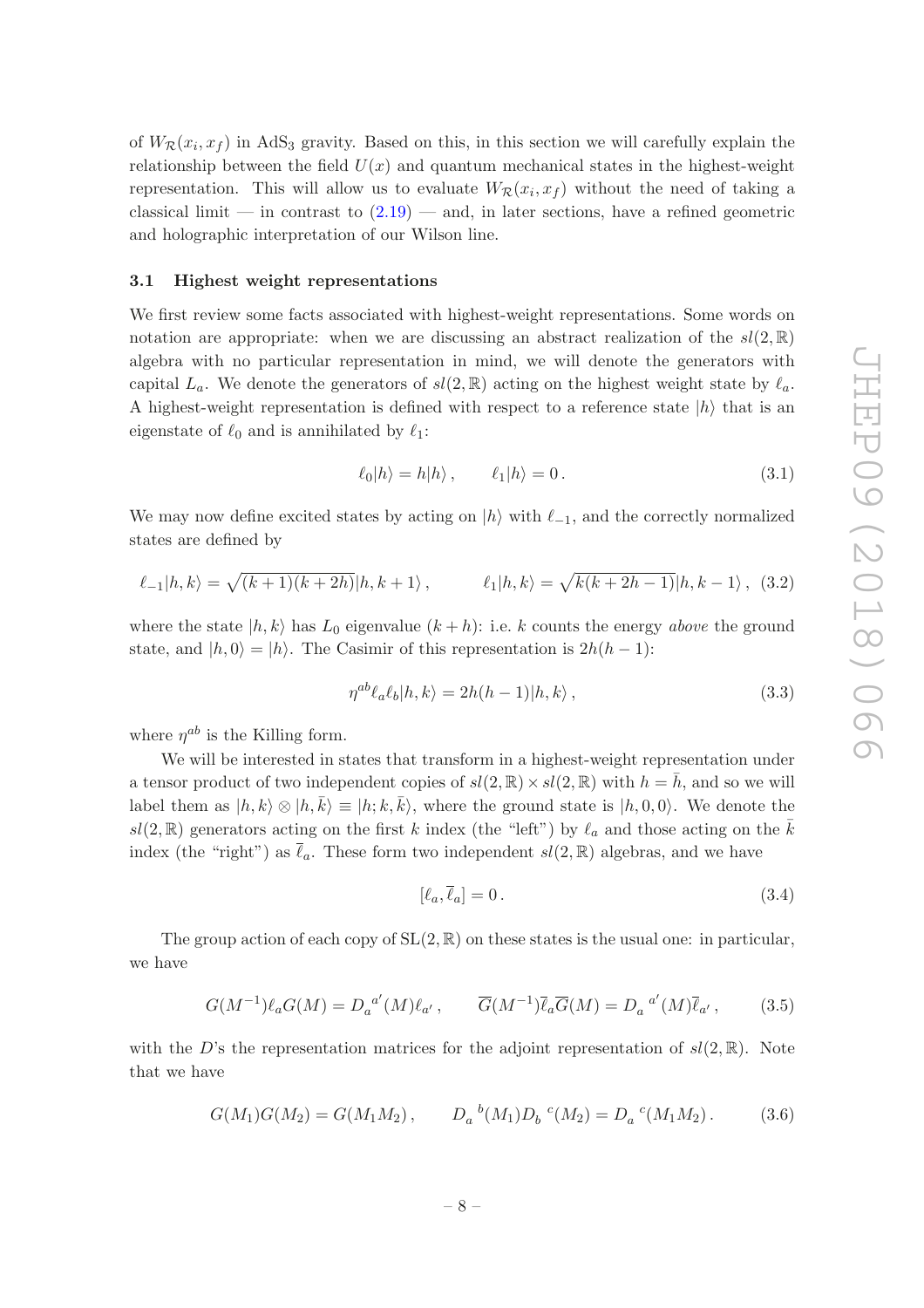of $W_{\mathcal{R}}(x_i, x_f)$ in AdS$_3$ gravity. Based on this, in this section we will carefully explain the relationship between the field $U(x)$ and quantum mechanical states in the highest-weight representation. This will allow us to evaluate $W_{\mathcal{R}}(x_i, x_f)$ without the need of taking a classical limit — in contrast to (2.19) — and, in later sections, have a refined geometric and holographic interpretation of our Wilson line.

### 3.1 Highest weight representations

We first review some facts associated with highest-weight representations. Some words on notation are appropriate: when we are discussing an abstract realization of the $sl(2,\mathbb{R})$ algebra with no particular representation in mind, we will denote the generators with capital $L_a$. We denote the generators of $sl(2,\mathbb{R})$ acting on the highest weight state by $\ell_a$. A highest-weight representation is defined with respect to a reference state $|h\rangle$ that is an eigenstate of $\ell_0$ and is annihilated by $\ell_1$:

$$\ell_0|h\rangle = h|h\rangle\,, \qquad \ell_1|h\rangle = 0\,. \tag{3.1}$$

We may now define excited states by acting on $|h\rangle$ with $\ell_{-1}$, and the correctly normalized states are defined by

$$\ell_{-1}|h,k\rangle = \sqrt{(k+1)(k+2h)}|h,k+1\rangle\,, \qquad \ell_1|h,k\rangle = \sqrt{k(k+2h-1)}|h,k-1\rangle\,, \tag{3.2}$$

where the state $|h,k\rangle$ has $L_0$ eigenvalue $(k+h)$: i.e. $k$ counts the energy *above* the ground state, and $|h,0\rangle = |h\rangle$. The Casimir of this representation is $2h(h-1)$:

$$\eta^{ab}\ell_a\ell_b|h,k\rangle = 2h(h-1)|h,k\rangle\,, \tag{3.3}$$

where $\eta^{ab}$ is the Killing form.

We will be interested in states that transform in a highest-weight representation under a tensor product of two independent copies of $sl(2,\mathbb{R})\times sl(2,\mathbb{R})$ with $h=\bar{h}$, and so we will label them as $|h,k\rangle \otimes |h,\bar{k}\rangle \equiv |h;k,\bar{k}\rangle$, where the ground state is $|h,0,0\rangle$. We denote the $sl(2,\mathbb{R})$ generators acting on the first $k$ index (the "left") by $\ell_a$ and those acting on the $\bar{k}$ index (the "right") as $\overline{\ell}_a$. These form two independent $sl(2,\mathbb{R})$ algebras, and we have

$$[\ell_a, \overline{\ell}_a] = 0\,. \tag{3.4}$$

The group action of each copy of $\mathrm{SL}(2,\mathbb{R})$ on these states is the usual one: in particular, we have

$$G(M^{-1})\ell_a G(M) = D_a{}^{a'}(M)\ell_{a'}\,, \qquad \overline{G}(M^{-1})\overline{\ell}_a\overline{G}(M) = D_a{}^{a'}(M)\overline{\ell}_{a'}\,, \tag{3.5}$$

with the $D$'s the representation matrices for the adjoint representation of $sl(2,\mathbb{R})$. Note that we have

$$G(M_1)G(M_2) = G(M_1M_2)\,, \qquad D_a{}^b(M_1)D_b{}^c(M_2) = D_a{}^c(M_1M_2)\,. \tag{3.6}$$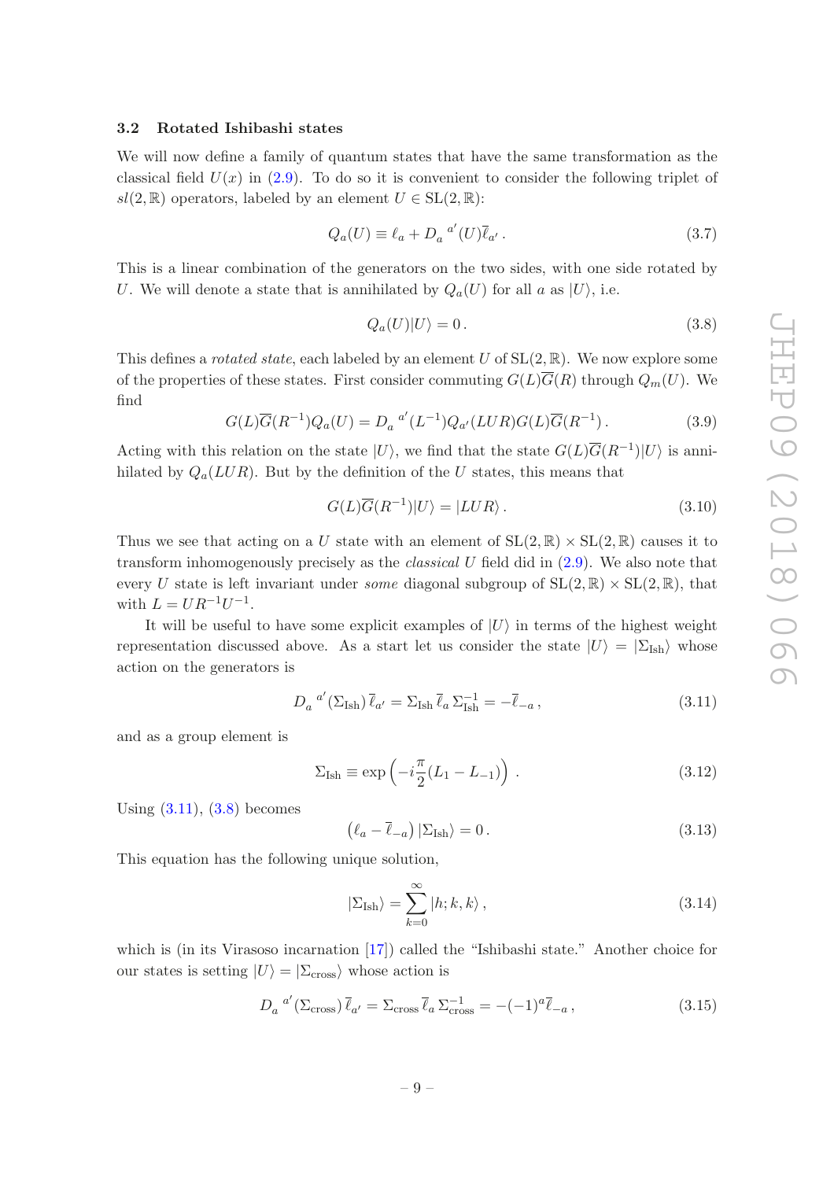### 3.2 Rotated Ishibashi states

We will now define a family of quantum states that have the same transformation as the classical field $U(x)$ in (2.9). To do so it is convenient to consider the following triplet of $sl(2,\mathbb{R})$ operators, labeled by an element $U \in \mathrm{SL}(2,\mathbb{R})$:

$$Q_a(U) \equiv \ell_a + D_a{}^{a'}(U)\overline{\ell}_{a'} \,. \tag{3.7}$$

This is a linear combination of the generators on the two sides, with one side rotated by $U$. We will denote a state that is annihilated by $Q_a(U)$ for all $a$ as $|U\rangle$, i.e.

$$Q_a(U)|U\rangle = 0 \,. \tag{3.8}$$

This defines a *rotated state*, each labeled by an element $U$ of $\mathrm{SL}(2,\mathbb{R})$. We now explore some of the properties of these states. First consider commuting $G(L)\overline{G}(R)$ through $Q_m(U)$. We find

$$G(L)\overline{G}(R^{-1})Q_a(U) = D_a{}^{a'}(L^{-1})Q_{a'}(LUR)G(L)\overline{G}(R^{-1}) \,. \tag{3.9}$$

Acting with this relation on the state $|U\rangle$, we find that the state $G(L)\overline{G}(R^{-1})|U\rangle$ is annihilated by $Q_a(LUR)$. But by the definition of the $U$ states, this means that

$$G(L)\overline{G}(R^{-1})|U\rangle = |LUR\rangle \,. \tag{3.10}$$

Thus we see that acting on a $U$ state with an element of $\mathrm{SL}(2,\mathbb{R}) \times \mathrm{SL}(2,\mathbb{R})$ causes it to transform inhomogenously precisely as the *classical* $U$ field did in (2.9). We also note that every $U$ state is left invariant under *some* diagonal subgroup of $\mathrm{SL}(2,\mathbb{R}) \times \mathrm{SL}(2,\mathbb{R})$, that with $L = UR^{-1}U^{-1}$.

It will be useful to have some explicit examples of $|U\rangle$ in terms of the highest weight representation discussed above. As a start let us consider the state $|U\rangle = |\Sigma_{\mathrm{Ish}}\rangle$ whose action on the generators is

$$D_a{}^{a'}(\Sigma_{\mathrm{Ish}})\,\overline{\ell}_{a'} = \Sigma_{\mathrm{Ish}}\,\overline{\ell}_a\,\Sigma_{\mathrm{Ish}}^{-1} = -\overline{\ell}_{-a} \,, \tag{3.11}$$

and as a group element is

$$\Sigma_{\mathrm{Ish}} \equiv \exp\left(-i\frac{\pi}{2}(L_1 - L_{-1})\right) \,. \tag{3.12}$$

Using (3.11), (3.8) becomes

$$\left(\ell_a - \overline{\ell}_{-a}\right)|\Sigma_{\mathrm{Ish}}\rangle = 0 \,. \tag{3.13}$$

This equation has the following unique solution,

$$|\Sigma_{\mathrm{Ish}}\rangle = \sum_{k=0}^{\infty} |h; k, k\rangle \,, \tag{3.14}$$

which is (in its Virasoso incarnation [17]) called the "Ishibashi state." Another choice for our states is setting $|U\rangle = |\Sigma_{\mathrm{cross}}\rangle$ whose action is

$$D_a{}^{a'}(\Sigma_{\mathrm{cross}})\,\overline{\ell}_{a'} = \Sigma_{\mathrm{cross}}\,\overline{\ell}_a\,\Sigma_{\mathrm{cross}}^{-1} = -(-1)^a\overline{\ell}_{-a} \,, \tag{3.15}$$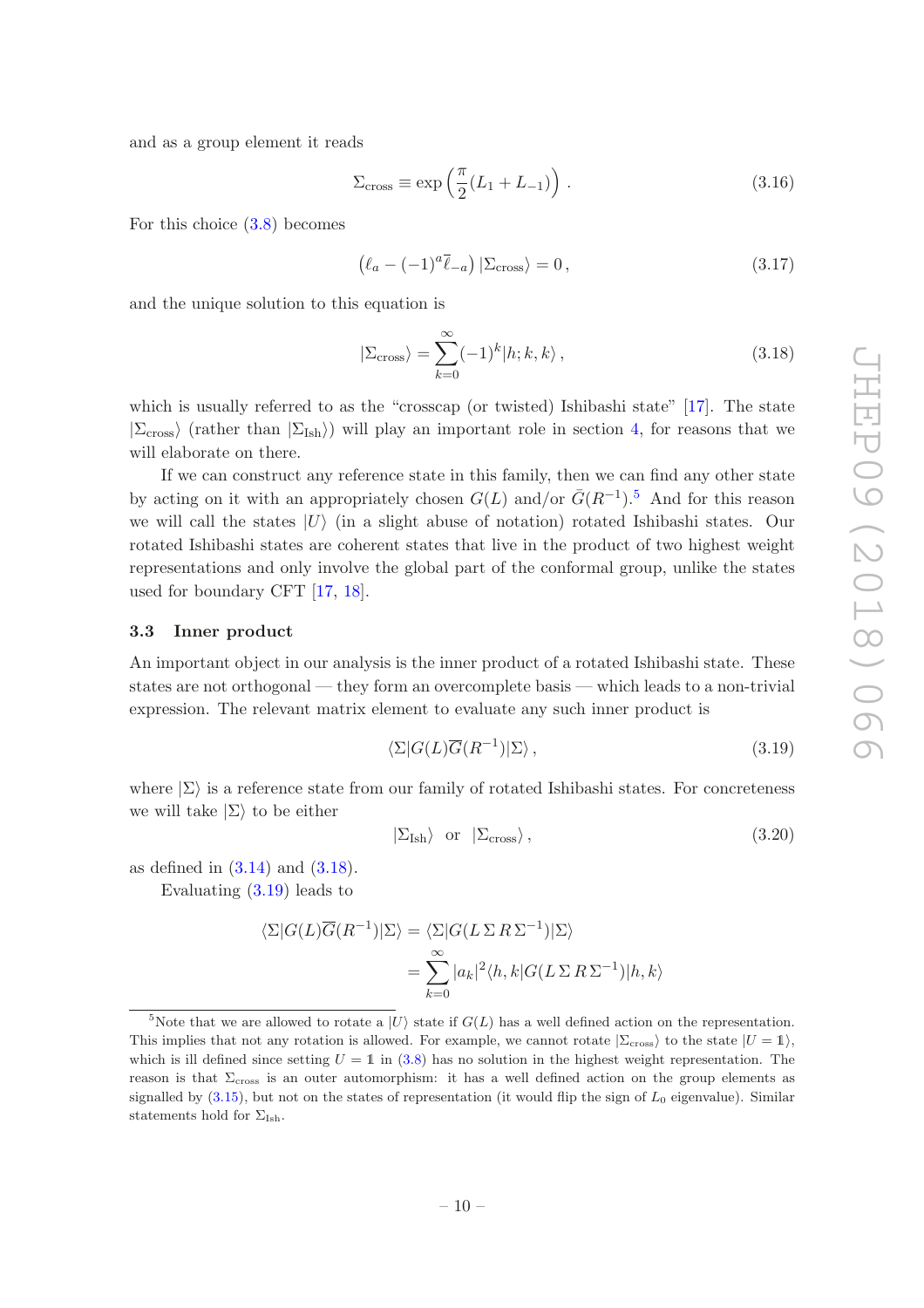and as a group element it reads

$$\Sigma_{\text{cross}} \equiv \exp\left(\frac{\pi}{2}(L_1 + L_{-1})\right) . \tag{3.16}$$

For this choice (3.8) becomes

$$\left(\ell_a - (-1)^a \bar{\ell}_{-a}\right) |\Sigma_{\text{cross}}\rangle = 0 \,, \tag{3.17}$$

and the unique solution to this equation is

$$|\Sigma_{\text{cross}}\rangle = \sum_{k=0}^{\infty} (-1)^k |h; k, k\rangle \,, \tag{3.18}$$

which is usually referred to as the "crosscap (or twisted) Ishibashi state" [17]. The state $|\Sigma_{\text{cross}}\rangle$ (rather than $|\Sigma_{\text{Ish}}\rangle$) will play an important role in section 4, for reasons that we will elaborate on there.

If we can construct any reference state in this family, then we can find any other state by acting on it with an appropriately chosen $G(L)$ and/or $\bar{G}(R^{-1})$.[5] And for this reason we will call the states $|U\rangle$ (in a slight abuse of notation) rotated Ishibashi states. Our rotated Ishibashi states are coherent states that live in the product of two highest weight representations and only involve the global part of the conformal group, unlike the states used for boundary CFT [17, 18].

### 3.3 Inner product

An important object in our analysis is the inner product of a rotated Ishibashi state. These states are not orthogonal — they form an overcomplete basis — which leads to a non-trivial expression. The relevant matrix element to evaluate any such inner product is

$$\langle \Sigma | G(L) \overline{G}(R^{-1}) | \Sigma \rangle \,, \tag{3.19}$$

where $|\Sigma\rangle$ is a reference state from our family of rotated Ishibashi states. For concreteness we will take $|\Sigma\rangle$ to be either

$$|\Sigma_{\text{Ish}}\rangle \quad \text{or} \quad |\Sigma_{\text{cross}}\rangle \,, \tag{3.20}$$

as defined in (3.14) and (3.18).

Evaluating (3.19) leads to

$$\begin{aligned}
\langle \Sigma | G(L) \overline{G}(R^{-1}) | \Sigma \rangle &= \langle \Sigma | G(L \,\Sigma\, R \,\Sigma^{-1}) | \Sigma \rangle \\
&= \sum_{k=0}^{\infty} |a_k|^2 \langle h, k | G(L \,\Sigma\, R \,\Sigma^{-1}) | h, k \rangle
\end{aligned}$$

[5] Note that we are allowed to rotate a $|U\rangle$ state if $G(L)$ has a well defined action on the representation. This implies that not any rotation is allowed. For example, we cannot rotate $|\Sigma_{\text{cross}}\rangle$ to the state $|U = \mathbb{1}\rangle$, which is ill defined since setting $U = \mathbb{1}$ in (3.8) has no solution in the highest weight representation. The reason is that $\Sigma_{\text{cross}}$ is an outer automorphism: it has a well defined action on the group elements as signalled by (3.15), but not on the states of representation (it would flip the sign of $L_0$ eigenvalue). Similar statements hold for $\Sigma_{\text{Ish}}$.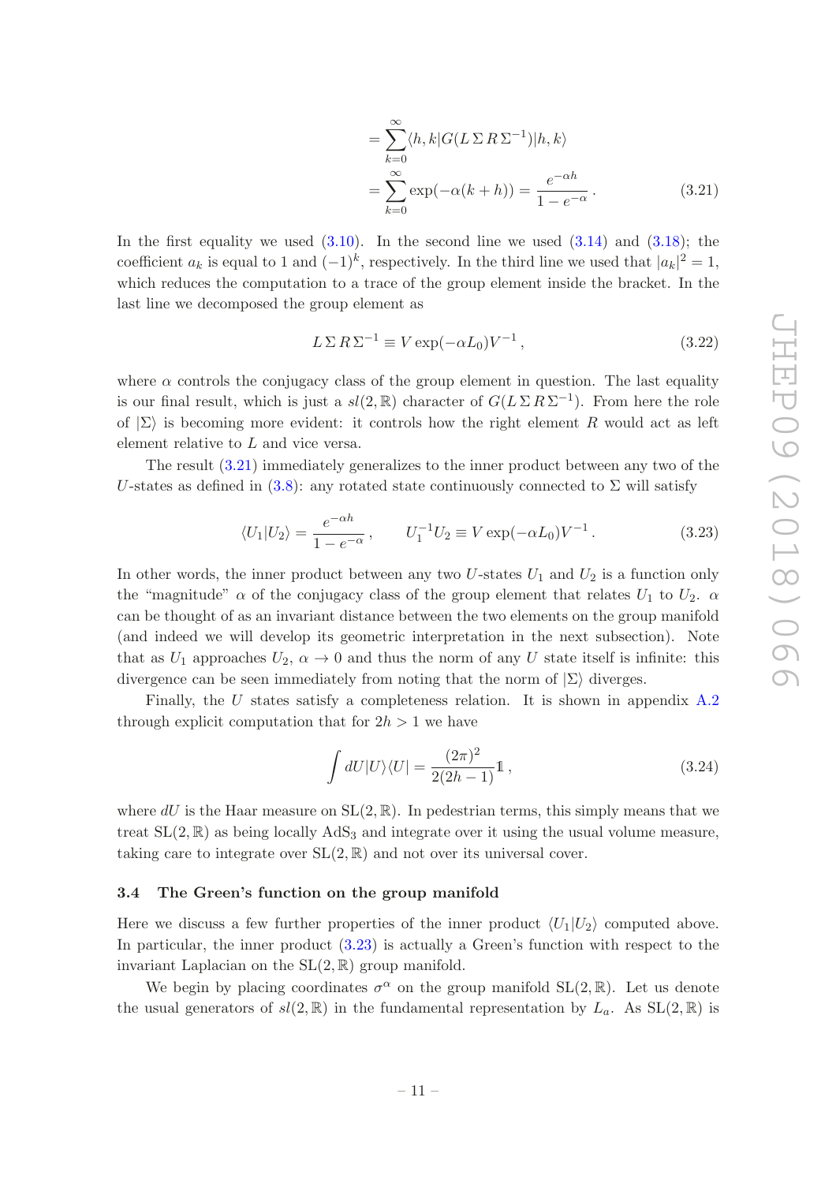$$
\begin{aligned}
&= \sum_{k=0}^{\infty} \langle h,k|G(L\,\Sigma\,R\,\Sigma^{-1})|h,k\rangle \\
&= \sum_{k=0}^{\infty} \exp(-\alpha(k+h)) = \frac{e^{-\alpha h}}{1-e^{-\alpha}}\,.
\end{aligned} \tag{3.21}
$$

In the first equality we used (3.10). In the second line we used (3.14) and (3.18); the coefficient $a_k$ is equal to 1 and $(-1)^k$, respectively. In the third line we used that $|a_k|^2 = 1$, which reduces the computation to a trace of the group element inside the bracket. In the last line we decomposed the group element as

$$
L\,\Sigma\,R\,\Sigma^{-1} \equiv V\exp(-\alpha L_0)V^{-1}\,, \tag{3.22}
$$

where $\alpha$ controls the conjugacy class of the group element in question. The last equality is our final result, which is just a $sl(2,\mathbb{R})$ character of $G(L\,\Sigma\,R\,\Sigma^{-1})$. From here the role of $|\Sigma\rangle$ is becoming more evident: it controls how the right element $R$ would act as left element relative to $L$ and vice versa.

The result (3.21) immediately generalizes to the inner product between any two of the $U$-states as defined in (3.8): any rotated state continuously connected to $\Sigma$ will satisfy

$$
\langle U_1|U_2\rangle = \frac{e^{-\alpha h}}{1-e^{-\alpha}}\,, \qquad U_1^{-1}U_2 \equiv V\exp(-\alpha L_0)V^{-1}\,. \tag{3.23}
$$

In other words, the inner product between any two $U$-states $U_1$ and $U_2$ is a function only the "magnitude" $\alpha$ of the conjugacy class of the group element that relates $U_1$ to $U_2$. $\alpha$ can be thought of as an invariant distance between the two elements on the group manifold (and indeed we will develop its geometric interpretation in the next subsection). Note that as $U_1$ approaches $U_2$, $\alpha \to 0$ and thus the norm of any $U$ state itself is infinite: this divergence can be seen immediately from noting that the norm of $|\Sigma\rangle$ diverges.

Finally, the $U$ states satisfy a completeness relation. It is shown in appendix A.2 through explicit computation that for $2h > 1$ we have

$$
\int dU |U\rangle\langle U| = \frac{(2\pi)^2}{2(2h-1)}\mathbb{1}\,, \tag{3.24}
$$

where $dU$ is the Haar measure on $\mathrm{SL}(2,\mathbb{R})$. In pedestrian terms, this simply means that we treat $\mathrm{SL}(2,\mathbb{R})$ as being locally $\mathrm{AdS}_3$ and integrate over it using the usual volume measure, taking care to integrate over $\mathrm{SL}(2,\mathbb{R})$ and not over its universal cover.

### 3.4 The Green's function on the group manifold

Here we discuss a few further properties of the inner product $\langle U_1|U_2\rangle$ computed above. In particular, the inner product (3.23) is actually a Green's function with respect to the invariant Laplacian on the $\mathrm{SL}(2,\mathbb{R})$ group manifold.

We begin by placing coordinates $\sigma^\alpha$ on the group manifold $\mathrm{SL}(2,\mathbb{R})$. Let us denote the usual generators of $sl(2,\mathbb{R})$ in the fundamental representation by $L_a$. As $\mathrm{SL}(2,\mathbb{R})$ is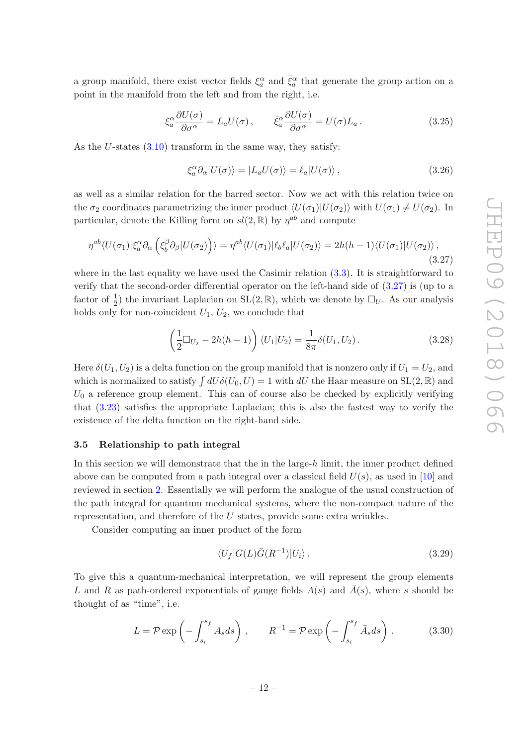a group manifold, there exist vector fields $\xi_a^\alpha$ and $\bar{\xi}_a^\alpha$ that generate the group action on a point in the manifold from the left and from the right, i.e.

$$\xi_a^\alpha \frac{\partial U(\sigma)}{\partial \sigma^\alpha} = L_a U(\sigma) \,, \qquad \bar{\xi}_a^\alpha \frac{\partial U(\sigma)}{\partial \sigma^\alpha} = U(\sigma) L_a \,. \tag{3.25}$$

As the $U$-states (3.10) transform in the same way, they satisfy:

$$\xi_a^\alpha \partial_\alpha |U(\sigma)\rangle = |L_a U(\sigma)\rangle = \ell_a |U(\sigma)\rangle \,, \tag{3.26}$$

as well as a similar relation for the barred sector. Now we act with this relation twice on the $\sigma_2$ coordinates parametrizing the inner product $\langle U(\sigma_1)|U(\sigma_2)\rangle$ with $U(\sigma_1) \neq U(\sigma_2)$. In particular, denote the Killing form on $sl(2,\mathbb{R})$ by $\eta^{ab}$ and compute

$$\eta^{ab}\langle U(\sigma_1)|\xi_a^\alpha \partial_\alpha \left(\xi_b^\beta \partial_\beta |U(\sigma_2)\rangle\right)\rangle = \eta^{ab}\langle U(\sigma_1)|\ell_b \ell_a |U(\sigma_2)\rangle = 2h(h-1)\langle U(\sigma_1)|U(\sigma_2)\rangle \,, \tag{3.27}$$

where in the last equality we have used the Casimir relation (3.3). It is straightforward to verify that the second-order differential operator on the left-hand side of (3.27) is (up to a factor of $\frac{1}{2}$) the invariant Laplacian on $\mathrm{SL}(2,\mathbb{R})$, which we denote by $\Box_U$. As our analysis holds only for non-coincident $U_1$, $U_2$, we conclude that

$$\left(\frac{1}{2}\Box_{U_2} - 2h(h-1)\right)\langle U_1|U_2\rangle = \frac{1}{8\pi}\delta(U_1, U_2) \,. \tag{3.28}$$

Here $\delta(U_1, U_2)$ is a delta function on the group manifold that is nonzero only if $U_1 = U_2$, and which is normalized to satisfy $\int dU \delta(U_0, U) = 1$ with $dU$ the Haar measure on $\mathrm{SL}(2,\mathbb{R})$ and $U_0$ a reference group element. This can of course also be checked by explicitly verifying that (3.23) satisfies the appropriate Laplacian; this is also the fastest way to verify the existence of the delta function on the right-hand side.

### 3.5 Relationship to path integral

In this section we will demonstrate that the in the large-$h$ limit, the inner product defined above can be computed from a path integral over a classical field $U(s)$, as used in [10] and reviewed in section 2. Essentially we will perform the analogue of the usual construction of the path integral for quantum mechanical systems, where the non-compact nature of the representation, and therefore of the $U$ states, provide some extra wrinkles.

Consider computing an inner product of the form

$$\langle U_f | G(L)\bar{G}(R^{-1})|U_i\rangle \,. \tag{3.29}$$

To give this a quantum-mechanical interpretation, we will represent the group elements $L$ and $R$ as path-ordered exponentials of gauge fields $A(s)$ and $\bar{A}(s)$, where $s$ should be thought of as "time", i.e.

$$L = \mathcal{P}\exp\left(-\int_{s_i}^{s_f} A_s ds\right) \,, \qquad R^{-1} = \mathcal{P}\exp\left(-\int_{s_i}^{s_f} \bar{A}_s ds\right) \,. \tag{3.30}$$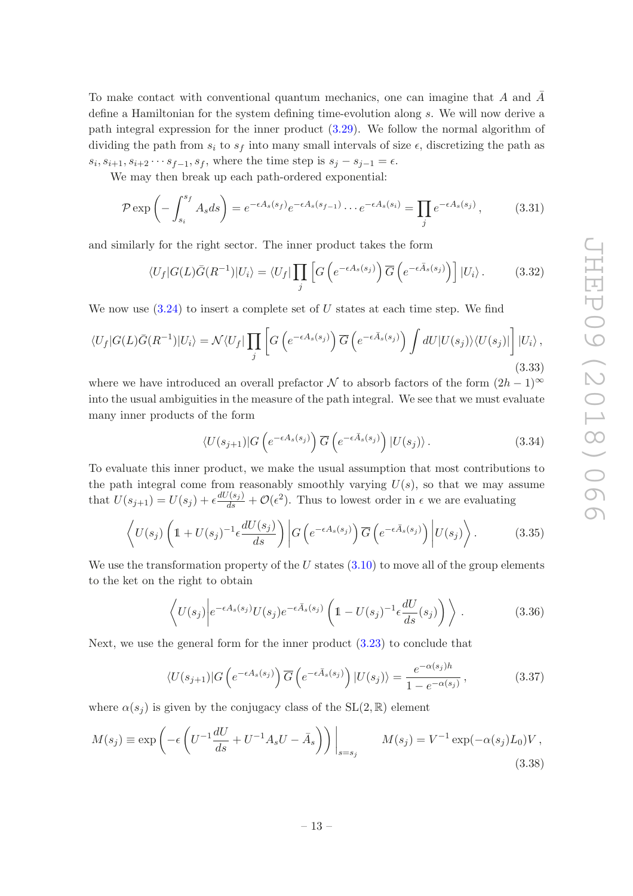To make contact with conventional quantum mechanics, one can imagine that $A$ and $\bar{A}$ define a Hamiltonian for the system defining time-evolution along $s$. We will now derive a path integral expression for the inner product (3.29). We follow the normal algorithm of dividing the path from $s_i$ to $s_f$ into many small intervals of size $\epsilon$, discretizing the path as $s_i, s_{i+1}, s_{i+2} \cdots s_{f-1}, s_f$, where the time step is $s_j - s_{j-1} = \epsilon$.

We may then break up each path-ordered exponential:

$$\mathcal{P} \exp\left(-\int_{s_i}^{s_f} A_s ds\right) = e^{-\epsilon A_s(s_f)} e^{-\epsilon A_s(s_{f-1})} \cdots e^{-\epsilon A_s(s_i)} = \prod_j e^{-\epsilon A_s(s_j)}\,, \tag{3.31}$$

and similarly for the right sector. The inner product takes the form

$$\langle U_f | G(L) \bar{G}(R^{-1}) | U_i \rangle = \langle U_f | \prod_j \left[ G\left(e^{-\epsilon A_s(s_j)}\right) \overline{G}\left(e^{-\epsilon \bar{A}_s(s_j)}\right) \right] | U_i \rangle\,. \tag{3.32}$$

We now use (3.24) to insert a complete set of $U$ states at each time step. We find

$$\langle U_f | G(L) \bar{G}(R^{-1}) | U_i \rangle = \mathcal{N} \langle U_f | \prod_j \left[ G\left(e^{-\epsilon A_s(s_j)}\right) \overline{G}\left(e^{-\epsilon \bar{A}_s(s_j)}\right) \int dU |U(s_j)\rangle\langle U(s_j)| \right] | U_i \rangle\,, \tag{3.33}$$

where we have introduced an overall prefactor $\mathcal{N}$ to absorb factors of the form $(2h-1)^\infty$ into the usual ambiguities in the measure of the path integral. We see that we must evaluate many inner products of the form

$$\langle U(s_{j+1}) | G\left(e^{-\epsilon A_s(s_j)}\right) \overline{G}\left(e^{-\epsilon \bar{A}_s(s_j)}\right) | U(s_j) \rangle\,. \tag{3.34}$$

To evaluate this inner product, we make the usual assumption that most contributions to the path integral come from reasonably smoothly varying $U(s)$, so that we may assume that $U(s_{j+1}) = U(s_j) + \epsilon \frac{dU(s_j)}{ds} + \mathcal{O}(\epsilon^2)$. Thus to lowest order in $\epsilon$ we are evaluating

$$\left\langle U(s_j) \left( \mathbb{1} + U(s_j)^{-1} \epsilon \frac{dU(s_j)}{ds} \right) \middle| G\left(e^{-\epsilon A_s(s_j)}\right) \overline{G}\left(e^{-\epsilon \bar{A}_s(s_j)}\right) \middle| U(s_j) \right\rangle\,. \tag{3.35}$$

We use the transformation property of the $U$ states (3.10) to move all of the group elements to the ket on the right to obtain

$$\left\langle U(s_j) \middle| e^{-\epsilon A_s(s_j)} U(s_j) e^{-\epsilon \bar{A}_s(s_j)} \left( \mathbb{1} - U(s_j)^{-1} \epsilon \frac{dU}{ds}(s_j) \right) \right\rangle\,. \tag{3.36}$$

Next, we use the general form for the inner product (3.23) to conclude that

$$\langle U(s_{j+1}) | G\left(e^{-\epsilon A_s(s_j)}\right) \overline{G}\left(e^{-\epsilon \bar{A}_s(s_j)}\right) | U(s_j) \rangle = \frac{e^{-\alpha(s_j) h}}{1 - e^{-\alpha(s_j)}}\,, \tag{3.37}$$

where $\alpha(s_j)$ is given by the conjugacy class of the $\mathrm{SL}(2,\mathbb{R})$ element

$$M(s_j) \equiv \exp\left(-\epsilon \left( U^{-1} \frac{dU}{ds} + U^{-1} A_s U - \bar{A}_s \right)\right)\Big|_{s=s_j} \qquad M(s_j) = V^{-1} \exp(-\alpha(s_j) L_0) V\,, \tag{3.38}$$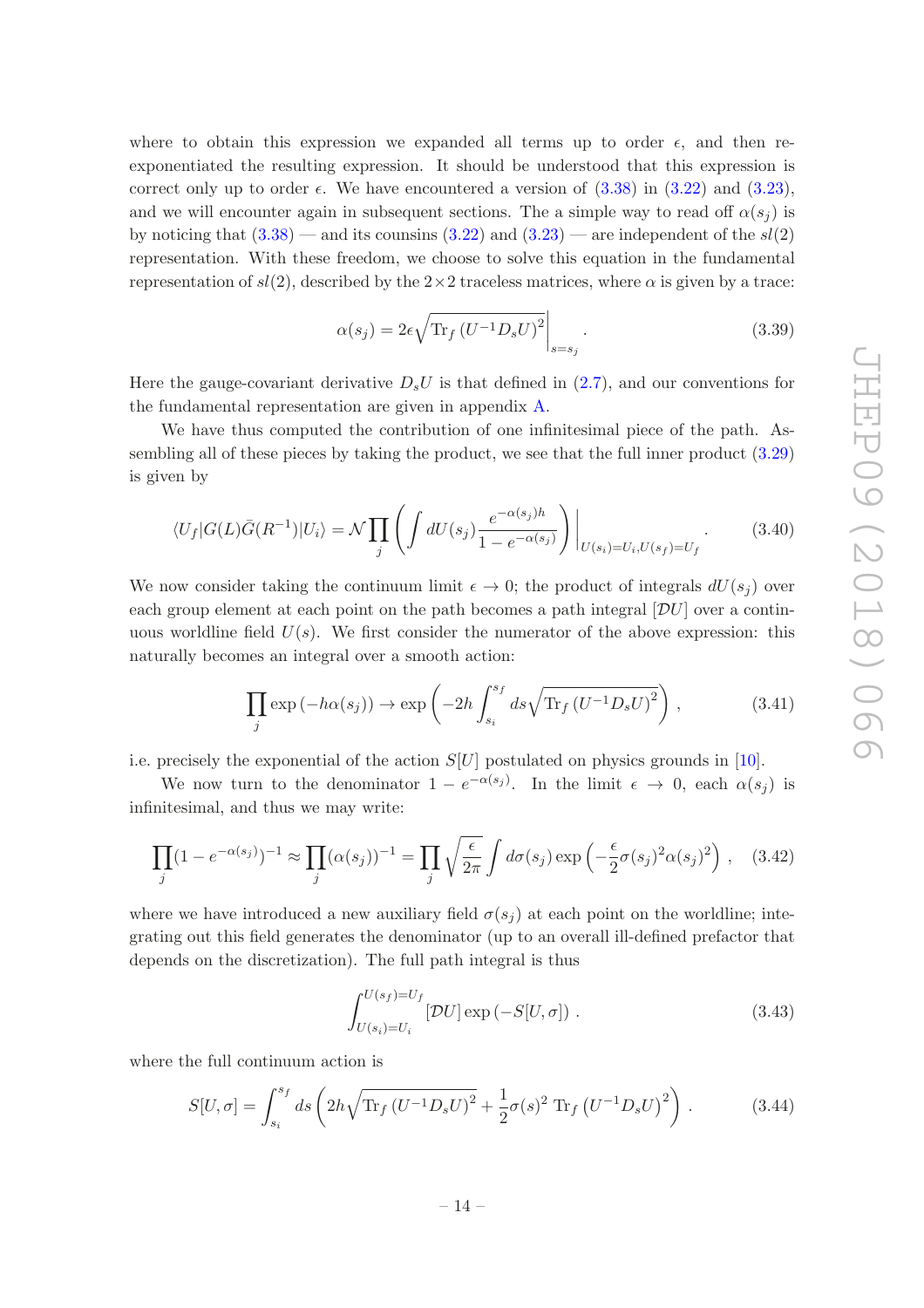where to obtain this expression we expanded all terms up to order $\epsilon$, and then re-exponentiated the resulting expression. It should be understood that this expression is correct only up to order $\epsilon$. We have encountered a version of (3.38) in (3.22) and (3.23), and we will encounter again in subsequent sections. The a simple way to read off $\alpha(s_j)$ is by noticing that (3.38) — and its counsins (3.22) and (3.23) — are independent of the $sl(2)$ representation. With these freedom, we choose to solve this equation in the fundamental representation of $sl(2)$, described by the $2\times 2$ traceless matrices, where $\alpha$ is given by a trace:

$$\alpha(s_j) = 2\epsilon \sqrt{\mathrm{Tr}_f\left(U^{-1}D_s U\right)^2}\bigg|_{s=s_j}. \tag{3.39}$$

Here the gauge-covariant derivative $D_s U$ is that defined in (2.7), and our conventions for the fundamental representation are given in appendix A.

We have thus computed the contribution of one infinitesimal piece of the path. Assembling all of these pieces by taking the product, we see that the full inner product (3.29) is given by

$$\langle U_f | G(L)\bar{G}(R^{-1}) | U_i \rangle = \mathcal{N} \prod_j \left( \int dU(s_j) \frac{e^{-\alpha(s_j)h}}{1-e^{-\alpha(s_j)}} \right) \bigg|_{U(s_i)=U_i, U(s_f)=U_f}. \tag{3.40}$$

We now consider taking the continuum limit $\epsilon \to 0$; the product of integrals $dU(s_j)$ over each group element at each point on the path becomes a path integral $[\mathcal{D}U]$ over a continuous worldline field $U(s)$. We first consider the numerator of the above expression: this naturally becomes an integral over a smooth action:

$$\prod_j \exp\left(-h\alpha(s_j)\right) \to \exp\left(-2h \int_{s_i}^{s_f} ds \sqrt{\mathrm{Tr}_f\left(U^{-1}D_s U\right)^2}\right), \tag{3.41}$$

i.e. precisely the exponential of the action $S[U]$ postulated on physics grounds in [10].

We now turn to the denominator $1 - e^{-\alpha(s_j)}$. In the limit $\epsilon \to 0$, each $\alpha(s_j)$ is infinitesimal, and thus we may write:

$$\prod_j (1-e^{-\alpha(s_j)})^{-1} \approx \prod_j (\alpha(s_j))^{-1} = \prod_j \sqrt{\frac{\epsilon}{2\pi}} \int d\sigma(s_j) \exp\left(-\frac{\epsilon}{2}\sigma(s_j)^2 \alpha(s_j)^2\right), \tag{3.42}$$

where we have introduced a new auxiliary field $\sigma(s_j)$ at each point on the worldline; integrating out this field generates the denominator (up to an overall ill-defined prefactor that depends on the discretization). The full path integral is thus

$$\int_{U(s_i)=U_i}^{U(s_f)=U_f} [\mathcal{D}U] \exp\left(-S[U,\sigma]\right). \tag{3.43}$$

where the full continuum action is

$$S[U,\sigma] = \int_{s_i}^{s_f} ds \left( 2h\sqrt{\mathrm{Tr}_f\left(U^{-1}D_s U\right)^2} + \frac{1}{2}\sigma(s)^2 \, \mathrm{Tr}_f\left(U^{-1}D_s U\right)^2 \right). \tag{3.44}$$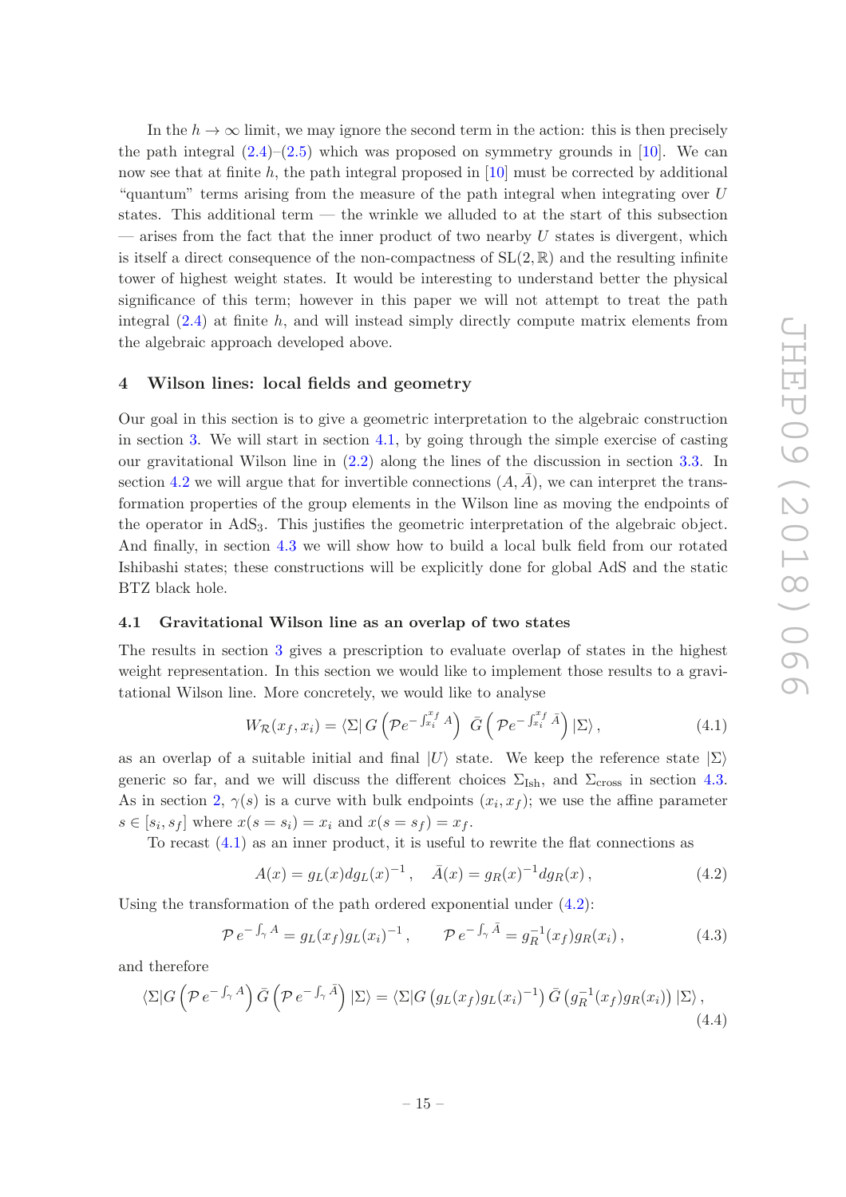In the $h \to \infty$ limit, we may ignore the second term in the action: this is then precisely the path integral (2.4)–(2.5) which was proposed on symmetry grounds in [10]. We can now see that at finite $h$, the path integral proposed in [10] must be corrected by additional "quantum" terms arising from the measure of the path integral when integrating over $U$ states. This additional term — the wrinkle we alluded to at the start of this subsection — arises from the fact that the inner product of two nearby $U$ states is divergent, which is itself a direct consequence of the non-compactness of $\mathrm{SL}(2,\mathbb{R})$ and the resulting infinite tower of highest weight states. It would be interesting to understand better the physical significance of this term; however in this paper we will not attempt to treat the path integral (2.4) at finite $h$, and will instead simply directly compute matrix elements from the algebraic approach developed above.

## 4 Wilson lines: local fields and geometry

Our goal in this section is to give a geometric interpretation to the algebraic construction in section 3. We will start in section 4.1, by going through the simple exercise of casting our gravitational Wilson line in (2.2) along the lines of the discussion in section 3.3. In section 4.2 we will argue that for invertible connections $(A, \bar{A})$, we can interpret the transformation properties of the group elements in the Wilson line as moving the endpoints of the operator in $\mathrm{AdS}_3$. This justifies the geometric interpretation of the algebraic object. And finally, in section 4.3 we will show how to build a local bulk field from our rotated Ishibashi states; these constructions will be explicitly done for global AdS and the static BTZ black hole.

### 4.1 Gravitational Wilson line as an overlap of two states

The results in section 3 gives a prescription to evaluate overlap of states in the highest weight representation. In this section we would like to implement those results to a gravitational Wilson line. More concretely, we would like to analyse

$$W_{\mathcal{R}}(x_f, x_i) = \langle \Sigma|\, G\left(\mathcal{P}e^{-\int_{x_i}^{x_f} A}\right)\; \bar{G}\left(\mathcal{P}e^{-\int_{x_i}^{x_f} \bar{A}}\right)|\Sigma\rangle\,, \tag{4.1}$$

as an overlap of a suitable initial and final $|U\rangle$ state. We keep the reference state $|\Sigma\rangle$ generic so far, and we will discuss the different choices $\Sigma_{\mathrm{Ish}}$, and $\Sigma_{\mathrm{cross}}$ in section 4.3. As in section 2, $\gamma(s)$ is a curve with bulk endpoints $(x_i, x_f)$; we use the affine parameter $s \in [s_i, s_f]$ where $x(s = s_i) = x_i$ and $x(s = s_f) = x_f$.

To recast (4.1) as an inner product, it is useful to rewrite the flat connections as

$$A(x) = g_L(x) dg_L(x)^{-1}\,, \quad \bar{A}(x) = g_R(x)^{-1} dg_R(x)\,, \tag{4.2}$$

Using the transformation of the path ordered exponential under (4.2):

$$\mathcal{P}\, e^{-\int_\gamma A} = g_L(x_f) g_L(x_i)^{-1}\,, \qquad \mathcal{P}\, e^{-\int_\gamma \bar{A}} = g_R^{-1}(x_f) g_R(x_i)\,, \tag{4.3}$$

and therefore

$$\langle \Sigma| G\left(\mathcal{P}\, e^{-\int_\gamma A}\right) \bar{G}\left(\mathcal{P}\, e^{-\int_\gamma \bar{A}}\right)|\Sigma\rangle = \langle \Sigma| G\left(g_L(x_f) g_L(x_i)^{-1}\right) \bar{G}\left(g_R^{-1}(x_f) g_R(x_i)\right)|\Sigma\rangle\,, \tag{4.4}$$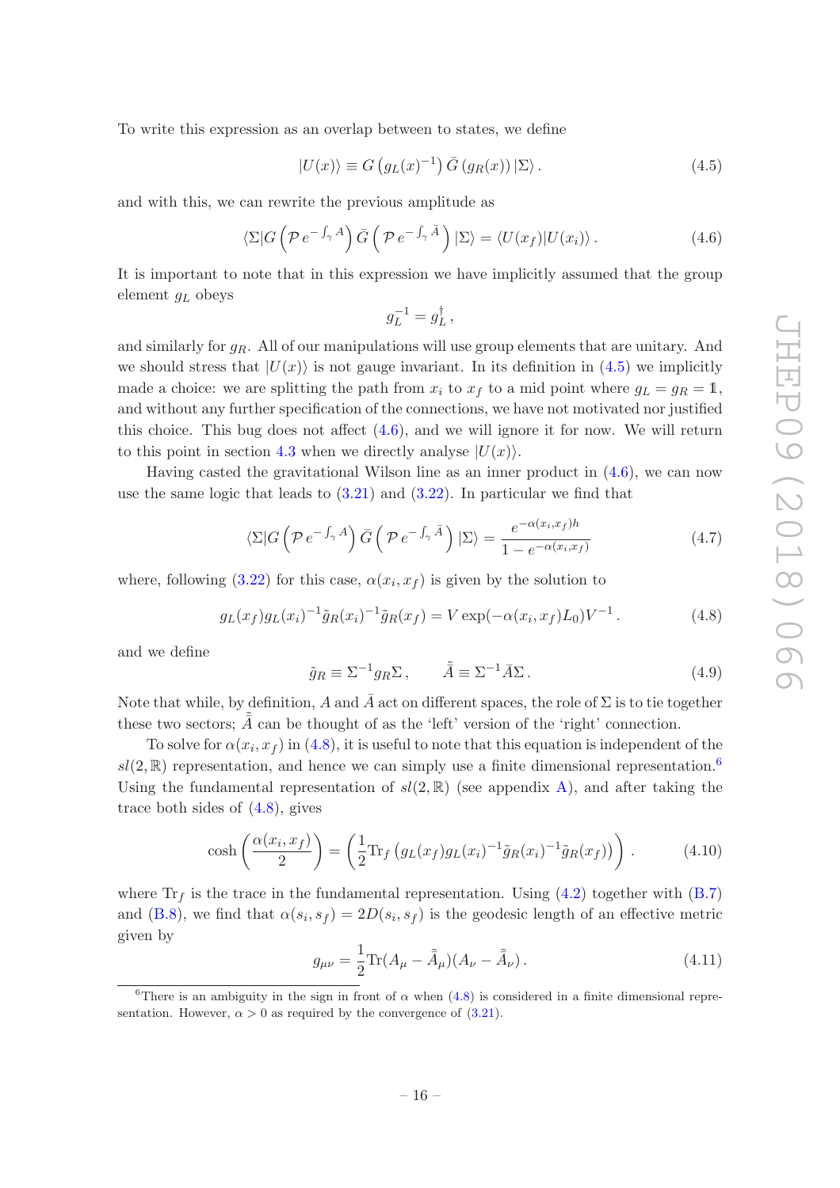To write this expression as an overlap between to states, we define

$$|U(x)\rangle \equiv G\left(g_L(x)^{-1}\right)\bar{G}\left(g_R(x)\right)|\Sigma\rangle\,. \tag{4.5}$$

and with this, we can rewrite the previous amplitude as

$$\langle\Sigma|G\left(\mathcal{P}\,e^{-\int_\gamma A}\right)\bar{G}\left(\mathcal{P}\,e^{-\int_\gamma \bar{A}}\right)|\Sigma\rangle = \langle U(x_f)|U(x_i)\rangle\,. \tag{4.6}$$

It is important to note that in this expression we have implicitly assumed that the group element $g_L$ obeys

$$g_L^{-1} = g_L^\dagger\,,$$

and similarly for $g_R$. All of our manipulations will use group elements that are unitary. And we should stress that $|U(x)\rangle$ is not gauge invariant. In its definition in (4.5) we implicitly made a choice: we are splitting the path from $x_i$ to $x_f$ to a mid point where $g_L = g_R = \mathbb{1}$, and without any further specification of the connections, we have not motivated nor justified this choice. This bug does not affect (4.6), and we will ignore it for now. We will return to this point in section 4.3 when we directly analyse $|U(x)\rangle$.

Having casted the gravitational Wilson line as an inner product in (4.6), we can now use the same logic that leads to (3.21) and (3.22). In particular we find that

$$\langle\Sigma|G\left(\mathcal{P}\,e^{-\int_\gamma A}\right)\bar{G}\left(\mathcal{P}\,e^{-\int_\gamma \bar{A}}\right)|\Sigma\rangle = \frac{e^{-\alpha(x_i,x_f)h}}{1-e^{-\alpha(x_i,x_f)}} \tag{4.7}$$

where, following (3.22) for this case, $\alpha(x_i,x_f)$ is given by the solution to

$$g_L(x_f)g_L(x_i)^{-1}\tilde{g}_R(x_i)^{-1}\tilde{g}_R(x_f) = V\exp(-\alpha(x_i,x_f)L_0)V^{-1}\,. \tag{4.8}$$

and we define

$$\tilde{g}_R \equiv \Sigma^{-1}g_R\Sigma\,, \qquad \tilde{\bar{A}} \equiv \Sigma^{-1}\bar{A}\Sigma\,. \tag{4.9}$$

Note that while, by definition, $A$ and $\bar{A}$ act on different spaces, the role of $\Sigma$ is to tie together these two sectors; $\tilde{\bar{A}}$ can be thought of as the 'left' version of the 'right' connection.

To solve for $\alpha(x_i,x_f)$ in (4.8), it is useful to note that this equation is independent of the $sl(2,\mathbb{R})$ representation, and hence we can simply use a finite dimensional representation.[6] Using the fundamental representation of $sl(2,\mathbb{R})$ (see appendix A), and after taking the trace both sides of (4.8), gives

$$\cosh\left(\frac{\alpha(x_i,x_f)}{2}\right) = \left(\frac{1}{2}\mathrm{Tr}_f\left(g_L(x_f)g_L(x_i)^{-1}\tilde{g}_R(x_i)^{-1}\tilde{g}_R(x_f)\right)\right)\,. \tag{4.10}$$

where $\mathrm{Tr}_f$ is the trace in the fundamental representation. Using (4.2) together with (B.7) and (B.8), we find that $\alpha(s_i,s_f) = 2D(s_i,s_f)$ is the geodesic length of an effective metric given by

$$g_{\mu\nu} = \frac{1}{2}\mathrm{Tr}(A_\mu - \tilde{\bar{A}}_\mu)(A_\nu - \tilde{\bar{A}}_\nu)\,. \tag{4.11}$$

[6] There is an ambiguity in the sign in front of $\alpha$ when (4.8) is considered in a finite dimensional representation. However, $\alpha > 0$ as required by the convergence of (3.21).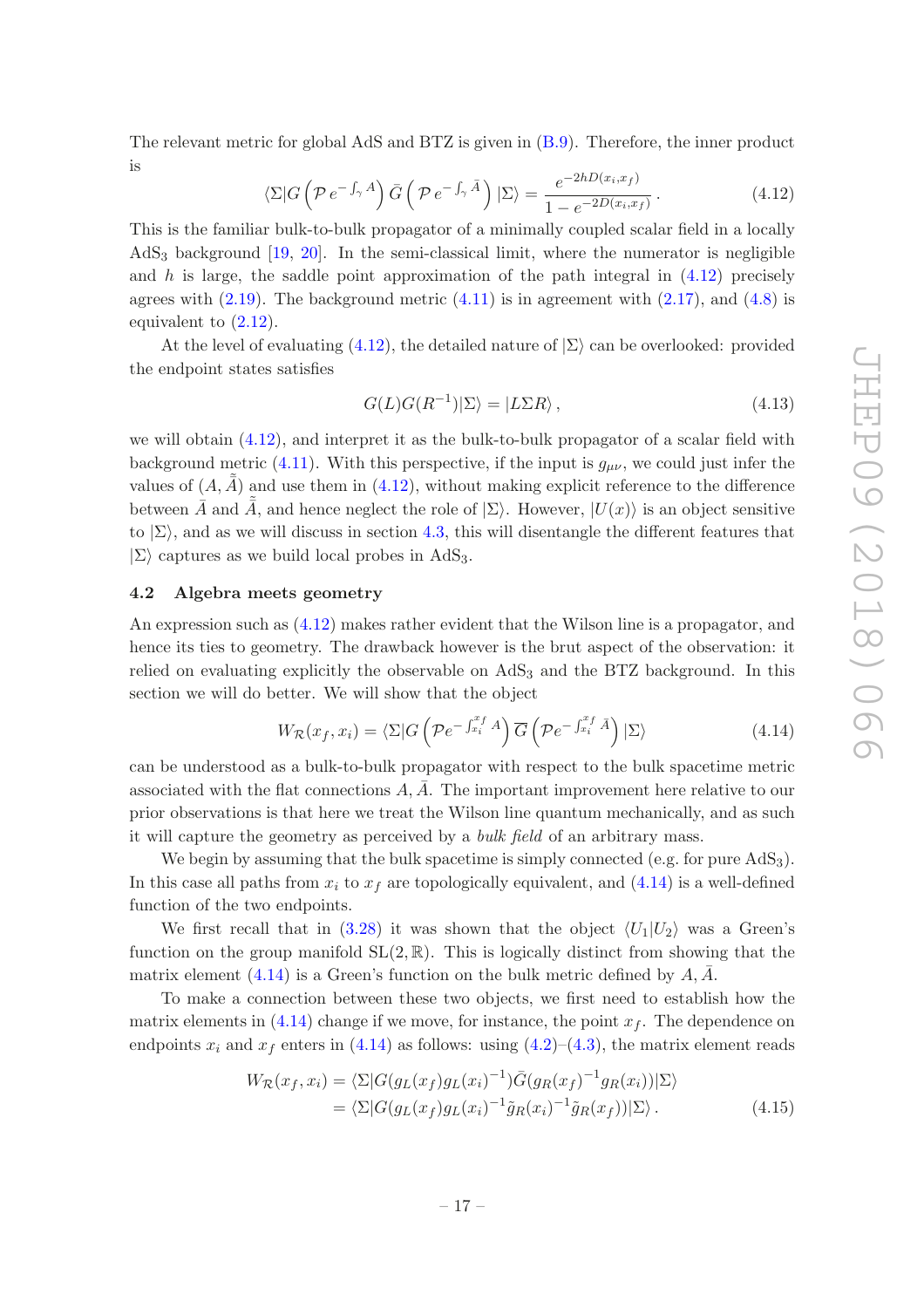The relevant metric for global AdS and BTZ is given in (B.9). Therefore, the inner product is

$$\langle\Sigma|G\left(\mathcal{P}\,e^{-\int_\gamma A}\right)\bar{G}\left(\mathcal{P}\,e^{-\int_\gamma \bar{A}}\right)|\Sigma\rangle = \frac{e^{-2hD(x_i,x_f)}}{1-e^{-2D(x_i,x_f)}}\,. \tag{4.12}$$

This is the familiar bulk-to-bulk propagator of a minimally coupled scalar field in a locally AdS$_3$ background [19, 20]. In the semi-classical limit, where the numerator is negligible and $h$ is large, the saddle point approximation of the path integral in (4.12) precisely agrees with (2.19). The background metric (4.11) is in agreement with (2.17), and (4.8) is equivalent to (2.12).

At the level of evaluating (4.12), the detailed nature of $|\Sigma\rangle$ can be overlooked: provided the endpoint states satisfies

$$G(L)G(R^{-1})|\Sigma\rangle = |L\Sigma R\rangle\,, \tag{4.13}$$

we will obtain (4.12), and interpret it as the bulk-to-bulk propagator of a scalar field with background metric (4.11). With this perspective, if the input is $g_{\mu\nu}$, we could just infer the values of $(A,\tilde{A})$ and use them in (4.12), without making explicit reference to the difference between $\bar{A}$ and $\tilde{A}$, and hence neglect the role of $|\Sigma\rangle$. However, $|U(x)\rangle$ is an object sensitive to $|\Sigma\rangle$, and as we will discuss in section 4.3, this will disentangle the different features that $|\Sigma\rangle$ captures as we build local probes in AdS$_3$.

### 4.2 Algebra meets geometry

An expression such as (4.12) makes rather evident that the Wilson line is a propagator, and hence its ties to geometry. The drawback however is the brut aspect of the observation: it relied on evaluating explicitly the observable on AdS$_3$ and the BTZ background. In this section we will do better. We will show that the object

$$W_{\mathcal{R}}(x_f,x_i) = \langle\Sigma|G\left(\mathcal{P}e^{-\int_{x_i}^{x_f} A}\right)\overline{G}\left(\mathcal{P}e^{-\int_{x_i}^{x_f} \bar{A}}\right)|\Sigma\rangle \tag{4.14}$$

can be understood as a bulk-to-bulk propagator with respect to the bulk spacetime metric associated with the flat connections $A,\bar{A}$. The important improvement here relative to our prior observations is that here we treat the Wilson line quantum mechanically, and as such it will capture the geometry as perceived by a *bulk field* of an arbitrary mass.

We begin by assuming that the bulk spacetime is simply connected (e.g. for pure AdS$_3$). In this case all paths from $x_i$ to $x_f$ are topologically equivalent, and (4.14) is a well-defined function of the two endpoints.

We first recall that in (3.28) it was shown that the object $\langle U_1|U_2\rangle$ was a Green's function on the group manifold SL$(2,\mathbb{R})$. This is logically distinct from showing that the matrix element (4.14) is a Green's function on the bulk metric defined by $A,\bar{A}$.

To make a connection between these two objects, we first need to establish how the matrix elements in (4.14) change if we move, for instance, the point $x_f$. The dependence on endpoints $x_i$ and $x_f$ enters in (4.14) as follows: using (4.2)–(4.3), the matrix element reads

$$\begin{aligned}
W_{\mathcal{R}}(x_f,x_i) &= \langle\Sigma|G(g_L(x_f)g_L(x_i)^{-1})\bar{G}(g_R(x_f)^{-1}g_R(x_i))|\Sigma\rangle \\
&= \langle\Sigma|G(g_L(x_f)g_L(x_i)^{-1}\tilde{g}_R(x_i)^{-1}\tilde{g}_R(x_f))|\Sigma\rangle\,.
\end{aligned} \tag{4.15}$$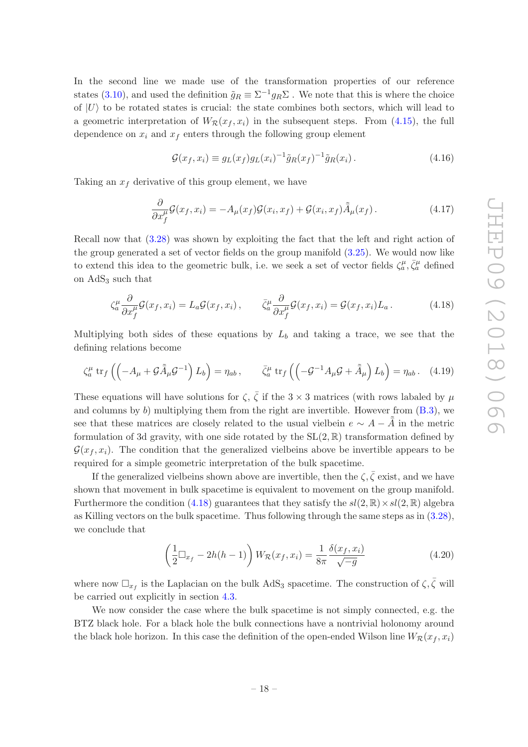In the second line we made use of the transformation properties of our reference states (3.10), and used the definition $\tilde{g}_R \equiv \Sigma^{-1} g_R \Sigma$ . We note that this is where the choice of $|U\rangle$ to be rotated states is crucial: the state combines both sectors, which will lead to a geometric interpretation of $W_{\mathcal{R}}(x_f, x_i)$ in the subsequent steps. From (4.15), the full dependence on $x_i$ and $x_f$ enters through the following group element

$$\mathcal{G}(x_f, x_i) \equiv g_L(x_f) g_L(x_i)^{-1} \tilde{g}_R(x_f)^{-1} \tilde{g}_R(x_i) . \tag{4.16}$$

Taking an $x_f$ derivative of this group element, we have

$$\frac{\partial}{\partial x_f^\mu} \mathcal{G}(x_f, x_i) = -A_\mu(x_f) \mathcal{G}(x_i, x_f) + \mathcal{G}(x_i, x_f) \tilde{\bar{A}}_\mu(x_f) . \tag{4.17}$$

Recall now that (3.28) was shown by exploiting the fact that the left and right action of the group generated a set of vector fields on the group manifold (3.25). We would now like to extend this idea to the geometric bulk, i.e. we seek a set of vector fields $\zeta_a^\mu, \bar{\zeta}_a^\mu$ defined on AdS$_3$ such that

$$\zeta_a^\mu \frac{\partial}{\partial x_f^\mu} \mathcal{G}(x_f, x_i) = L_a \mathcal{G}(x_f, x_i) , \qquad \bar{\zeta}_a^\mu \frac{\partial}{\partial x_f^\mu} \mathcal{G}(x_f, x_i) = \mathcal{G}(x_f, x_i) L_a . \tag{4.18}$$

Multiplying both sides of these equations by $L_b$ and taking a trace, we see that the defining relations become

$$\zeta_a^\mu \, \mathrm{tr}_f \left( \left( -A_\mu + \mathcal{G} \tilde{\bar{A}}_\mu \mathcal{G}^{-1} \right) L_b \right) = \eta_{ab} , \qquad \bar{\zeta}_a^\mu \, \mathrm{tr}_f \left( \left( -\mathcal{G}^{-1} A_\mu \mathcal{G} + \tilde{\bar{A}}_\mu \right) L_b \right) = \eta_{ab} . \tag{4.19}$$

These equations will have solutions for $\zeta$, $\bar{\zeta}$ if the $3 \times 3$ matrices (with rows labaled by $\mu$ and columns by $b$) multiplying them from the right are invertible. However from (B.3), we see that these matrices are closely related to the usual vielbein $e \sim A - \tilde{\bar{A}}$ in the metric formulation of 3d gravity, with one side rotated by the SL$(2, \mathbb{R})$ transformation defined by $\mathcal{G}(x_f, x_i)$. The condition that the generalized vielbeins above be invertible appears to be required for a simple geometric interpretation of the bulk spacetime.

If the generalized vielbeins shown above are invertible, then the $\zeta, \bar{\zeta}$ exist, and we have shown that movement in bulk spacetime is equivalent to movement on the group manifold. Furthermore the condition (4.18) guarantees that they satisfy the $sl(2, \mathbb{R}) \times sl(2, \mathbb{R})$ algebra as Killing vectors on the bulk spacetime. Thus following through the same steps as in (3.28), we conclude that

$$\left( \frac{1}{2} \Box_{x_f} - 2h(h-1) \right) W_{\mathcal{R}}(x_f, x_i) = \frac{1}{8\pi} \frac{\delta(x_f, x_i)}{\sqrt{-g}} \tag{4.20}$$

where now $\Box_{x_f}$ is the Laplacian on the bulk AdS$_3$ spacetime. The construction of $\zeta, \bar{\zeta}$ will be carried out explicitly in section 4.3.

We now consider the case where the bulk spacetime is not simply connected, e.g. the BTZ black hole. For a black hole the bulk connections have a nontrivial holonomy around the black hole horizon. In this case the definition of the open-ended Wilson line $W_{\mathcal{R}}(x_f, x_i)$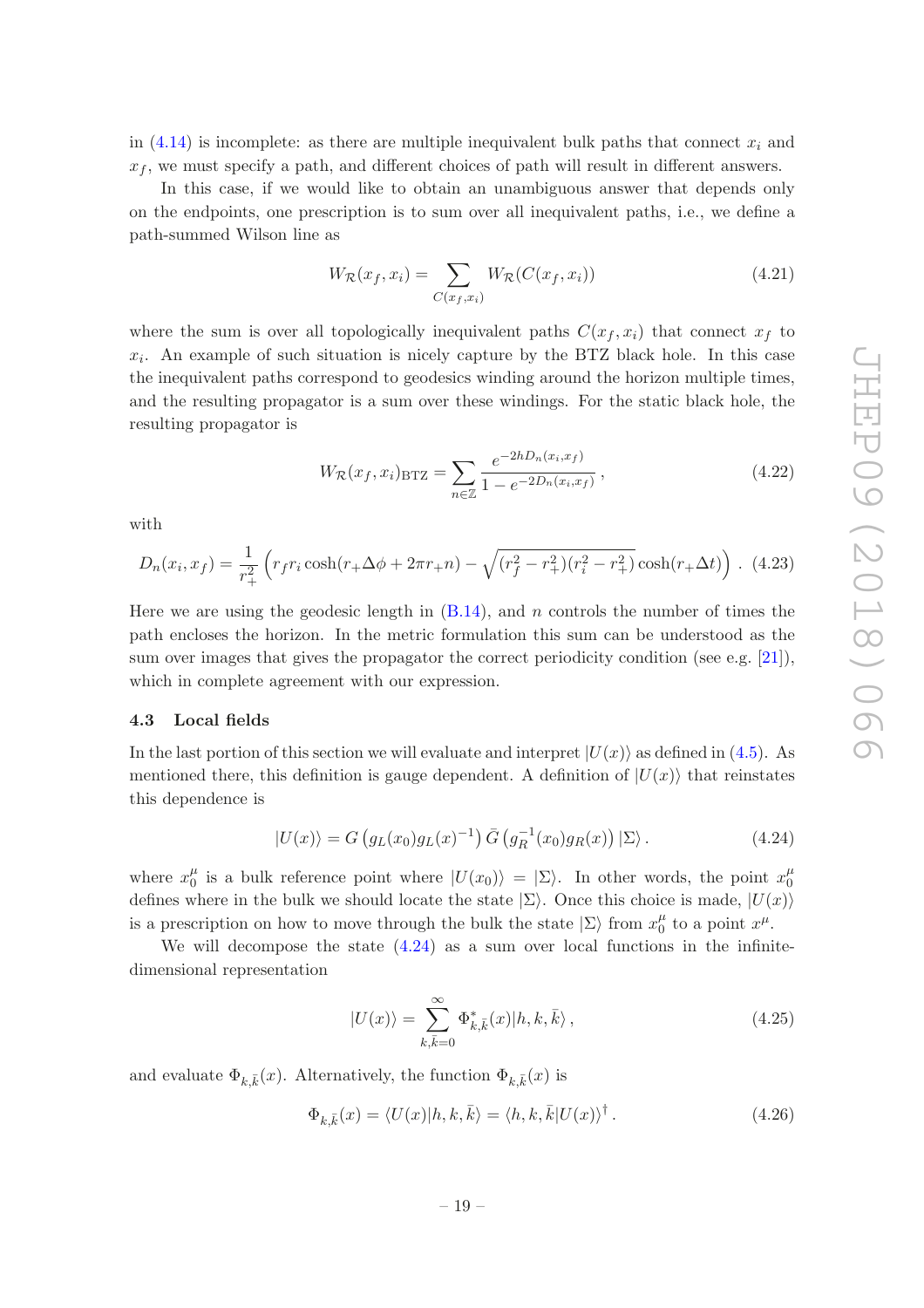in (4.14) is incomplete: as there are multiple inequivalent bulk paths that connect $x_i$ and $x_f$, we must specify a path, and different choices of path will result in different answers.

In this case, if we would like to obtain an unambiguous answer that depends only on the endpoints, one prescription is to sum over all inequivalent paths, i.e., we define a path-summed Wilson line as

$$W_{\mathcal{R}}(x_f, x_i) = \sum_{C(x_f, x_i)} W_{\mathcal{R}}(C(x_f, x_i)) \tag{4.21}$$

where the sum is over all topologically inequivalent paths $C(x_f, x_i)$ that connect $x_f$ to $x_i$. An example of such situation is nicely capture by the BTZ black hole. In this case the inequivalent paths correspond to geodesics winding around the horizon multiple times, and the resulting propagator is a sum over these windings. For the static black hole, the resulting propagator is

$$W_{\mathcal{R}}(x_f, x_i)_{\mathrm{BTZ}} = \sum_{n \in \mathbb{Z}} \frac{e^{-2hD_n(x_i, x_f)}}{1 - e^{-2D_n(x_i, x_f)}}\,, \tag{4.22}$$

with

$$D_n(x_i, x_f) = \frac{1}{r_+^2}\left(r_f r_i \cosh(r_+ \Delta\phi + 2\pi r_+ n) - \sqrt{(r_f^2 - r_+^2)(r_i^2 - r_+^2)} \cosh(r_+ \Delta t)\right)\,. \tag{4.23}$$

Here we are using the geodesic length in (B.14), and $n$ controls the number of times the path encloses the horizon. In the metric formulation this sum can be understood as the sum over images that gives the propagator the correct periodicity condition (see e.g. [21]), which in complete agreement with our expression.

### 4.3 Local fields

In the last portion of this section we will evaluate and interpret $|U(x)\rangle$ as defined in (4.5). As mentioned there, this definition is gauge dependent. A definition of $|U(x)\rangle$ that reinstates this dependence is

$$|U(x)\rangle = G\left(g_L(x_0) g_L(x)^{-1}\right) \bar{G}\left(g_R^{-1}(x_0) g_R(x)\right) |\Sigma\rangle\,. \tag{4.24}$$

where $x_0^\mu$ is a bulk reference point where $|U(x_0)\rangle = |\Sigma\rangle$. In other words, the point $x_0^\mu$ defines where in the bulk we should locate the state $|\Sigma\rangle$. Once this choice is made, $|U(x)\rangle$ is a prescription on how to move through the bulk the state $|\Sigma\rangle$ from $x_0^\mu$ to a point $x^\mu$.

We will decompose the state (4.24) as a sum over local functions in the infinite-dimensional representation

$$|U(x)\rangle = \sum_{k, \bar{k}=0}^{\infty} \Phi_{k,\bar{k}}^*(x) |h, k, \bar{k}\rangle\,, \tag{4.25}$$

and evaluate $\Phi_{k,\bar{k}}(x)$. Alternatively, the function $\Phi_{k,\bar{k}}(x)$ is

$$\Phi_{k,\bar{k}}(x) = \langle U(x) | h, k, \bar{k}\rangle = \langle h, k, \bar{k} | U(x)\rangle^\dagger\,. \tag{4.26}$$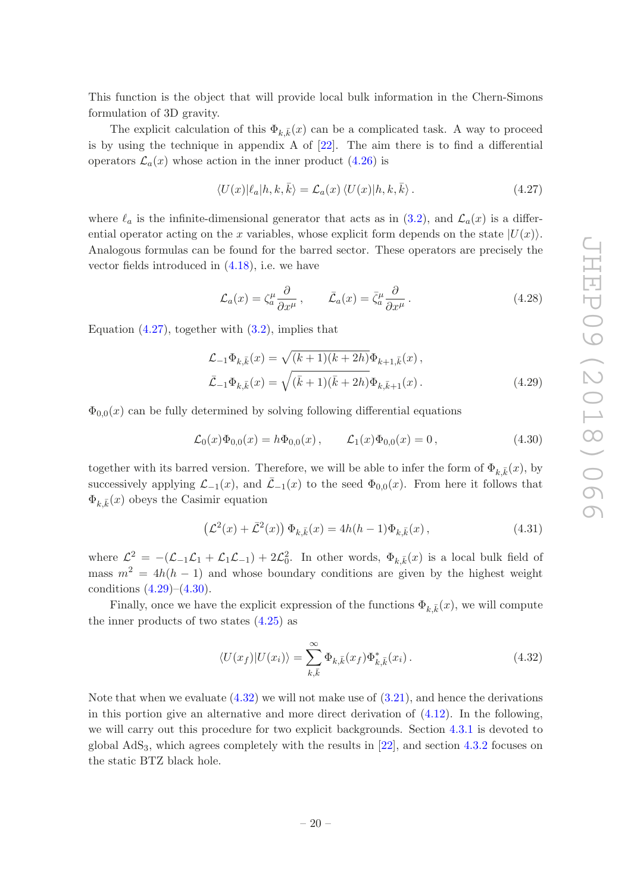This function is the object that will provide local bulk information in the Chern-Simons formulation of 3D gravity.

The explicit calculation of this $\Phi_{k,\bar{k}}(x)$ can be a complicated task. A way to proceed is by using the technique in appendix A of [22]. The aim there is to find a differential operators $\mathcal{L}_a(x)$ whose action in the inner product (4.26) is

$$\langle U(x)|\ell_a|h,k,\bar{k}\rangle = \mathcal{L}_a(x)\,\langle U(x)|h,k,\bar{k}\rangle\,. \tag{4.27}$$

where $\ell_a$ is the infinite-dimensional generator that acts as in (3.2), and $\mathcal{L}_a(x)$ is a differential operator acting on the $x$ variables, whose explicit form depends on the state $|U(x)\rangle$. Analogous formulas can be found for the barred sector. These operators are precisely the vector fields introduced in (4.18), i.e. we have

$$\mathcal{L}_a(x) = \zeta_a^\mu \frac{\partial}{\partial x^\mu}\,, \qquad \bar{\mathcal{L}}_a(x) = \bar{\zeta}_a^\mu \frac{\partial}{\partial x^\mu}\,. \tag{4.28}$$

Equation (4.27), together with (3.2), implies that

$$\begin{aligned}
\mathcal{L}_{-1}\Phi_{k,\bar{k}}(x) &= \sqrt{(k+1)(k+2h)}\,\Phi_{k+1,\bar{k}}(x)\,,\\
\bar{\mathcal{L}}_{-1}\Phi_{k,\bar{k}}(x) &= \sqrt{(\bar{k}+1)(\bar{k}+2h)}\,\Phi_{k,\bar{k}+1}(x)\,.
\end{aligned} \tag{4.29}$$

$\Phi_{0,0}(x)$ can be fully determined by solving following differential equations

$$\mathcal{L}_0(x)\Phi_{0,0}(x) = h\Phi_{0,0}(x)\,, \qquad \mathcal{L}_1(x)\Phi_{0,0}(x) = 0\,, \tag{4.30}$$

together with its barred version. Therefore, we will be able to infer the form of $\Phi_{k,\bar{k}}(x)$, by successively applying $\mathcal{L}_{-1}(x)$, and $\bar{\mathcal{L}}_{-1}(x)$ to the seed $\Phi_{0,0}(x)$. From here it follows that $\Phi_{k,\bar{k}}(x)$ obeys the Casimir equation

$$\left(\mathcal{L}^2(x) + \bar{\mathcal{L}}^2(x)\right)\Phi_{k,\bar{k}}(x) = 4h(h-1)\Phi_{k,\bar{k}}(x)\,, \tag{4.31}$$

where $\mathcal{L}^2 = -(\mathcal{L}_{-1}\mathcal{L}_1 + \mathcal{L}_1\mathcal{L}_{-1}) + 2\mathcal{L}_0^2$. In other words, $\Phi_{k,\bar{k}}(x)$ is a local bulk field of mass $m^2 = 4h(h-1)$ and whose boundary conditions are given by the highest weight conditions (4.29)–(4.30).

Finally, once we have the explicit expression of the functions $\Phi_{k,\bar{k}}(x)$, we will compute the inner products of two states (4.25) as

$$\langle U(x_f)|U(x_i)\rangle = \sum_{k,\bar{k}}^{\infty} \Phi_{k,\bar{k}}(x_f)\Phi^*_{k,\bar{k}}(x_i)\,. \tag{4.32}$$

Note that when we evaluate (4.32) we will not make use of (3.21), and hence the derivations in this portion give an alternative and more direct derivation of (4.12). In the following, we will carry out this procedure for two explicit backgrounds. Section 4.3.1 is devoted to global AdS$_3$, which agrees completely with the results in [22], and section 4.3.2 focuses on the static BTZ black hole.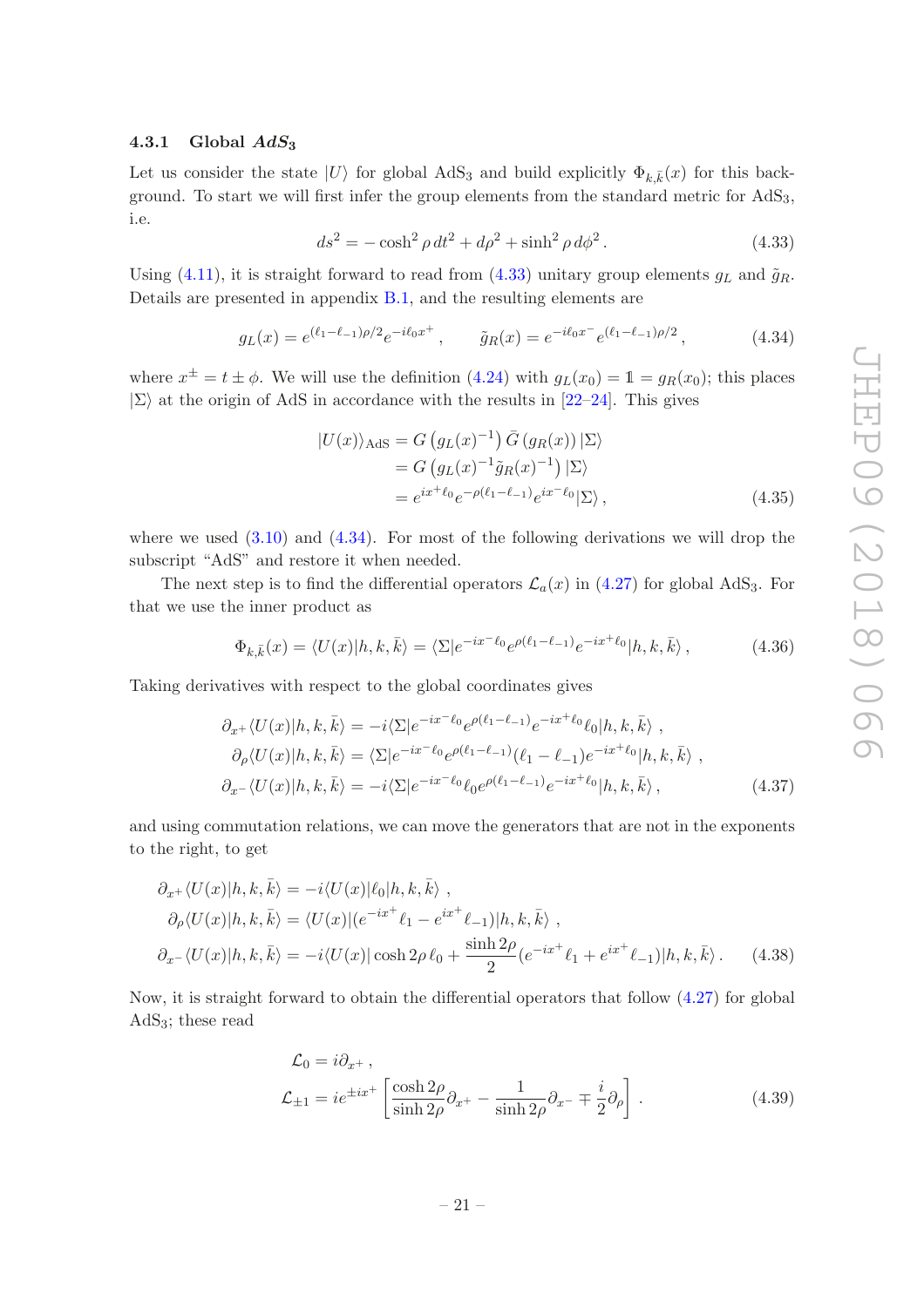### 4.3.1 Global $AdS_3$

Let us consider the state $|U\rangle$ for global AdS$_3$ and build explicitly $\Phi_{k,\bar{k}}(x)$ for this background. To start we will first infer the group elements from the standard metric for AdS$_3$, i.e.

$$ds^2 = -\cosh^2\rho\, dt^2 + d\rho^2 + \sinh^2\rho\, d\phi^2\,. \tag{4.33}$$

Using (4.11), it is straight forward to read from (4.33) unitary group elements $g_L$ and $\tilde{g}_R$. Details are presented in appendix B.1, and the resulting elements are

$$g_L(x) = e^{(\ell_1-\ell_{-1})\rho/2} e^{-i\ell_0 x^+}\,, \qquad \tilde{g}_R(x) = e^{-i\ell_0 x^-} e^{(\ell_1-\ell_{-1})\rho/2}\,, \tag{4.34}$$

where $x^\pm = t \pm \phi$. We will use the definition (4.24) with $g_L(x_0) = \mathbb{1} = g_R(x_0)$; this places $|\Sigma\rangle$ at the origin of AdS in accordance with the results in [22–24]. This gives

$$\begin{aligned}
|U(x)\rangle_{\text{AdS}} &= G\left(g_L(x)^{-1}\right) \bar{G}\left(g_R(x)\right)|\Sigma\rangle \\
&= G\left(g_L(x)^{-1}\tilde{g}_R(x)^{-1}\right)|\Sigma\rangle \\
&= e^{ix^+\ell_0} e^{-\rho(\ell_1-\ell_{-1})} e^{ix^-\ell_0}|\Sigma\rangle\,,
\end{aligned} \tag{4.35}$$

where we used (3.10) and (4.34). For most of the following derivations we will drop the subscript "AdS" and restore it when needed.

The next step is to find the differential operators $\mathcal{L}_a(x)$ in (4.27) for global AdS$_3$. For that we use the inner product as

$$\Phi_{k,\bar{k}}(x) = \langle U(x)|h,k,\bar{k}\rangle = \langle\Sigma|e^{-ix^-\ell_0} e^{\rho(\ell_1-\ell_{-1})} e^{-ix^+\ell_0}|h,k,\bar{k}\rangle\,, \tag{4.36}$$

Taking derivatives with respect to the global coordinates gives

$$\begin{aligned}
\partial_{x^+}\langle U(x)|h,k,\bar{k}\rangle &= -i\langle\Sigma|e^{-ix^-\ell_0} e^{\rho(\ell_1-\ell_{-1})} e^{-ix^+\ell_0}\ell_0|h,k,\bar{k}\rangle\ , \\
\partial_\rho\langle U(x)|h,k,\bar{k}\rangle &= \langle\Sigma|e^{-ix^-\ell_0} e^{\rho(\ell_1-\ell_{-1})}(\ell_1-\ell_{-1}) e^{-ix^+\ell_0}|h,k,\bar{k}\rangle\ , \\
\partial_{x^-}\langle U(x)|h,k,\bar{k}\rangle &= -i\langle\Sigma|e^{-ix^-\ell_0}\ell_0 e^{\rho(\ell_1-\ell_{-1})} e^{-ix^+\ell_0}|h,k,\bar{k}\rangle\,,
\end{aligned} \tag{4.37}$$

and using commutation relations, we can move the generators that are not in the exponents to the right, to get

$$\begin{aligned}
\partial_{x^+}\langle U(x)|h,k,\bar{k}\rangle &= -i\langle U(x)|\ell_0|h,k,\bar{k}\rangle\ , \\
\partial_\rho\langle U(x)|h,k,\bar{k}\rangle &= \langle U(x)|(e^{-ix^+}\ell_1 - e^{ix^+}\ell_{-1})|h,k,\bar{k}\rangle\ , \\
\partial_{x^-}\langle U(x)|h,k,\bar{k}\rangle &= -i\langle U(x)|\cosh 2\rho\,\ell_0 + \frac{\sinh 2\rho}{2}(e^{-ix^+}\ell_1 + e^{ix^+}\ell_{-1})|h,k,\bar{k}\rangle\,.
\end{aligned} \tag{4.38}$$

Now, it is straight forward to obtain the differential operators that follow (4.27) for global AdS$_3$; these read

$$\begin{aligned}
\mathcal{L}_0 &= i\partial_{x^+}\,, \\
\mathcal{L}_{\pm 1} &= ie^{\pm ix^+}\left[\frac{\cosh 2\rho}{\sinh 2\rho}\partial_{x^+} - \frac{1}{\sinh 2\rho}\partial_{x^-} \mp \frac{i}{2}\partial_\rho\right]\,.
\end{aligned} \tag{4.39}$$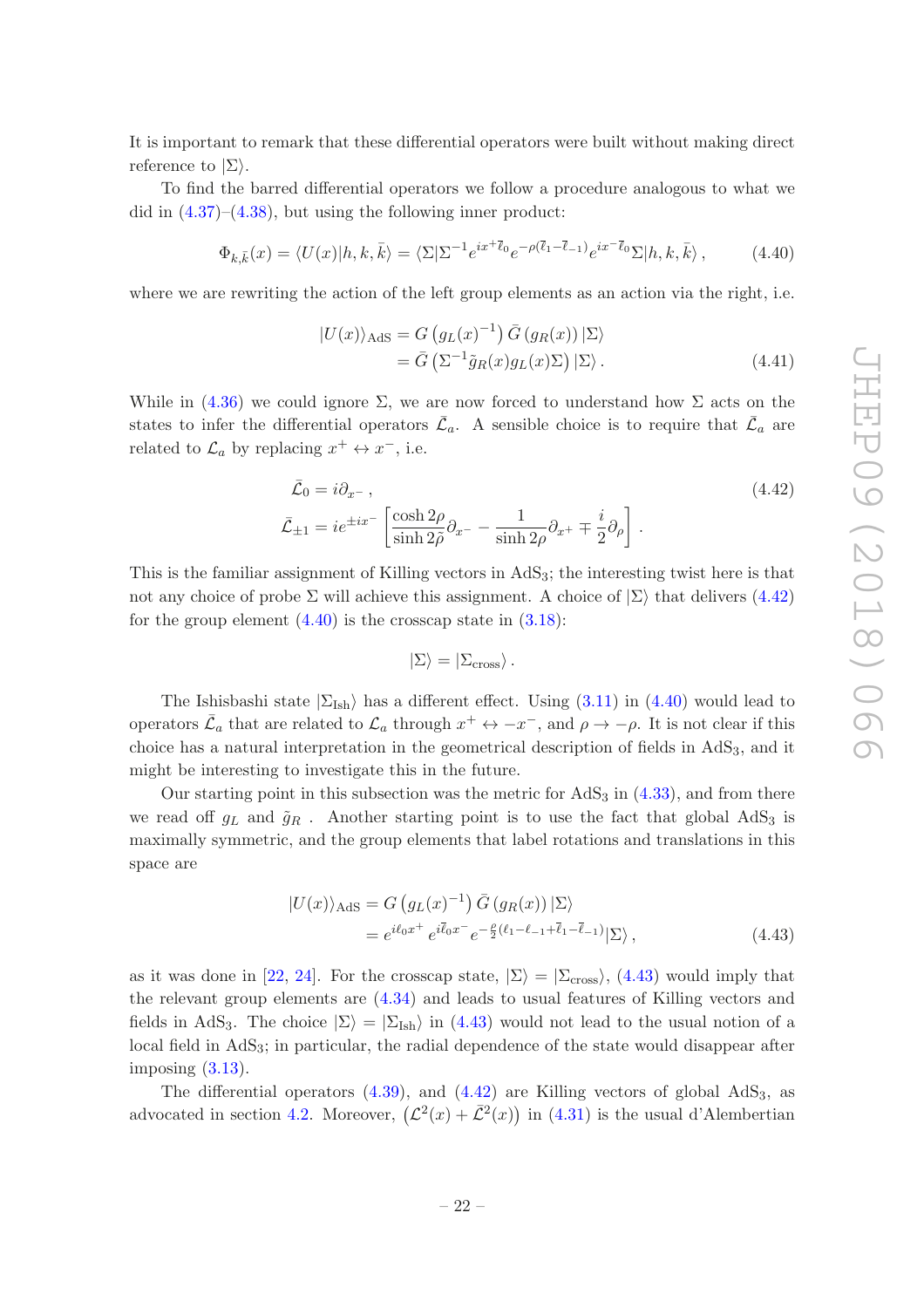It is important to remark that these differential operators were built without making direct reference to $|\Sigma\rangle$.

To find the barred differential operators we follow a procedure analogous to what we did in (4.37)–(4.38), but using the following inner product:

$$\Phi_{k,\bar{k}}(x) = \langle U(x)|h,k,\bar{k}\rangle = \langle \Sigma|\Sigma^{-1}e^{ix^+\bar{\ell}_0}e^{-\rho(\bar{\ell}_1-\bar{\ell}_{-1})}e^{ix^-\bar{\ell}_0}\Sigma|h,k,\bar{k}\rangle \,, \tag{4.40}$$

where we are rewriting the action of the left group elements as an action via the right, i.e.

$$\begin{aligned} |U(x)\rangle_{\rm AdS} &= G\left(g_L(x)^{-1}\right)\bar{G}\left(g_R(x)\right)|\Sigma\rangle \\ &= \bar{G}\left(\Sigma^{-1}\tilde{g}_R(x)g_L(x)\Sigma\right)|\Sigma\rangle \,. \end{aligned} \tag{4.41}$$

While in (4.36) we could ignore $\Sigma$, we are now forced to understand how $\Sigma$ acts on the states to infer the differential operators $\bar{\mathcal{L}}_a$. A sensible choice is to require that $\bar{\mathcal{L}}_a$ are related to $\mathcal{L}_a$ by replacing $x^+ \leftrightarrow x^-$, i.e.

$$\begin{aligned} \bar{\mathcal{L}}_0 &= i\partial_{x^-} \,, \\ \bar{\mathcal{L}}_{\pm 1} &= ie^{\pm ix^-}\left[\frac{\cosh 2\rho}{\sinh 2\rho}\partial_{x^-} - \frac{1}{\sinh 2\rho}\partial_{x^+} \mp \frac{i}{2}\partial_\rho\right] \,. \end{aligned} \tag{4.42}$$

This is the familiar assignment of Killing vectors in AdS$_3$; the interesting twist here is that not any choice of probe $\Sigma$ will achieve this assignment. A choice of $|\Sigma\rangle$ that delivers (4.42) for the group element (4.40) is the crosscap state in (3.18):

$$|\Sigma\rangle = |\Sigma_{\rm cross}\rangle \,.$$

The Ishisbashi state $|\Sigma_{\rm Ish}\rangle$ has a different effect. Using (3.11) in (4.40) would lead to operators $\bar{\mathcal{L}}_a$ that are related to $\mathcal{L}_a$ through $x^+ \leftrightarrow -x^-$, and $\rho \to -\rho$. It is not clear if this choice has a natural interpretation in the geometrical description of fields in AdS$_3$, and it might be interesting to investigate this in the future.

Our starting point in this subsection was the metric for AdS$_3$ in (4.33), and from there we read off $g_L$ and $\tilde{g}_R$ . Another starting point is to use the fact that global AdS$_3$ is maximally symmetric, and the group elements that label rotations and translations in this space are

$$\begin{aligned} |U(x)\rangle_{\rm AdS} &= G\left(g_L(x)^{-1}\right)\bar{G}\left(g_R(x)\right)|\Sigma\rangle \\ &= e^{i\ell_0 x^+}\,e^{i\bar{\ell}_0 x^-}\,e^{-\frac{\rho}{2}(\ell_1-\ell_{-1}+\bar{\ell}_1-\bar{\ell}_{-1})}|\Sigma\rangle \,, \end{aligned} \tag{4.43}$$

as it was done in [22, 24]. For the crosscap state, $|\Sigma\rangle = |\Sigma_{\rm cross}\rangle$, (4.43) would imply that the relevant group elements are (4.34) and leads to usual features of Killing vectors and fields in AdS$_3$. The choice $|\Sigma\rangle = |\Sigma_{\rm Ish}\rangle$ in (4.43) would not lead to the usual notion of a local field in AdS$_3$; in particular, the radial dependence of the state would disappear after imposing (3.13).

The differential operators (4.39), and (4.42) are Killing vectors of global AdS$_3$, as advocated in section 4.2. Moreover, $\left(\mathcal{L}^2(x) + \bar{\mathcal{L}}^2(x)\right)$ in (4.31) is the usual d'Alembertian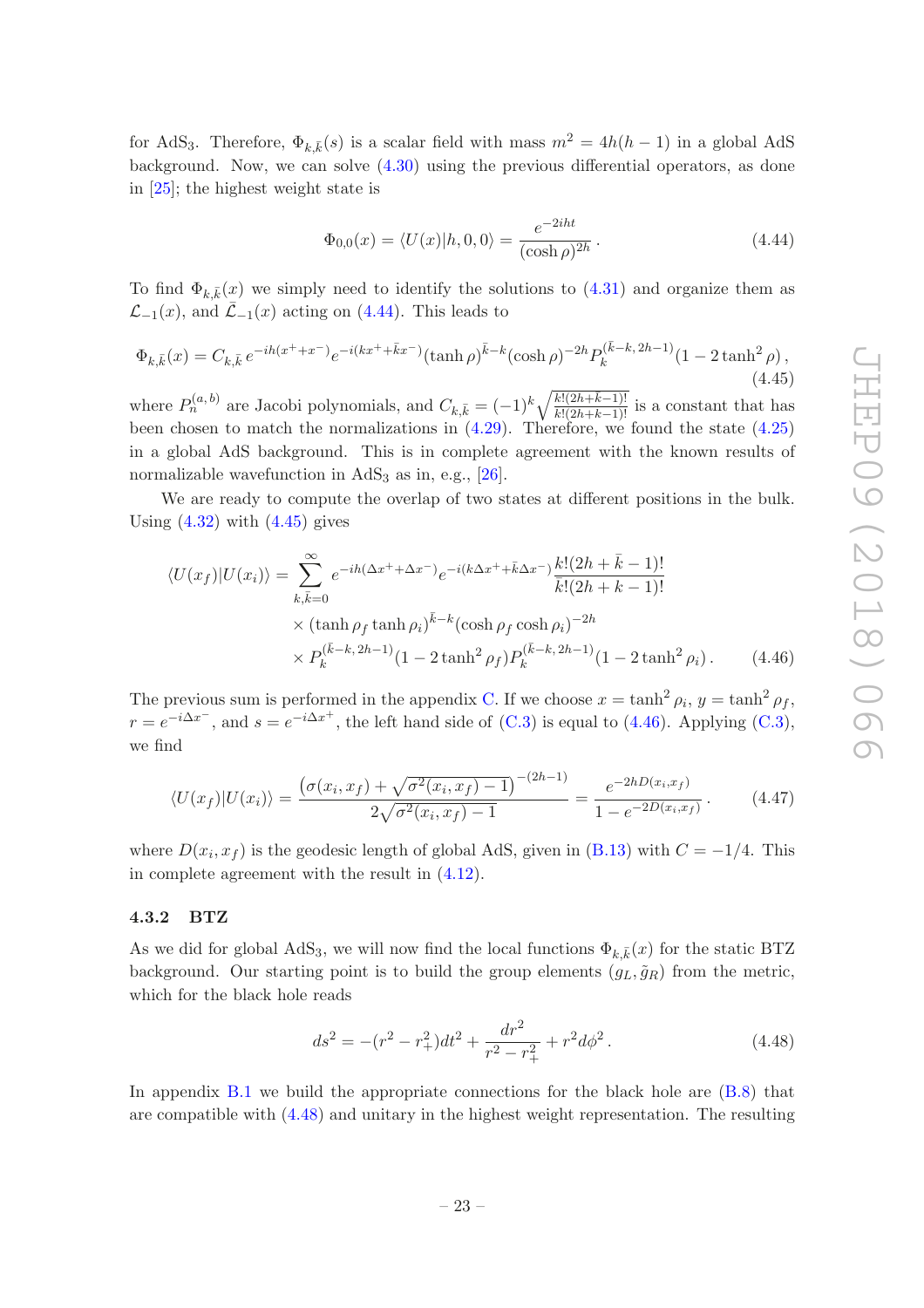for AdS$_3$. Therefore, $\Phi_{k,\bar{k}}(s)$ is a scalar field with mass $m^2 = 4h(h-1)$ in a global AdS background. Now, we can solve (4.30) using the previous differential operators, as done in [25]; the highest weight state is

$$\Phi_{0,0}(x) = \langle U(x)|h,0,0\rangle = \frac{e^{-2iht}}{(\cosh\rho)^{2h}}\,. \tag{4.44}$$

To find $\Phi_{k,\bar{k}}(x)$ we simply need to identify the solutions to (4.31) and organize them as $\mathcal{L}_{-1}(x)$, and $\bar{\mathcal{L}}_{-1}(x)$ acting on (4.44). This leads to

$$\Phi_{k,\bar{k}}(x) = C_{k,\bar{k}}\, e^{-ih(x^+ + x^-)} e^{-i(kx^+ + \bar{k}x^-)} (\tanh\rho)^{\bar{k}-k} (\cosh\rho)^{-2h} P_k^{(\bar{k}-k,\,2h-1)}(1 - 2\tanh^2\rho)\,, \tag{4.45}$$

where $P_n^{(a,b)}$ are Jacobi polynomials, and $C_{k,\bar{k}} = (-1)^k\sqrt{\frac{k!(2h+\bar{k}-1)!}{\bar{k}!(2h+k-1)!}}$ is a constant that has been chosen to match the normalizations in (4.29). Therefore, we found the state (4.25) in a global AdS background. This is in complete agreement with the known results of normalizable wavefunction in AdS$_3$ as in, e.g., [26].

We are ready to compute the overlap of two states at different positions in the bulk. Using (4.32) with (4.45) gives

$$\begin{aligned}\langle U(x_f)|U(x_i)\rangle = &\sum_{k,\bar{k}=0}^{\infty} e^{-ih(\Delta x^+ + \Delta x^-)} e^{-i(k\Delta x^+ + \bar{k}\Delta x^-)} \frac{k!(2h+\bar{k}-1)!}{\bar{k}!(2h+k-1)!} \\ &\times (\tanh\rho_f \tanh\rho_i)^{\bar{k}-k} (\cosh\rho_f\cosh\rho_i)^{-2h} \\ &\times P_k^{(\bar{k}-k,\,2h-1)}(1-2\tanh^2\rho_f) P_k^{(\bar{k}-k,\,2h-1)}(1-2\tanh^2\rho_i)\,.\end{aligned} \tag{4.46}$$

The previous sum is performed in the appendix C. If we choose $x = \tanh^2\rho_i$, $y = \tanh^2\rho_f$, $r = e^{-i\Delta x^-}$, and $s = e^{-i\Delta x^+}$, the left hand side of (C.3) is equal to (4.46). Applying (C.3), we find

$$\langle U(x_f)|U(x_i)\rangle = \frac{\left(\sigma(x_i,x_f) + \sqrt{\sigma^2(x_i,x_f)-1}\right)^{-(2h-1)}}{2\sqrt{\sigma^2(x_i,x_f)-1}} = \frac{e^{-2hD(x_i,x_f)}}{1-e^{-2D(x_i,x_f)}}\,. \tag{4.47}$$

where $D(x_i,x_f)$ is the geodesic length of global AdS, given in (B.13) with $C = -1/4$. This in complete agreement with the result in (4.12).

### 4.3.2 BTZ

As we did for global AdS$_3$, we will now find the local functions $\Phi_{k,\bar{k}}(x)$ for the static BTZ background. Our starting point is to build the group elements $(g_L, \tilde{g}_R)$ from the metric, which for the black hole reads

$$ds^2 = -(r^2 - r_+^2)dt^2 + \frac{dr^2}{r^2 - r_+^2} + r^2 d\phi^2\,. \tag{4.48}$$

In appendix B.1 we build the appropriate connections for the black hole are (B.8) that are compatible with (4.48) and unitary in the highest weight representation. The resulting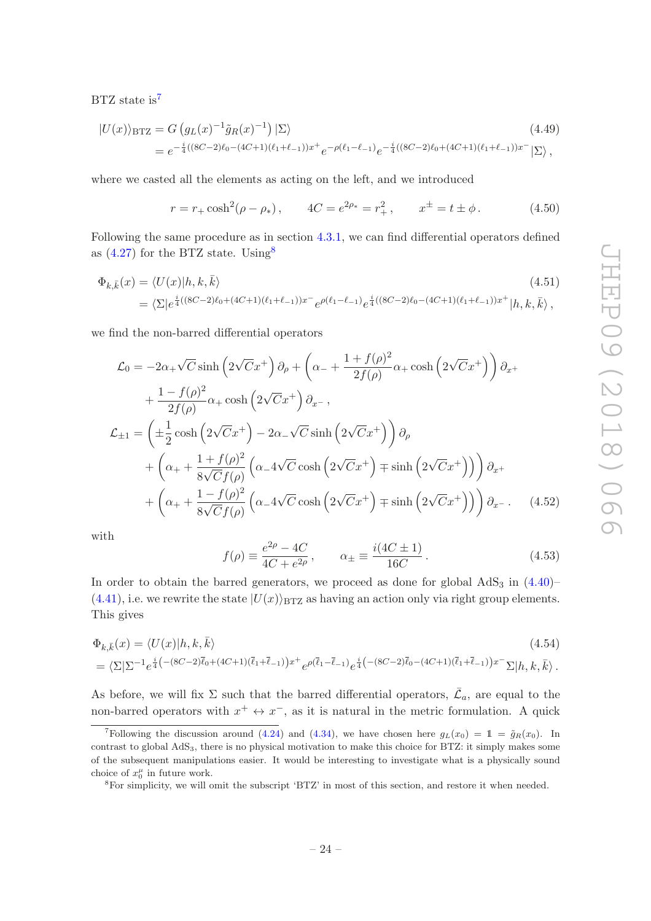BTZ state is[7]

$$
\begin{aligned}
|U(x)\rangle_{\rm BTZ} &= G\left(g_L(x)^{-1}\tilde{g}_R(x)^{-1}\right)|\Sigma\rangle \qquad (4.49)\\
&= e^{-\frac{i}{4}((8C-2)\ell_0-(4C+1)(\ell_1+\ell_{-1}))x^+}e^{-\rho(\ell_1-\ell_{-1})}e^{-\frac{i}{4}((8C-2)\ell_0+(4C+1)(\ell_1+\ell_{-1}))x^-}|\Sigma\rangle\,,
\end{aligned}
$$

where we casted all the elements as acting on the left, and we introduced

$$
r = r_+\cosh^2(\rho-\rho_*)\,,\qquad 4C = e^{2\rho_*} = r_+^2\,,\qquad x^\pm = t\pm\phi\,. \tag{4.50}
$$

Following the same procedure as in section 4.3.1, we can find differential operators defined as (4.27) for the BTZ state. Using[8]

$$
\begin{aligned}
\Phi_{k,\bar{k}}(x) &= \langle U(x)|h,k,\bar{k}\rangle \qquad (4.51)\\
&= \langle\Sigma|e^{\frac{i}{4}((8C-2)\ell_0+(4C+1)(\ell_1+\ell_{-1}))x^-}e^{\rho(\ell_1-\ell_{-1})}e^{\frac{i}{4}((8C-2)\ell_0-(4C+1)(\ell_1+\ell_{-1}))x^+}|h,k,\bar{k}\rangle\,,
\end{aligned}
$$

we find the non-barred differential operators

$$
\begin{aligned}
\mathcal{L}_0 &= -2\alpha_+\sqrt{C}\sinh\left(2\sqrt{C}x^+\right)\partial_\rho + \left(\alpha_- + \frac{1+f(\rho)^2}{2f(\rho)}\alpha_+\cosh\left(2\sqrt{C}x^+\right)\right)\partial_{x^+}\\
&\quad + \frac{1-f(\rho)^2}{2f(\rho)}\alpha_+\cosh\left(2\sqrt{C}x^+\right)\partial_{x^-}\,,\\
\mathcal{L}_{\pm1} &= \left(\pm\frac{1}{2}\cosh\left(2\sqrt{C}x^+\right) - 2\alpha_-\sqrt{C}\sinh\left(2\sqrt{C}x^+\right)\right)\partial_\rho\\
&\quad + \left(\alpha_+ + \frac{1+f(\rho)^2}{8\sqrt{C}f(\rho)}\left(\alpha_-4\sqrt{C}\cosh\left(2\sqrt{C}x^+\right)\mp\sinh\left(2\sqrt{C}x^+\right)\right)\right)\partial_{x^+}\\
&\quad + \left(\alpha_+ + \frac{1-f(\rho)^2}{8\sqrt{C}f(\rho)}\left(\alpha_-4\sqrt{C}\cosh\left(2\sqrt{C}x^+\right)\mp\sinh\left(2\sqrt{C}x^+\right)\right)\right)\partial_{x^-}\,. \qquad (4.52)
\end{aligned}
$$

with

$$
f(\rho)\equiv\frac{e^{2\rho}-4C}{4C+e^{2\rho}}\,,\qquad \alpha_\pm\equiv\frac{i(4C\pm1)}{16C}\,. \tag{4.53}
$$

In order to obtain the barred generators, we proceed as done for global AdS$_3$ in (4.40)–(4.41), i.e. we rewrite the state $|U(x)\rangle_{\rm BTZ}$ as having an action only via right group elements. This gives

$$
\begin{aligned}
&\Phi_{k,\bar{k}}(x) = \langle U(x)|h,k,\bar{k}\rangle \qquad (4.54)\\
&= \langle\Sigma|\Sigma^{-1}e^{\frac{i}{4}\left(-(8C-2)\bar{\ell}_0+(4C+1)(\bar{\ell}_1+\bar{\ell}_{-1})\right)x^+}e^{\rho(\bar{\ell}_1-\bar{\ell}_{-1})}e^{\frac{i}{4}\left(-(8C-2)\bar{\ell}_0-(4C+1)(\bar{\ell}_1+\bar{\ell}_{-1})\right)x^-}\Sigma|h,k,\bar{k}\rangle\,.
\end{aligned}
$$

As before, we will fix $\Sigma$ such that the barred differential operators, $\bar{\mathcal{L}}_a$, are equal to the non-barred operators with $x^+\leftrightarrow x^-$, as it is natural in the metric formulation. A quick

[7] Following the discussion around (4.24) and (4.34), we have chosen here $g_L(x_0) = \mathbb{1} = \tilde{g}_R(x_0)$. In contrast to global AdS$_3$, there is no physical motivation to make this choice for BTZ: it simply makes some of the subsequent manipulations easier. It would be interesting to investigate what is a physically sound choice of $x_0^\mu$ in future work.

[8] For simplicity, we will omit the subscript 'BTZ' in most of this section, and restore it when needed.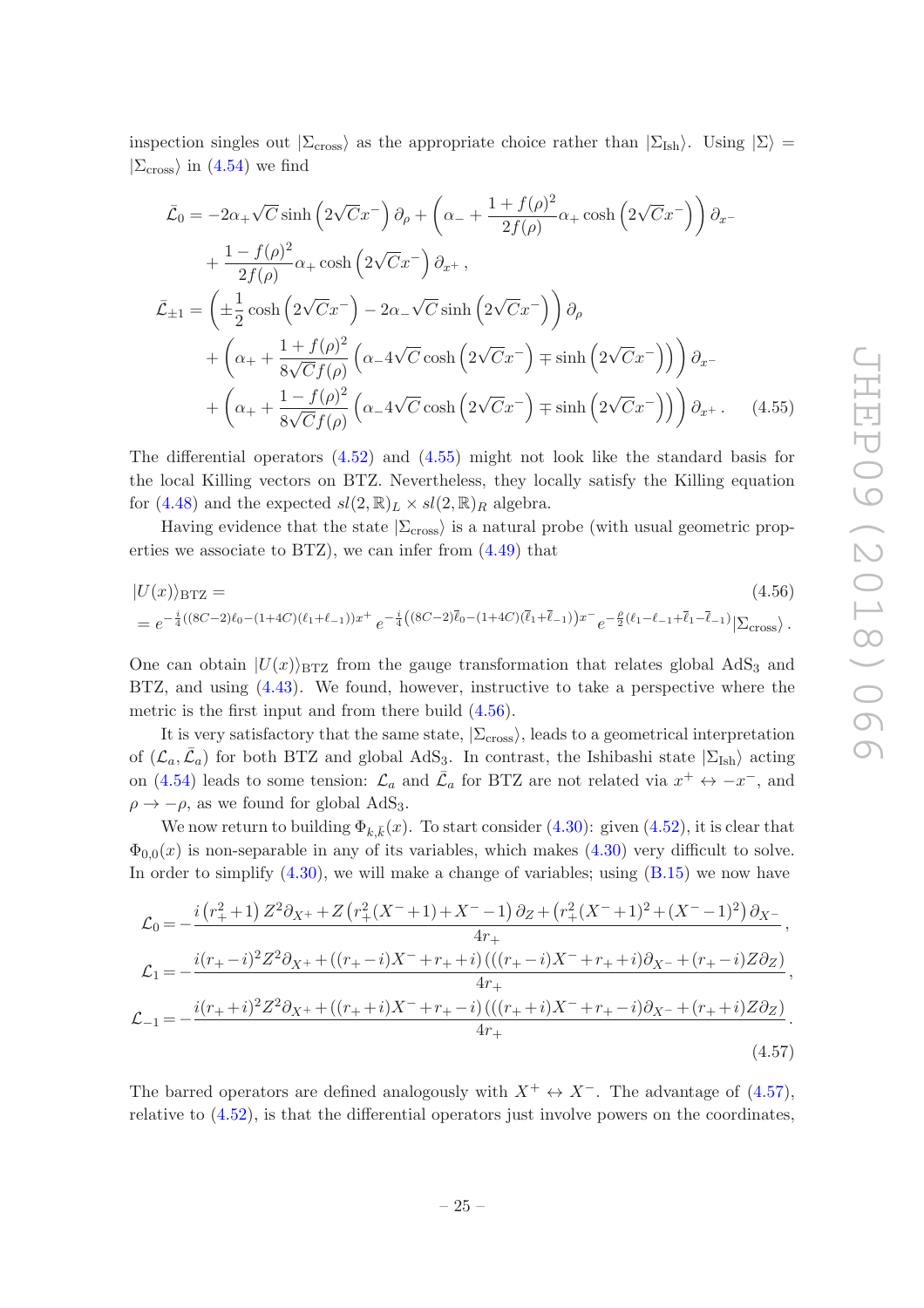inspection singles out $|\Sigma_{\rm cross}\rangle$ as the appropriate choice rather than $|\Sigma_{\rm Ish}\rangle$. Using $|\Sigma\rangle = |\Sigma_{\rm cross}\rangle$ in (4.54) we find

$$
\begin{aligned}
\bar{\mathcal{L}}_0 =& -2\alpha_+\sqrt{C}\sinh\left(2\sqrt{C}x^-\right)\partial_\rho + \left(\alpha_- + \frac{1+f(\rho)^2}{2f(\rho)}\alpha_+\cosh\left(2\sqrt{C}x^-\right)\right)\partial_{x^-}\\
&+\frac{1-f(\rho)^2}{2f(\rho)}\alpha_+\cosh\left(2\sqrt{C}x^-\right)\partial_{x^+}\,,\\
\bar{\mathcal{L}}_{\pm1} =& \left(\pm\frac{1}{2}\cosh\left(2\sqrt{C}x^-\right) - 2\alpha_-\sqrt{C}\sinh\left(2\sqrt{C}x^-\right)\right)\partial_\rho\\
&+\left(\alpha_+ + \frac{1+f(\rho)^2}{8\sqrt{C}f(\rho)}\left(\alpha_-4\sqrt{C}\cosh\left(2\sqrt{C}x^-\right)\mp\sinh\left(2\sqrt{C}x^-\right)\right)\right)\partial_{x^-}\\
&+\left(\alpha_+ + \frac{1-f(\rho)^2}{8\sqrt{C}f(\rho)}\left(\alpha_-4\sqrt{C}\cosh\left(2\sqrt{C}x^-\right)\mp\sinh\left(2\sqrt{C}x^-\right)\right)\right)\partial_{x^+}\,. \qquad (4.55)
\end{aligned}
$$

The differential operators (4.52) and (4.55) might not look like the standard basis for the local Killing vectors on BTZ. Nevertheless, they locally satisfy the Killing equation for (4.48) and the expected $sl(2,\mathbb{R})_L\times sl(2,\mathbb{R})_R$ algebra.

Having evidence that the state $|\Sigma_{\rm cross}\rangle$ is a natural probe (with usual geometric properties we associate to BTZ), we can infer from (4.49) that

$$
\begin{aligned}
&|U(x)\rangle_{\rm BTZ} = \qquad (4.56)\\
&= e^{-\frac{i}{4}\left((8C-2)\ell_0-(1+4C)(\ell_1+\ell_{-1})\right)x^+}\, e^{-\frac{i}{4}\left((8C-2)\bar{\ell}_0-(1+4C)(\bar{\ell}_1+\bar{\ell}_{-1})\right)x^-}\, e^{-\frac{\rho}{2}(\ell_1-\ell_{-1}+\bar{\ell}_1-\bar{\ell}_{-1})}|\Sigma_{\rm cross}\rangle\,.
\end{aligned}
$$

One can obtain $|U(x)\rangle_{\rm BTZ}$ from the gauge transformation that relates global AdS$_3$ and BTZ, and using (4.43). We found, however, instructive to take a perspective where the metric is the first input and from there build (4.56).

It is very satisfactory that the same state, $|\Sigma_{\rm cross}\rangle$, leads to a geometrical interpretation of $(\mathcal{L}_a,\bar{\mathcal{L}}_a)$ for both BTZ and global AdS$_3$. In contrast, the Ishibashi state $|\Sigma_{\rm Ish}\rangle$ acting on (4.54) leads to some tension: $\mathcal{L}_a$ and $\bar{\mathcal{L}}_a$ for BTZ are not related via $x^+\leftrightarrow -x^-$, and $\rho\to-\rho$, as we found for global AdS$_3$.

We now return to building $\Phi_{k,\bar{k}}(x)$. To start consider (4.30): given (4.52), it is clear that $\Phi_{0,0}(x)$ is non-separable in any of its variables, which makes (4.30) very difficult to solve. In order to simplify (4.30), we will make a change of variables; using (B.15) we now have

$$
\begin{aligned}
\mathcal{L}_0 &= -\frac{i\left(r_+^2+1\right)Z^2\partial_{X^+}+Z\left(r_+^2(X^-+1)+X^--1\right)\partial_Z+\left(r_+^2(X^-+1)^2+(X^--1)^2\right)\partial_{X^-}}{4r_+}\,,\\
\mathcal{L}_1 &= -\frac{i(r_+-i)^2Z^2\partial_{X^+}+((r_+-i)X^-+r_++i)\left(((r_+-i)X^-+r_++i)\partial_{X^-}+(r_+-i)Z\partial_Z\right)}{4r_+}\,,\\
\mathcal{L}_{-1} &= -\frac{i(r_++i)^2Z^2\partial_{X^+}+((r_++i)X^-+r_+-i)\left(((r_++i)X^-+r_+-i)\partial_{X^-}+(r_++i)Z\partial_Z\right)}{4r_+}\,.
\end{aligned}
\qquad (4.57)
$$

The barred operators are defined analogously with $X^+\leftrightarrow X^-$. The advantage of (4.57), relative to (4.52), is that the differential operators just involve powers on the coordinates,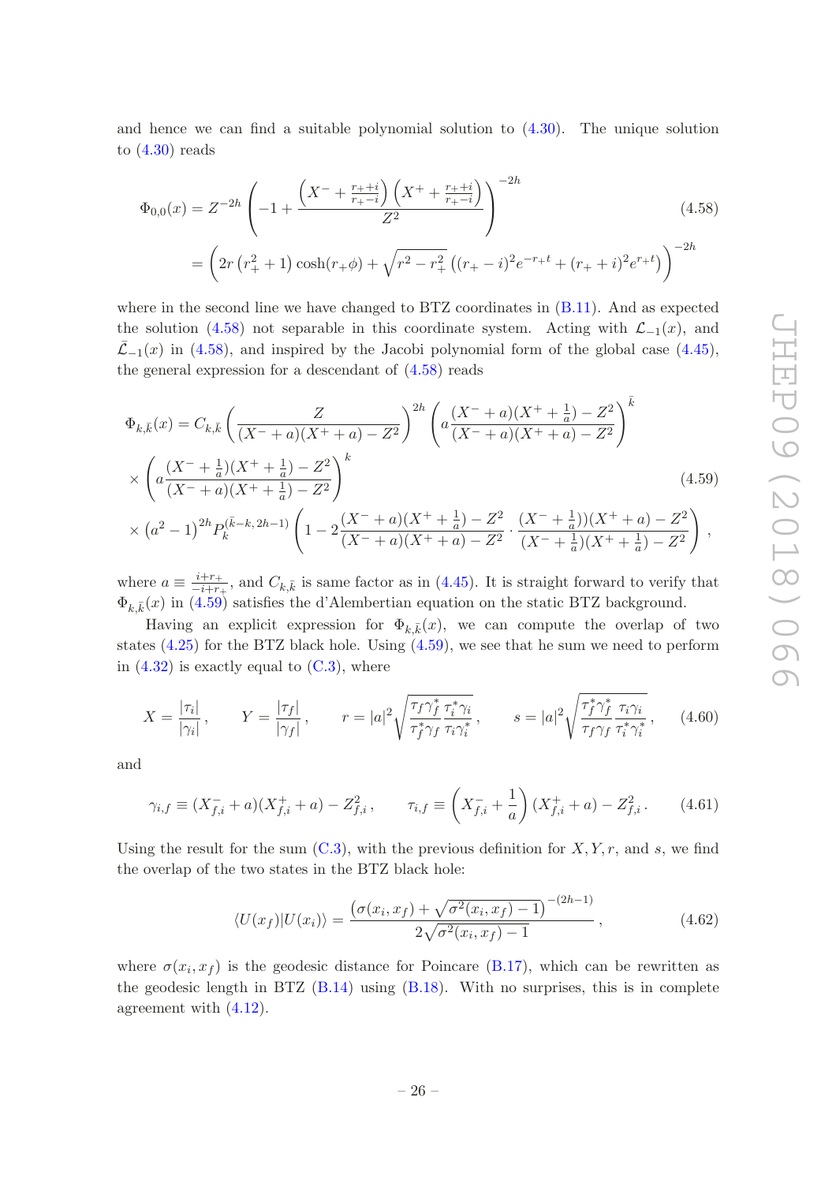and hence we can find a suitable polynomial solution to (4.30). The unique solution to (4.30) reads

$$\begin{aligned}\Phi_{0,0}(x) &= Z^{-2h}\left(-1+\frac{\left(X^-+\frac{r_++i}{r_+-i}\right)\left(X^++\frac{r_++i}{r_+-i}\right)}{Z^2}\right)^{-2h} \\ &= \left(2r\left(r_+^2+1\right)\cosh(r_+\phi)+\sqrt{r^2-r_+^2}\left((r_+-i)^2e^{-r_+t}+(r_++i)^2e^{r_+t}\right)\right)^{-2h}\end{aligned} \tag{4.58}$$

where in the second line we have changed to BTZ coordinates in (B.11). And as expected the solution (4.58) not separable in this coordinate system. Acting with $\mathcal{L}_{-1}(x)$, and $\bar{\mathcal{L}}_{-1}(x)$ in (4.58), and inspired by the Jacobi polynomial form of the global case (4.45), the general expression for a descendant of (4.58) reads

$$\begin{aligned}\Phi_{k,\bar{k}}(x) &= C_{k,\bar{k}}\left(\frac{Z}{(X^-+a)(X^++a)-Z^2}\right)^{2h}\left(a\frac{(X^-+a)(X^++\frac{1}{a})-Z^2}{(X^-+a)(X^++a)-Z^2}\right)^{\bar{k}} \\ &\times\left(a\frac{(X^-+\frac{1}{a})(X^++\frac{1}{a})-Z^2}{(X^-+a)(X^++\frac{1}{a})-Z^2}\right)^{k} \\ &\times\left(a^2-1\right)^{2h}P_k^{(\bar{k}-k,\,2h-1)}\left(1-2\frac{(X^-+a)(X^++\frac{1}{a})-Z^2}{(X^-+a)(X^++a)-Z^2}\cdot\frac{(X^-+\frac{1}{a}))(X^++a)-Z^2}{(X^-+\frac{1}{a})(X^++\frac{1}{a})-Z^2}\right),\end{aligned} \tag{4.59}$$

where $a\equiv\frac{i+r_+}{-i+r_+}$, and $C_{k,\bar{k}}$ is same factor as in (4.45). It is straight forward to verify that $\Phi_{k,\bar{k}}(x)$ in (4.59) satisfies the d'Alembertian equation on the static BTZ background.

Having an explicit expression for $\Phi_{k,\bar{k}}(x)$, we can compute the overlap of two states (4.25) for the BTZ black hole. Using (4.59), we see that he sum we need to perform in (4.32) is exactly equal to (C.3), where

$$X=\frac{|\tau_i|}{|\gamma_i|}, \qquad Y=\frac{|\tau_f|}{|\gamma_f|}, \qquad r=|a|^2\sqrt{\frac{\tau_f\gamma_f^*}{\tau_f^*\gamma_f}\frac{\tau_i^*\gamma_i}{\tau_i\gamma_i^*}}, \qquad s=|a|^2\sqrt{\frac{\tau_f^*\gamma_f^*}{\tau_f\gamma_f}\frac{\tau_i\gamma_i}{\tau_i^*\gamma_i^*}}, \tag{4.60}$$

and

$$\gamma_{i,f}\equiv(X_{f,i}^-+a)(X_{f,i}^++a)-Z_{f,i}^2, \qquad \tau_{i,f}\equiv\left(X_{f,i}^-+\frac{1}{a}\right)(X_{f,i}^++a)-Z_{f,i}^2. \tag{4.61}$$

Using the result for the sum (C.3), with the previous definition for $X,Y,r$, and $s$, we find the overlap of the two states in the BTZ black hole:

$$\langle U(x_f)|U(x_i)\rangle=\frac{\left(\sigma(x_i,x_f)+\sqrt{\sigma^2(x_i,x_f)-1}\right)^{-(2h-1)}}{2\sqrt{\sigma^2(x_i,x_f)-1}}, \tag{4.62}$$

where $\sigma(x_i,x_f)$ is the geodesic distance for Poincare (B.17), which can be rewritten as the geodesic length in BTZ (B.14) using (B.18). With no surprises, this is in complete agreement with (4.12).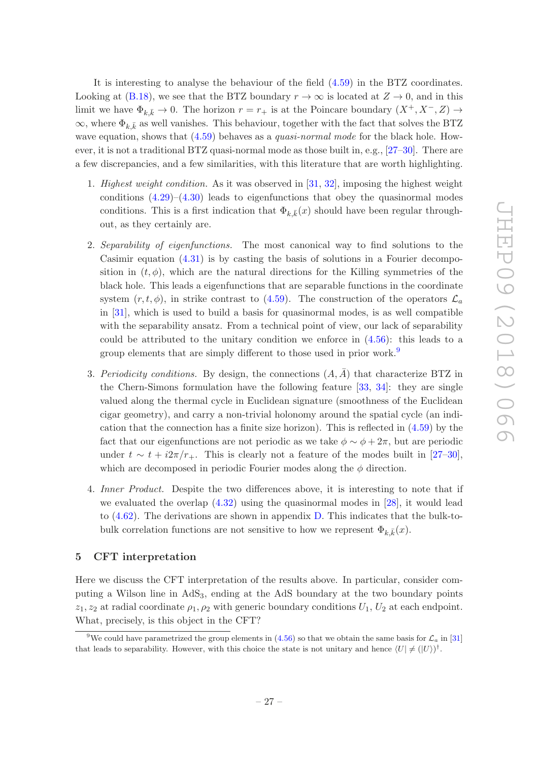It is interesting to analyse the behaviour of the field (4.59) in the BTZ coordinates. Looking at (B.18), we see that the BTZ boundary $r \to \infty$ is located at $Z \to 0$, and in this limit we have $\Phi_{k,\bar{k}} \to 0$. The horizon $r = r_+$ is at the Poincare boundary $(X^+, X^-, Z) \to \infty$, where $\Phi_{k,\bar{k}}$ as well vanishes. This behaviour, together with the fact that solves the BTZ wave equation, shows that (4.59) behaves as a *quasi-normal mode* for the black hole. However, it is not a traditional BTZ quasi-normal mode as those built in, e.g., [27–30]. There are a few discrepancies, and a few similarities, with this literature that are worth highlighting.

1. *Highest weight condition.* As it was observed in [31, 32], imposing the highest weight conditions (4.29)–(4.30) leads to eigenfunctions that obey the quasinormal modes conditions. This is a first indication that $\Phi_{k,\bar{k}}(x)$ should have been regular throughout, as they certainly are.

2. *Separability of eigenfunctions.* The most canonical way to find solutions to the Casimir equation (4.31) is by casting the basis of solutions in a Fourier decomposition in $(t, \phi)$, which are the natural directions for the Killing symmetries of the black hole. This leads a eigenfunctions that are separable functions in the coordinate system $(r, t, \phi)$, in strike contrast to (4.59). The construction of the operators $\mathcal{L}_a$ in [31], which is used to build a basis for quasinormal modes, is as well compatible with the separability ansatz. From a technical point of view, our lack of separability could be attributed to the unitary condition we enforce in (4.56): this leads to a group elements that are simply different to those used in prior work.[9]

3. *Periodicity conditions.* By design, the connections $(A, \bar{A})$ that characterize BTZ in the Chern-Simons formulation have the following feature [33, 34]: they are single valued along the thermal cycle in Euclidean signature (smoothness of the Euclidean cigar geometry), and carry a non-trivial holonomy around the spatial cycle (an indication that the connection has a finite size horizon). This is reflected in (4.59) by the fact that our eigenfunctions are not periodic as we take $\phi \sim \phi + 2\pi$, but are periodic under $t \sim t + i2\pi/r_+$. This is clearly not a feature of the modes built in [27–30], which are decomposed in periodic Fourier modes along the $\phi$ direction.

4. *Inner Product.* Despite the two differences above, it is interesting to note that if we evaluated the overlap (4.32) using the quasinormal modes in [28], it would lead to (4.62). The derivations are shown in appendix D. This indicates that the bulk-to-bulk correlation functions are not sensitive to how we represent $\Phi_{k,\bar{k}}(x)$.

## 5 CFT interpretation

Here we discuss the CFT interpretation of the results above. In particular, consider computing a Wilson line in $\text{AdS}_3$, ending at the AdS boundary at the two boundary points $z_1, z_2$ at radial coordinate $\rho_1, \rho_2$ with generic boundary conditions $U_1$, $U_2$ at each endpoint. What, precisely, is this object in the CFT?

[9] We could have parametrized the group elements in (4.56) so that we obtain the same basis for $\mathcal{L}_a$ in [31] that leads to separability. However, with this choice the state is not unitary and hence $\langle U| \neq (|U\rangle)^\dagger$.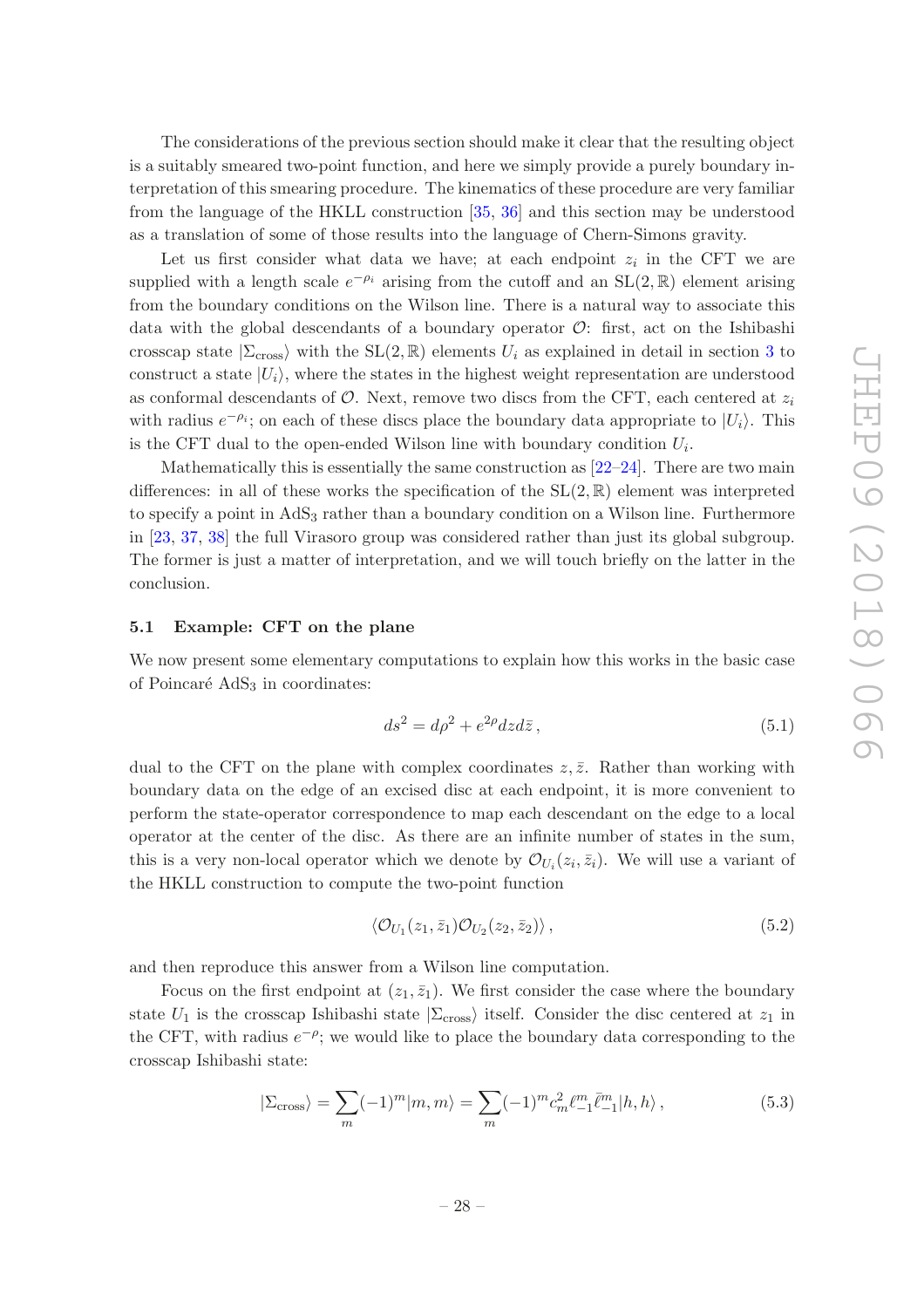The considerations of the previous section should make it clear that the resulting object is a suitably smeared two-point function, and here we simply provide a purely boundary interpretation of this smearing procedure. The kinematics of these procedure are very familiar from the language of the HKLL construction [35, 36] and this section may be understood as a translation of some of those results into the language of Chern-Simons gravity.

Let us first consider what data we have; at each endpoint $z_i$ in the CFT we are supplied with a length scale $e^{-\rho_i}$ arising from the cutoff and an $\mathrm{SL}(2,\mathbb{R})$ element arising from the boundary conditions on the Wilson line. There is a natural way to associate this data with the global descendants of a boundary operator $\mathcal{O}$: first, act on the Ishibashi crosscap state $|\Sigma_{\text{cross}}\rangle$ with the $\mathrm{SL}(2,\mathbb{R})$ elements $U_i$ as explained in detail in section 3 to construct a state $|U_i\rangle$, where the states in the highest weight representation are understood as conformal descendants of $\mathcal{O}$. Next, remove two discs from the CFT, each centered at $z_i$ with radius $e^{-\rho_i}$; on each of these discs place the boundary data appropriate to $|U_i\rangle$. This is the CFT dual to the open-ended Wilson line with boundary condition $U_i$.

Mathematically this is essentially the same construction as [22–24]. There are two main differences: in all of these works the specification of the $\mathrm{SL}(2,\mathbb{R})$ element was interpreted to specify a point in $\mathrm{AdS}_3$ rather than a boundary condition on a Wilson line. Furthermore in [23, 37, 38] the full Virasoro group was considered rather than just its global subgroup. The former is just a matter of interpretation, and we will touch briefly on the latter in the conclusion.

### 5.1 Example: CFT on the plane

We now present some elementary computations to explain how this works in the basic case of Poincaré $\mathrm{AdS}_3$ in coordinates:

$$ds^2 = d\rho^2 + e^{2\rho} dz d\bar{z}\,, \tag{5.1}$$

dual to the CFT on the plane with complex coordinates $z, \bar{z}$. Rather than working with boundary data on the edge of an excised disc at each endpoint, it is more convenient to perform the state-operator correspondence to map each descendant on the edge to a local operator at the center of the disc. As there are an infinite number of states in the sum, this is a very non-local operator which we denote by $\mathcal{O}_{U_i}(z_i, \bar{z}_i)$. We will use a variant of the HKLL construction to compute the two-point function

$$\langle \mathcal{O}_{U_1}(z_1, \bar{z}_1)\mathcal{O}_{U_2}(z_2, \bar{z}_2)\rangle\,, \tag{5.2}$$

and then reproduce this answer from a Wilson line computation.

Focus on the first endpoint at $(z_1, \bar{z}_1)$. We first consider the case where the boundary state $U_1$ is the crosscap Ishibashi state $|\Sigma_{\text{cross}}\rangle$ itself. Consider the disc centered at $z_1$ in the CFT, with radius $e^{-\rho}$; we would like to place the boundary data corresponding to the crosscap Ishibashi state:

$$|\Sigma_{\text{cross}}\rangle = \sum_m (-1)^m |m, m\rangle = \sum_m (-1)^m c_m^2 \ell_{-1}^m \bar{\ell}_{-1}^m |h, h\rangle\,, \tag{5.3}$$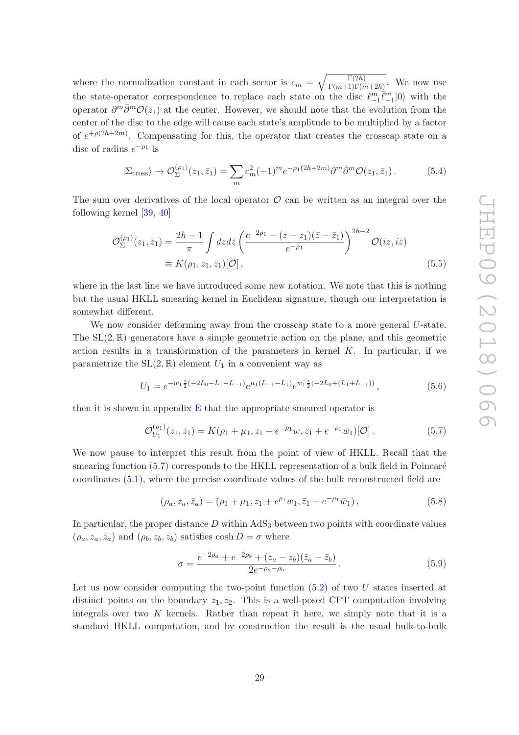where the normalization constant in each sector is $c_m = \sqrt{\frac{\Gamma(2h)}{\Gamma(m+1)\Gamma(m+2h)}}$. We now use the state-operator correspondence to replace each state on the disc $\ell_{-1}^m \bar{\ell}_{-1}^m |0\rangle$ with the operator $\partial^m \bar{\partial}^m \mathcal{O}(z_1)$ at the center. However, we should note that the evolution from the center of the disc to the edge will cause each state's amplitude to be multiplied by a factor of $e^{+\rho(2h+2m)}$. Compensating for this, the operator that creates the crosscap state on a disc of radius $e^{-\rho_1}$ is

$$|\Sigma_{\text{cross}}\rangle \to \mathcal{O}_\Sigma^{(\rho_1)}(z_1, \bar{z}_1) = \sum_m c_m^2 (-1)^m e^{-\rho_1(2h+2m)} \partial^m \bar{\partial}^m \mathcal{O}(z_1, \bar{z}_1)\,. \tag{5.4}$$

The sum over derivatives of the local operator $\mathcal{O}$ can be written as an integral over the following kernel [39, 40]

$$\begin{aligned}
\mathcal{O}_\Sigma^{(\rho_1)}(z_1, \bar{z}_1) &= \frac{2h-1}{\pi} \int dz d\bar{z} \left( \frac{e^{-2\rho_1} - (z - z_1)(\bar{z} - \bar{z}_1)}{e^{-\rho_1}} \right)^{2h-2} \mathcal{O}(iz, i\bar{z}) \\
&\equiv K(\rho_1, z_1, \bar{z}_1)[\mathcal{O}]\,,
\end{aligned} \tag{5.5}$$

where in the last line we have introduced some new notation. We note that this is nothing but the usual HKLL smearing kernel in Euclidean signature, though our interpretation is somewhat different.

We now consider deforming away from the crosscap state to a more general $U$-state. The $\mathrm{SL}(2,\mathbb{R})$ generators have a simple geometric action on the plane, and this geometric action results in a transformation of the parameters in kernel $K$. In particular, if we parametrize the $\mathrm{SL}(2,\mathbb{R})$ element $U_1$ in a convenient way as

$$U_1 = e^{-w_1 \frac{i}{2}(-2L_0 - L_1 - L_{-1})} e^{\mu_1 (L_{-1} - L_1)} e^{\bar{w}_1 \frac{i}{2}(-2L_0 + (L_1 + L_{-1}))}\,, \tag{5.6}$$

then it is shown in appendix E that the appropriate smeared operator is

$$\mathcal{O}_{U_1}^{(\rho_1)}(z_1, \bar{z}_1) = K(\rho_1 + \mu_1, z_1 + e^{-\rho_1} w, \bar{z}_1 + e^{-\rho_1} \bar{w}_1)[\mathcal{O}]\,. \tag{5.7}$$

We now pause to interpret this result from the point of view of HKLL. Recall that the smearing function (5.7) corresponds to the HKLL representation of a bulk field in Poincaré coordinates (5.1), where the precise coordinate values of the bulk reconstructed field are

$$(\rho_a, z_a, \bar{z}_a) = (\rho_1 + \mu_1, z_1 + e^{\rho_1} w_1, \bar{z}_1 + e^{-\rho_1} \bar{w}_1)\,, \tag{5.8}$$

In particular, the proper distance $D$ within $\mathrm{AdS}_3$ between two points with coordinate values $(\rho_a, z_a, \bar{z}_a)$ and $(\rho_b, z_b, \bar{z}_b)$ satisfies $\cosh D = \sigma$ where

$$\sigma = \frac{e^{-2\rho_a} + e^{-2\rho_b} + (z_a - z_b)(\bar{z}_a - \bar{z}_b)}{2e^{-\rho_a - \rho_b}}\,. \tag{5.9}$$

Let us now consider computing the two-point function (5.2) of two $U$ states inserted at distinct points on the boundary $z_1, z_2$. This is a well-posed CFT computation involving integrals over two $K$ kernels. Rather than repeat it here, we simply note that it is a standard HKLL computation, and by construction the result is the usual bulk-to-bulk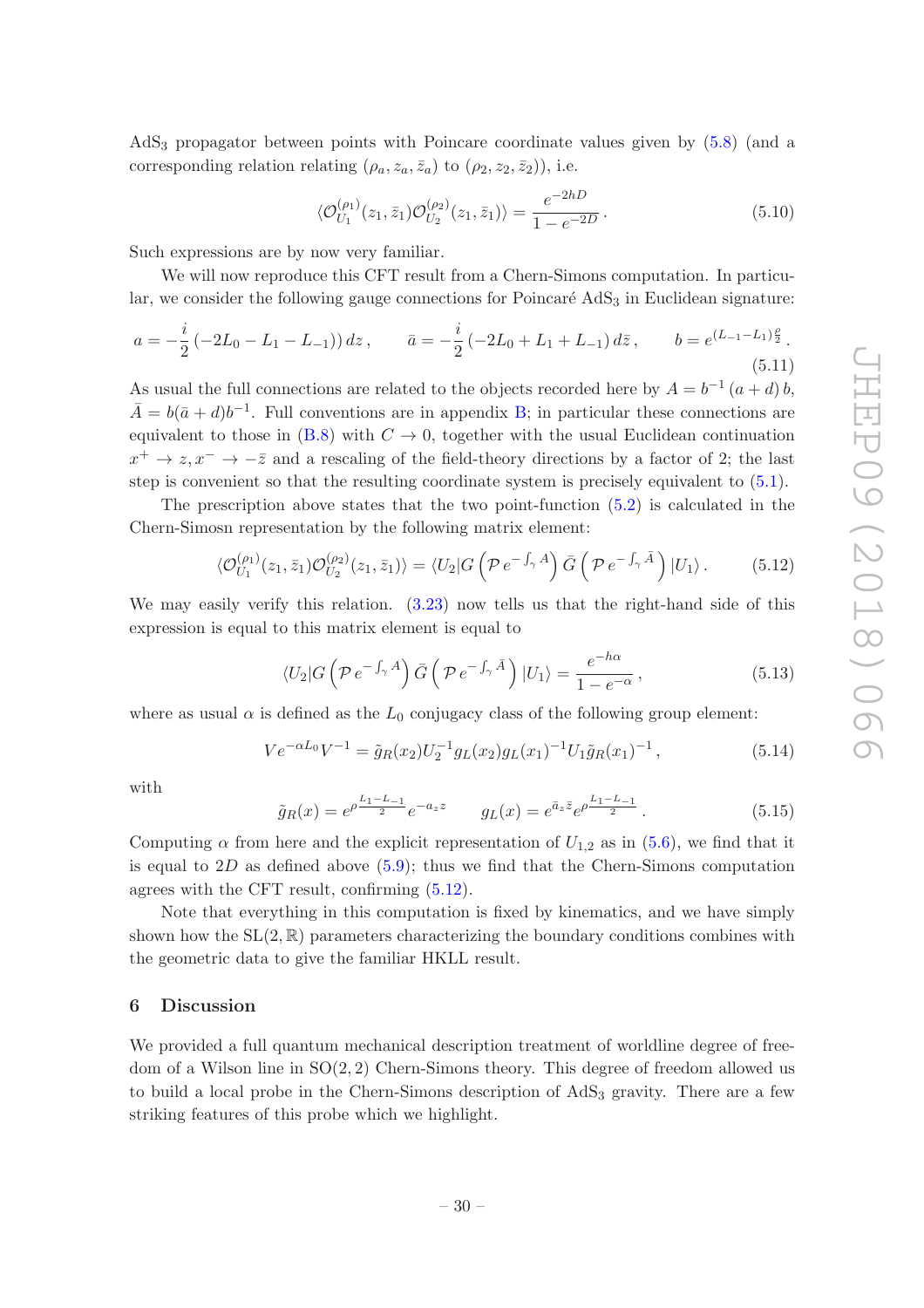AdS$_3$ propagator between points with Poincare coordinate values given by (5.8) (and a corresponding relation relating $(\rho_a, z_a, \bar{z}_a)$ to $(\rho_2, z_2, \bar{z}_2)$), i.e.

$$\langle \mathcal{O}_{U_1}^{(\rho_1)}(z_1, \bar{z}_1) \mathcal{O}_{U_2}^{(\rho_2)}(z_1, \bar{z}_1) \rangle = \frac{e^{-2hD}}{1 - e^{-2D}} \,. \tag{5.10}$$

Such expressions are by now very familiar.

We will now reproduce this CFT result from a Chern-Simons computation. In particular, we consider the following gauge connections for Poincaré AdS$_3$ in Euclidean signature:

$$a = -\frac{i}{2}\left(-2L_0 - L_1 - L_{-1}\right) dz \,, \qquad \bar{a} = -\frac{i}{2}\left(-2L_0 + L_1 + L_{-1}\right) d\bar{z} \,, \qquad b = e^{(L_{-1} - L_1)\frac{\rho}{2}} \,. \tag{5.11}$$

As usual the full connections are related to the objects recorded here by $A = b^{-1}(a + d)\, b$, $\bar{A} = b(\bar{a} + d) b^{-1}$. Full conventions are in appendix B; in particular these connections are equivalent to those in (B.8) with $C \to 0$, together with the usual Euclidean continuation $x^+ \to z, x^- \to -\bar{z}$ and a rescaling of the field-theory directions by a factor of 2; the last step is convenient so that the resulting coordinate system is precisely equivalent to (5.1).

The prescription above states that the two point-function (5.2) is calculated in the Chern-Simosn representation by the following matrix element:

$$\langle \mathcal{O}_{U_1}^{(\rho_1)}(z_1, \bar{z}_1) \mathcal{O}_{U_2}^{(\rho_2)}(z_1, \bar{z}_1) \rangle = \langle U_2 | G \left(\mathcal{P}\, e^{-\int_\gamma A}\right) \bar{G} \left(\mathcal{P}\, e^{-\int_\gamma \bar{A}}\right) | U_1 \rangle \,. \tag{5.12}$$

We may easily verify this relation. (3.23) now tells us that the right-hand side of this expression is equal to this matrix element is equal to

$$\langle U_2 | G \left(\mathcal{P}\, e^{-\int_\gamma A}\right) \bar{G} \left(\mathcal{P}\, e^{-\int_\gamma \bar{A}}\right) | U_1 \rangle = \frac{e^{-h\alpha}}{1 - e^{-\alpha}} \,, \tag{5.13}$$

where as usual $\alpha$ is defined as the $L_0$ conjugacy class of the following group element:

$$V e^{-\alpha L_0} V^{-1} = \tilde{g}_R(x_2) U_2^{-1} g_L(x_2) g_L(x_1)^{-1} U_1 \tilde{g}_R(x_1)^{-1} \,, \tag{5.14}$$

with

$$\tilde{g}_R(x) = e^{\rho \frac{L_1 - L_{-1}}{2}} e^{-a_z z} \qquad g_L(x) = e^{\bar{a}_{\bar{z}} \bar{z}} e^{\rho \frac{L_1 - L_{-1}}{2}} \,. \tag{5.15}$$

Computing $\alpha$ from here and the explicit representation of $U_{1,2}$ as in (5.6), we find that it is equal to $2D$ as defined above (5.9); thus we find that the Chern-Simons computation agrees with the CFT result, confirming (5.12).

Note that everything in this computation is fixed by kinematics, and we have simply shown how the $\mathrm{SL}(2, \mathbb{R})$ parameters characterizing the boundary conditions combines with the geometric data to give the familiar HKLL result.

## 6 Discussion

We provided a full quantum mechanical description treatment of worldline degree of freedom of a Wilson line in SO(2, 2) Chern-Simons theory. This degree of freedom allowed us to build a local probe in the Chern-Simons description of AdS$_3$ gravity. There are a few striking features of this probe which we highlight.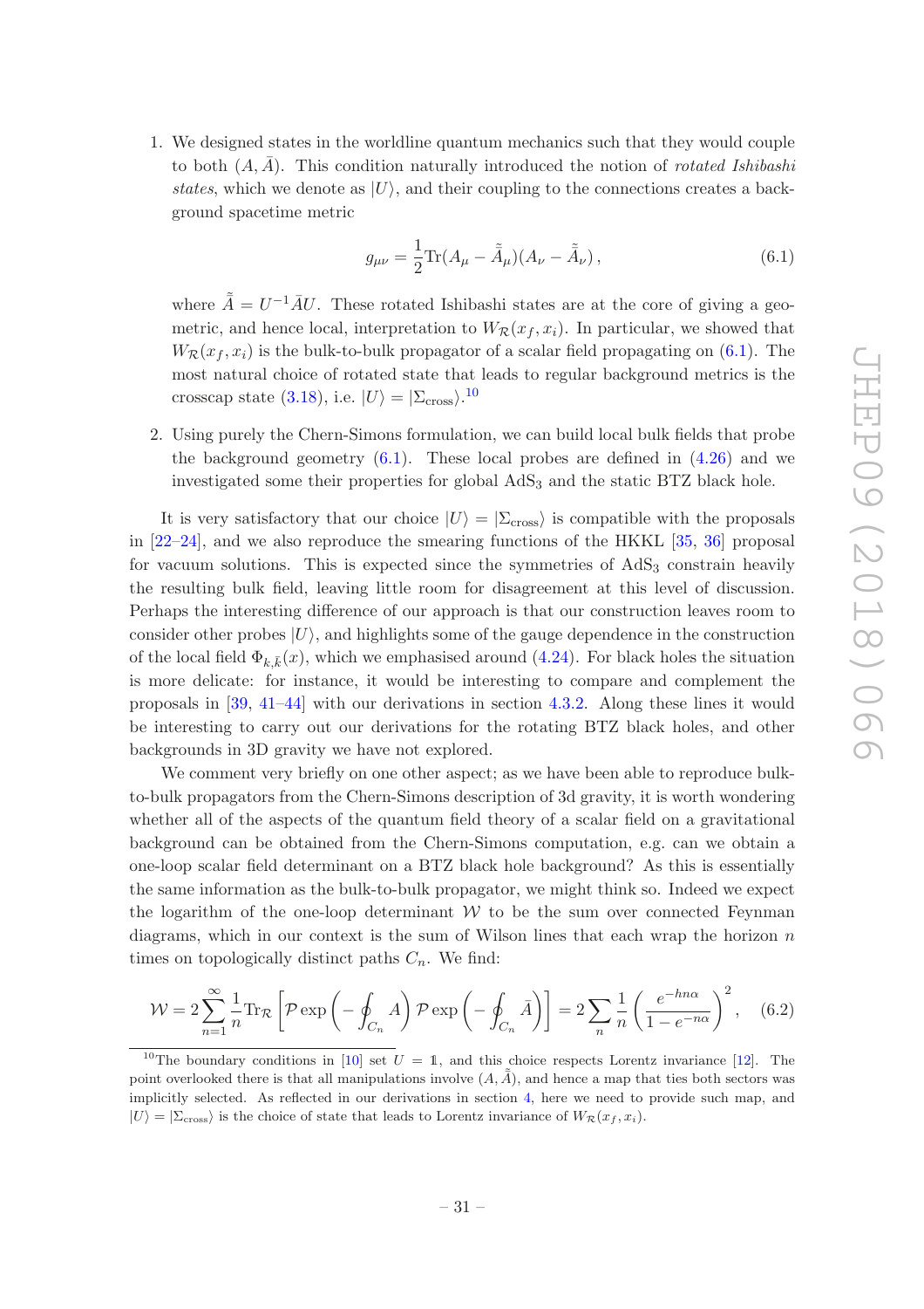1. We designed states in the worldline quantum mechanics such that they would couple to both $(A, \bar{A})$. This condition naturally introduced the notion of *rotated Ishibashi states*, which we denote as $|U\rangle$, and their coupling to the connections creates a background spacetime metric

$$g_{\mu\nu} = \frac{1}{2}\mathrm{Tr}(A_\mu - \tilde{\bar{A}}_\mu)(A_\nu - \tilde{\bar{A}}_\nu)\,, \tag{6.1}$$

where $\tilde{\bar{A}} = U^{-1}\bar{A}U$. These rotated Ishibashi states are at the core of giving a geometric, and hence local, interpretation to $W_{\mathcal{R}}(x_f, x_i)$. In particular, we showed that $W_{\mathcal{R}}(x_f, x_i)$ is the bulk-to-bulk propagator of a scalar field propagating on (6.1). The most natural choice of rotated state that leads to regular background metrics is the crosscap state (3.18), i.e. $|U\rangle = |\Sigma_{\mathrm{cross}}\rangle$.[10]

2. Using purely the Chern-Simons formulation, we can build local bulk fields that probe the background geometry (6.1). These local probes are defined in (4.26) and we investigated some their properties for global $\mathrm{AdS}_3$ and the static BTZ black hole.

It is very satisfactory that our choice $|U\rangle = |\Sigma_{\mathrm{cross}}\rangle$ is compatible with the proposals in [22–24], and we also reproduce the smearing functions of the HKKL [35, 36] proposal for vacuum solutions. This is expected since the symmetries of $\mathrm{AdS}_3$ constrain heavily the resulting bulk field, leaving little room for disagreement at this level of discussion. Perhaps the interesting difference of our approach is that our construction leaves room to consider other probes $|U\rangle$, and highlights some of the gauge dependence in the construction of the local field $\Phi_{k,\bar{k}}(x)$, which we emphasised around (4.24). For black holes the situation is more delicate: for instance, it would be interesting to compare and complement the proposals in [39, 41–44] with our derivations in section 4.3.2. Along these lines it would be interesting to carry out our derivations for the rotating BTZ black holes, and other backgrounds in 3D gravity we have not explored.

We comment very briefly on one other aspect; as we have been able to reproduce bulk-to-bulk propagators from the Chern-Simons description of 3d gravity, it is worth wondering whether all of the aspects of the quantum field theory of a scalar field on a gravitational background can be obtained from the Chern-Simons computation, e.g. can we obtain a one-loop scalar field determinant on a BTZ black hole background? As this is essentially the same information as the bulk-to-bulk propagator, we might think so. Indeed we expect the logarithm of the one-loop determinant $\mathcal{W}$ to be the sum over connected Feynman diagrams, which in our context is the sum of Wilson lines that each wrap the horizon $n$ times on topologically distinct paths $C_n$. We find:

$$\mathcal{W} = 2\sum_{n=1}^{\infty}\frac{1}{n}\mathrm{Tr}_{\mathcal{R}}\left[\mathcal{P}\exp\left(-\oint_{C_n}A\right)\mathcal{P}\exp\left(-\oint_{C_n}\bar{A}\right)\right] = 2\sum_{n}\frac{1}{n}\left(\frac{e^{-hn\alpha}}{1-e^{-n\alpha}}\right)^2, \tag{6.2}$$

[10] The boundary conditions in [10] set $U = \mathbb{1}$, and this choice respects Lorentz invariance [12]. The point overlooked there is that all manipulations involve $(A, \tilde{\bar{A}})$, and hence a map that ties both sectors was implicitly selected. As reflected in our derivations in section 4, here we need to provide such map, and $|U\rangle = |\Sigma_{\mathrm{cross}}\rangle$ is the choice of state that leads to Lorentz invariance of $W_{\mathcal{R}}(x_f, x_i)$.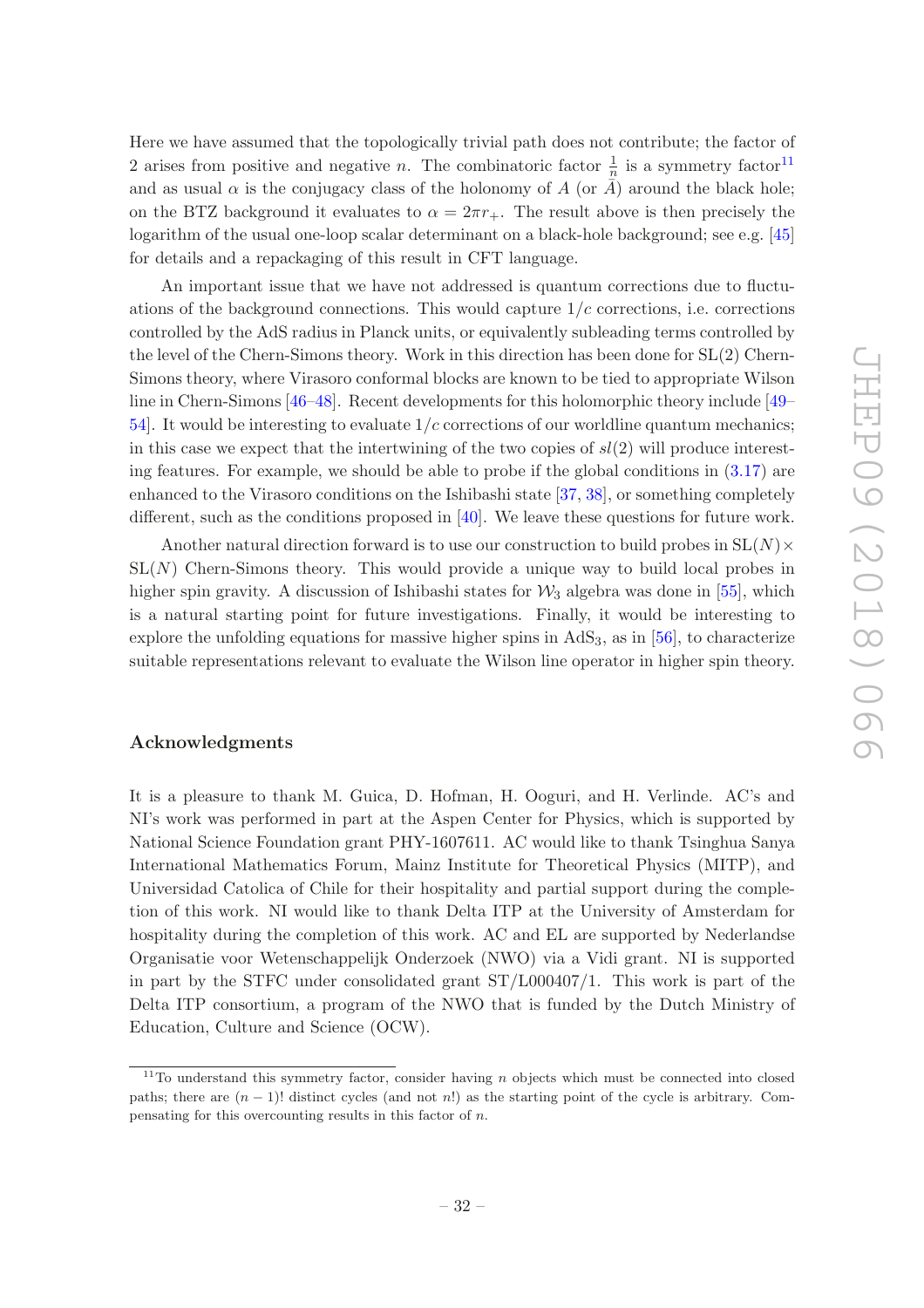Here we have assumed that the topologically trivial path does not contribute; the factor of 2 arises from positive and negative $n$. The combinatoric factor $\frac{1}{n}$ is a symmetry factor[11] and as usual $\alpha$ is the conjugacy class of the holonomy of $A$ (or $\bar{A}$) around the black hole; on the BTZ background it evaluates to $\alpha = 2\pi r_+$. The result above is then precisely the logarithm of the usual one-loop scalar determinant on a black-hole background; see e.g. [45] for details and a repackaging of this result in CFT language.

An important issue that we have not addressed is quantum corrections due to fluctuations of the background connections. This would capture $1/c$ corrections, i.e. corrections controlled by the AdS radius in Planck units, or equivalently subleading terms controlled by the level of the Chern-Simons theory. Work in this direction has been done for SL(2) Chern-Simons theory, where Virasoro conformal blocks are known to be tied to appropriate Wilson line in Chern-Simons [46–48]. Recent developments for this holomorphic theory include [49–54]. It would be interesting to evaluate $1/c$ corrections of our worldline quantum mechanics; in this case we expect that the intertwining of the two copies of $sl(2)$ will produce interesting features. For example, we should be able to probe if the global conditions in (3.17) are enhanced to the Virasoro conditions on the Ishibashi state [37, 38], or something completely different, such as the conditions proposed in [40]. We leave these questions for future work.

Another natural direction forward is to use our construction to build probes in $\mathrm{SL}(N)\times\mathrm{SL}(N)$ Chern-Simons theory. This would provide a unique way to build local probes in higher spin gravity. A discussion of Ishibashi states for $\mathcal{W}_3$ algebra was done in [55], which is a natural starting point for future investigations. Finally, it would be interesting to explore the unfolding equations for massive higher spins in $\mathrm{AdS}_3$, as in [56], to characterize suitable representations relevant to evaluate the Wilson line operator in higher spin theory.

## Acknowledgments

It is a pleasure to thank M. Guica, D. Hofman, H. Ooguri, and H. Verlinde. AC's and NI's work was performed in part at the Aspen Center for Physics, which is supported by National Science Foundation grant PHY-1607611. AC would like to thank Tsinghua Sanya International Mathematics Forum, Mainz Institute for Theoretical Physics (MITP), and Universidad Catolica of Chile for their hospitality and partial support during the completion of this work. NI would like to thank Delta ITP at the University of Amsterdam for hospitality during the completion of this work. AC and EL are supported by Nederlandse Organisatie voor Wetenschappelijk Onderzoek (NWO) via a Vidi grant. NI is supported in part by the STFC under consolidated grant ST/L000407/1. This work is part of the Delta ITP consortium, a program of the NWO that is funded by the Dutch Ministry of Education, Culture and Science (OCW).

---

[11] To understand this symmetry factor, consider having $n$ objects which must be connected into closed paths; there are $(n-1)!$ distinct cycles (and not $n!$) as the starting point of the cycle is arbitrary. Compensating for this overcounting results in this factor of $n$.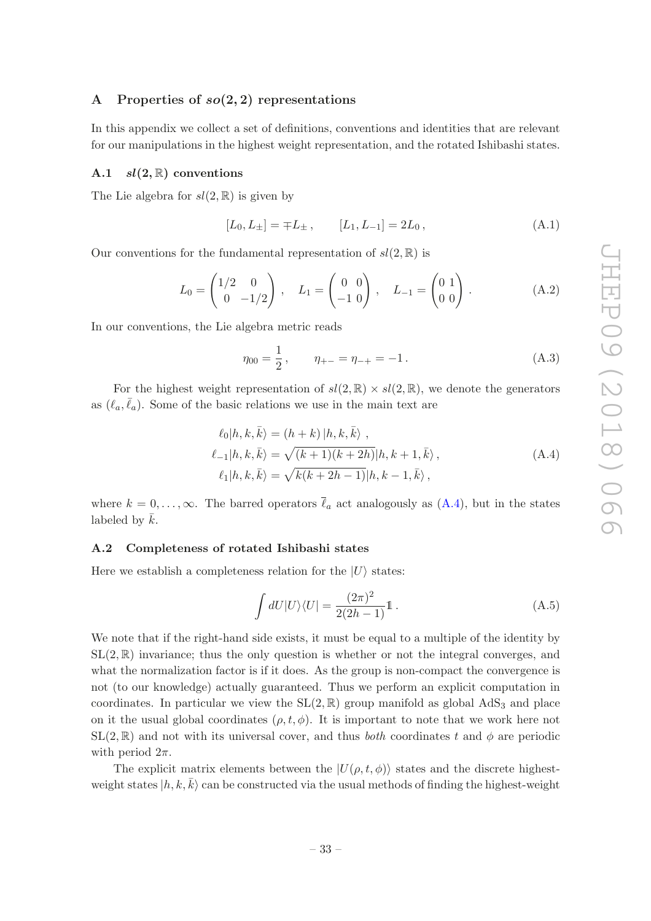## A Properties of $so(2,2)$ representations

In this appendix we collect a set of definitions, conventions and identities that are relevant for our manipulations in the highest weight representation, and the rotated Ishibashi states.

### A.1 $sl(2,\mathbb{R})$ conventions

The Lie algebra for $sl(2,\mathbb{R})$ is given by

$$[L_0, L_\pm] = \mp L_\pm\,, \qquad [L_1, L_{-1}] = 2L_0\,, \tag{A.1}$$

Our conventions for the fundamental representation of $sl(2,\mathbb{R})$ is

$$L_0 = \begin{pmatrix} 1/2 & 0 \\ 0 & -1/2 \end{pmatrix}\,, \quad L_1 = \begin{pmatrix} 0 & 0 \\ -1 & 0 \end{pmatrix}\,, \quad L_{-1} = \begin{pmatrix} 0 & 1 \\ 0 & 0 \end{pmatrix}\,. \tag{A.2}$$

In our conventions, the Lie algebra metric reads

$$\eta_{00} = \frac{1}{2}\,, \qquad \eta_{+-} = \eta_{-+} = -1\,. \tag{A.3}$$

For the highest weight representation of $sl(2,\mathbb{R}) \times sl(2,\mathbb{R})$, we denote the generators as $(\ell_a, \bar{\ell}_a)$. Some of the basic relations we use in the main text are

$$\begin{aligned}
\ell_0 |h, k, \bar{k}\rangle &= (h+k)\,|h, k, \bar{k}\rangle\;, \\
\ell_{-1} |h, k, \bar{k}\rangle &= \sqrt{(k+1)(k+2h)}\,|h, k+1, \bar{k}\rangle\,, \\
\ell_{1} |h, k, \bar{k}\rangle &= \sqrt{k(k+2h-1)}\,|h, k-1, \bar{k}\rangle\,,
\end{aligned} \tag{A.4}$$

where $k = 0, \ldots, \infty$. The barred operators $\bar{\ell}_a$ act analogously as (A.4), but in the states labeled by $\bar{k}$.

### A.2 Completeness of rotated Ishibashi states

Here we establish a completeness relation for the $|U\rangle$ states:

$$\int dU |U\rangle\langle U| = \frac{(2\pi)^2}{2(2h-1)}\mathbb{1}\,. \tag{A.5}$$

We note that if the right-hand side exists, it must be equal to a multiple of the identity by $\mathrm{SL}(2,\mathbb{R})$ invariance; thus the only question is whether or not the integral converges, and what the normalization factor is if it does. As the group is non-compact the convergence is not (to our knowledge) actually guaranteed. Thus we perform an explicit computation in coordinates. In particular we view the $\mathrm{SL}(2,\mathbb{R})$ group manifold as global $\mathrm{AdS}_3$ and place on it the usual global coordinates $(\rho, t, \phi)$. It is important to note that we work here not $\mathrm{SL}(2,\mathbb{R})$ and not with its universal cover, and thus *both* coordinates $t$ and $\phi$ are periodic with period $2\pi$.

The explicit matrix elements between the $|U(\rho, t, \phi)\rangle$ states and the discrete highest-weight states $|h, k, \bar{k}\rangle$ can be constructed via the usual methods of finding the highest-weight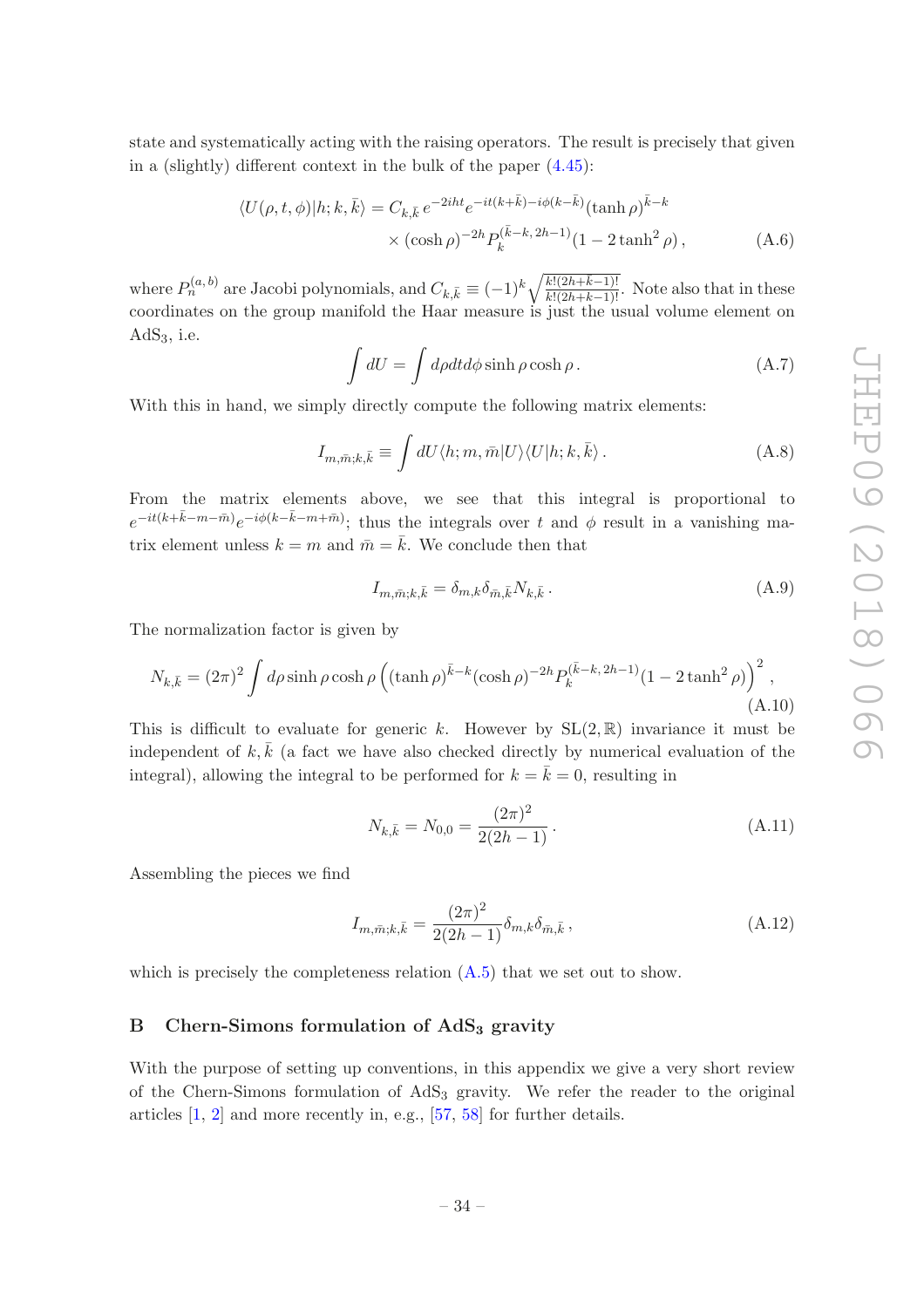state and systematically acting with the raising operators. The result is precisely that given in a (slightly) different context in the bulk of the paper (4.45):

$$\langle U(\rho,t,\phi)|h;k,\bar{k}\rangle = C_{k,\bar{k}}\, e^{-2iht} e^{-it(k+\bar{k})-i\phi(k-\bar{k})}(\tanh\rho)^{\bar{k}-k} \\ \times (\cosh\rho)^{-2h} P_k^{(\bar{k}-k,\,2h-1)}(1-2\tanh^2\rho)\,, \tag{A.6}$$

where $P_n^{(a,b)}$ are Jacobi polynomials, and $C_{k,\bar{k}} \equiv (-1)^k \sqrt{\frac{k!(2h+\bar{k}-1)!}{\bar{k}!(2h+k-1)!}}$. Note also that in these coordinates on the group manifold the Haar measure is just the usual volume element on AdS$_3$, i.e.

$$\int dU = \int d\rho dt d\phi \sinh\rho\cosh\rho\,. \tag{A.7}$$

With this in hand, we simply directly compute the following matrix elements:

$$I_{m,\bar{m};k,\bar{k}} \equiv \int dU \langle h;m,\bar{m}|U\rangle\langle U|h;k,\bar{k}\rangle\,. \tag{A.8}$$

From the matrix elements above, we see that this integral is proportional to $e^{-it(k+\bar{k}-m-\bar{m})}e^{-i\phi(k-\bar{k}-m+\bar{m})}$; thus the integrals over $t$ and $\phi$ result in a vanishing matrix element unless $k=m$ and $\bar{m}=\bar{k}$. We conclude then that

$$I_{m,\bar{m};k,\bar{k}} = \delta_{m,k}\delta_{\bar{m},\bar{k}} N_{k,\bar{k}}\,. \tag{A.9}$$

The normalization factor is given by

$$N_{k,\bar{k}} = (2\pi)^2 \int d\rho \sinh\rho\cosh\rho \left((\tanh\rho)^{\bar{k}-k}(\cosh\rho)^{-2h}P_k^{(\bar{k}-k,\,2h-1)}(1-2\tanh^2\rho)\right)^2\,, \tag{A.10}$$

This is difficult to evaluate for generic $k$. However by SL$(2,\mathbb{R})$ invariance it must be independent of $k,\bar{k}$ (a fact we have also checked directly by numerical evaluation of the integral), allowing the integral to be performed for $k=\bar{k}=0$, resulting in

$$N_{k,\bar{k}} = N_{0,0} = \frac{(2\pi)^2}{2(2h-1)}\,. \tag{A.11}$$

Assembling the pieces we find

$$I_{m,\bar{m};k,\bar{k}} = \frac{(2\pi)^2}{2(2h-1)}\delta_{m,k}\delta_{\bar{m},\bar{k}}\,, \tag{A.12}$$

which is precisely the completeness relation (A.5) that we set out to show.

## B Chern-Simons formulation of AdS$_3$ gravity

With the purpose of setting up conventions, in this appendix we give a very short review of the Chern-Simons formulation of AdS$_3$ gravity. We refer the reader to the original articles [1, 2] and more recently in, e.g., [57, 58] for further details.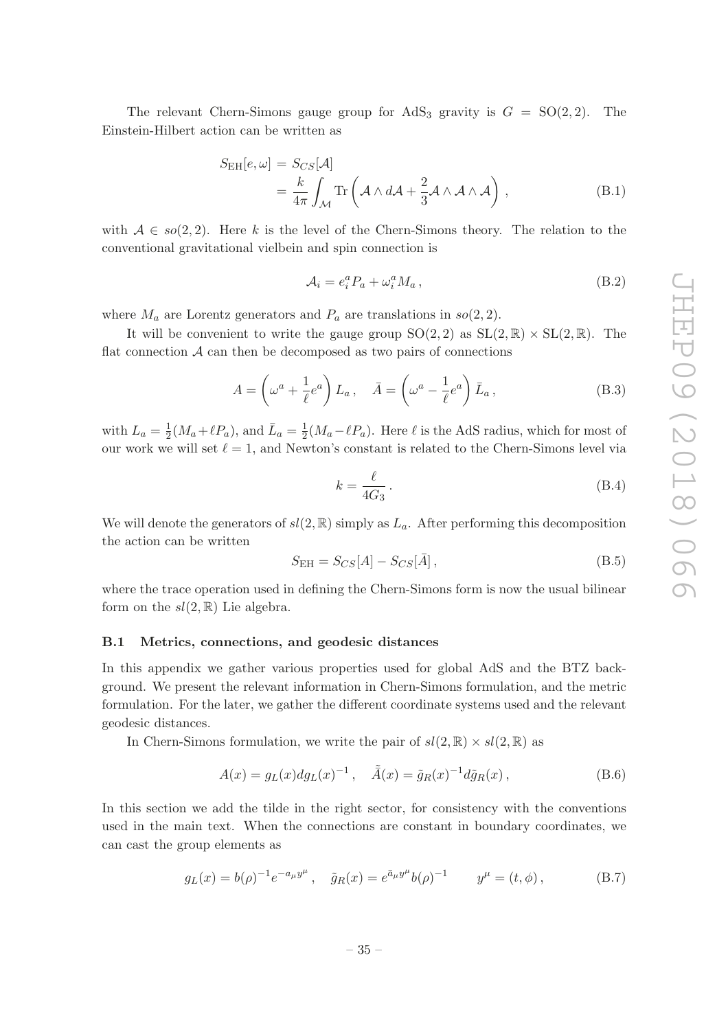The relevant Chern-Simons gauge group for AdS$_3$ gravity is $G = \mathrm{SO}(2,2)$. The Einstein-Hilbert action can be written as

$$
\begin{aligned}
S_{\mathrm{EH}}[e, \omega] &= S_{CS}[\mathcal{A}] \\
&= \frac{k}{4\pi} \int_{\mathcal{M}} \mathrm{Tr} \left( \mathcal{A} \wedge d\mathcal{A} + \frac{2}{3} \mathcal{A} \wedge \mathcal{A} \wedge \mathcal{A} \right) ,
\end{aligned}
\tag{B.1}
$$

with $\mathcal{A} \in so(2,2)$. Here $k$ is the level of the Chern-Simons theory. The relation to the conventional gravitational vielbein and spin connection is

$$
\mathcal{A}_i = e_i^a P_a + \omega_i^a M_a \,, \tag{B.2}
$$

where $M_a$ are Lorentz generators and $P_a$ are translations in $so(2,2)$.

It will be convenient to write the gauge group $\mathrm{SO}(2,2)$ as $\mathrm{SL}(2,\mathbb{R}) \times \mathrm{SL}(2,\mathbb{R})$. The flat connection $\mathcal{A}$ can then be decomposed as two pairs of connections

$$
A = \left( \omega^a + \frac{1}{\ell} e^a \right) L_a \,, \quad \bar{A} = \left( \omega^a - \frac{1}{\ell} e^a \right) \bar{L}_a \,, \tag{B.3}
$$

with $L_a = \frac{1}{2}(M_a + \ell P_a)$, and $\bar{L}_a = \frac{1}{2}(M_a - \ell P_a)$. Here $\ell$ is the AdS radius, which for most of our work we will set $\ell = 1$, and Newton's constant is related to the Chern-Simons level via

$$
k = \frac{\ell}{4G_3} \,. \tag{B.4}
$$

We will denote the generators of $sl(2,\mathbb{R})$ simply as $L_a$. After performing this decomposition the action can be written

$$
S_{\mathrm{EH}} = S_{CS}[A] - S_{CS}[\bar{A}] \,, \tag{B.5}
$$

where the trace operation used in defining the Chern-Simons form is now the usual bilinear form on the $sl(2,\mathbb{R})$ Lie algebra.

### B.1 Metrics, connections, and geodesic distances

In this appendix we gather various properties used for global AdS and the BTZ background. We present the relevant information in Chern-Simons formulation, and the metric formulation. For the later, we gather the different coordinate systems used and the relevant geodesic distances.

In Chern-Simons formulation, we write the pair of $sl(2,\mathbb{R}) \times sl(2,\mathbb{R})$ as

$$
A(x) = g_L(x) d g_L(x)^{-1} \,, \quad \tilde{\bar{A}}(x) = \tilde{g}_R(x)^{-1} d \tilde{g}_R(x) \,, \tag{B.6}
$$

In this section we add the tilde in the right sector, for consistency with the conventions used in the main text. When the connections are constant in boundary coordinates, we can cast the group elements as

$$
g_L(x) = b(\rho)^{-1} e^{-a_\mu y^\mu} \,, \quad \tilde{g}_R(x) = e^{\bar{a}_\mu y^\mu} b(\rho)^{-1} \qquad y^\mu = (t, \phi) \,, \tag{B.7}
$$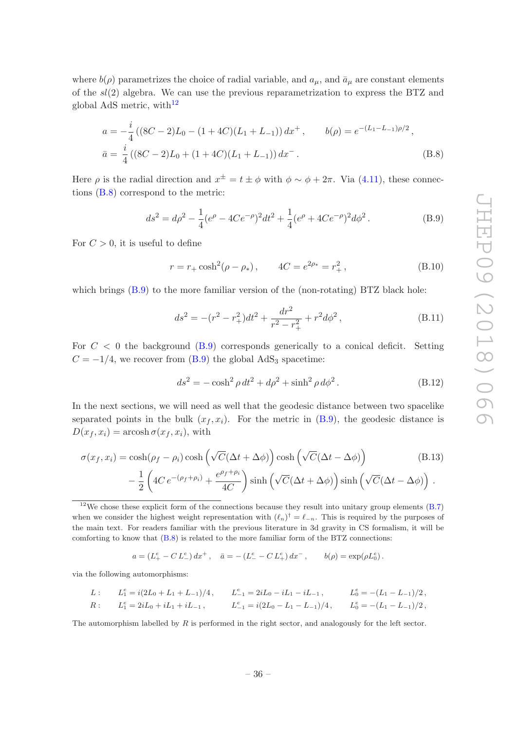where $b(\rho)$ parametrizes the choice of radial variable, and $a_\mu$, and $\bar{a}_\mu$ are constant elements of the $sl(2)$ algebra. We can use the previous reparametrization to express the BTZ and global AdS metric, with[12]

$$
\begin{aligned}
a &= -\frac{i}{4}\left((8C-2)L_0 - (1+4C)(L_1+L_{-1})\right)dx^+\,, \qquad b(\rho) = e^{-(L_1-L_{-1})\rho/2}\,,\\
\bar{a} &= \frac{i}{4}\left((8C-2)L_0 + (1+4C)(L_1+L_{-1})\right)dx^-\,.
\end{aligned} \tag{B.8}
$$

Here $\rho$ is the radial direction and $x^\pm = t \pm \phi$ with $\phi \sim \phi + 2\pi$. Via (4.11), these connections (B.8) correspond to the metric:

$$
ds^2 = d\rho^2 - \frac{1}{4}(e^\rho - 4Ce^{-\rho})^2 dt^2 + \frac{1}{4}(e^\rho + 4Ce^{-\rho})^2 d\phi^2\,. \tag{B.9}
$$

For $C > 0$, it is useful to define

$$
r = r_+ \cosh^2(\rho - \rho_*)\,, \qquad 4C = e^{2\rho_*} = r_+^2\,, \tag{B.10}
$$

which brings (B.9) to the more familiar version of the (non-rotating) BTZ black hole:

$$
ds^2 = -(r^2 - r_+^2)dt^2 + \frac{dr^2}{r^2 - r_+^2} + r^2 d\phi^2\,, \tag{B.11}
$$

For $C < 0$ the background (B.9) corresponds generically to a conical deficit. Setting $C = -1/4$, we recover from (B.9) the global AdS$_3$ spacetime:

$$
ds^2 = -\cosh^2\rho\, dt^2 + d\rho^2 + \sinh^2\rho\, d\phi^2\,. \tag{B.12}
$$

In the next sections, we will need as well that the geodesic distance between two spacelike separated points in the bulk $(x_f, x_i)$. For the metric in (B.9), the geodesic distance is $D(x_f, x_i) = \operatorname{arcosh} \sigma(x_f, x_i)$, with

$$
\begin{aligned}
\sigma(x_f, x_i) = &\cosh(\rho_f - \rho_i)\cosh\left(\sqrt{C}(\Delta t + \Delta\phi)\right)\cosh\left(\sqrt{C}(\Delta t - \Delta\phi)\right)\\
&- \frac{1}{2}\left(4C\, e^{-(\rho_f+\rho_i)} + \frac{e^{\rho_f+\rho_i}}{4C}\right)\sinh\left(\sqrt{C}(\Delta t + \Delta\phi)\right)\sinh\left(\sqrt{C}(\Delta t - \Delta\phi)\right)\,.
\end{aligned} \tag{B.13}
$$

[12] We chose these explicit form of the connections because they result into unitary group elements (B.7) when we consider the highest weight representation with $(\ell_n)^\dagger = \ell_{-n}$. This is required by the purposes of the main text. For readers familiar with the previous literature in 3d gravity in CS formalism, it will be comforting to know that (B.8) is related to the more familiar form of the BTZ connections:

$$
a = (L_+^e - C\, L_-^e)\, dx^+\,, \quad \bar{a} = -(L_-^e - C\, L_+^e)\, dx^-\,, \qquad b(\rho) = \exp(\rho L_0^e)\,.
$$

via the following automorphisms:

$$
\begin{aligned}
L:&\quad L_1^e = i(2L_0 + L_1 + L_{-1})/4\,, \qquad L_{-1}^e = 2iL_0 - iL_1 - iL_{-1}\,, \qquad L_0^e = -(L_1 - L_{-1})/2\,,\\
R:&\quad L_1^e = 2iL_0 + iL_1 + iL_{-1}\,, \qquad L_{-1}^e = i(2L_0 - L_1 - L_{-1})/4\,, \qquad L_0^e = -(L_1 - L_{-1})/2\,,
\end{aligned}
$$

The automorphism labelled by $R$ is performed in the right sector, and analogously for the left sector.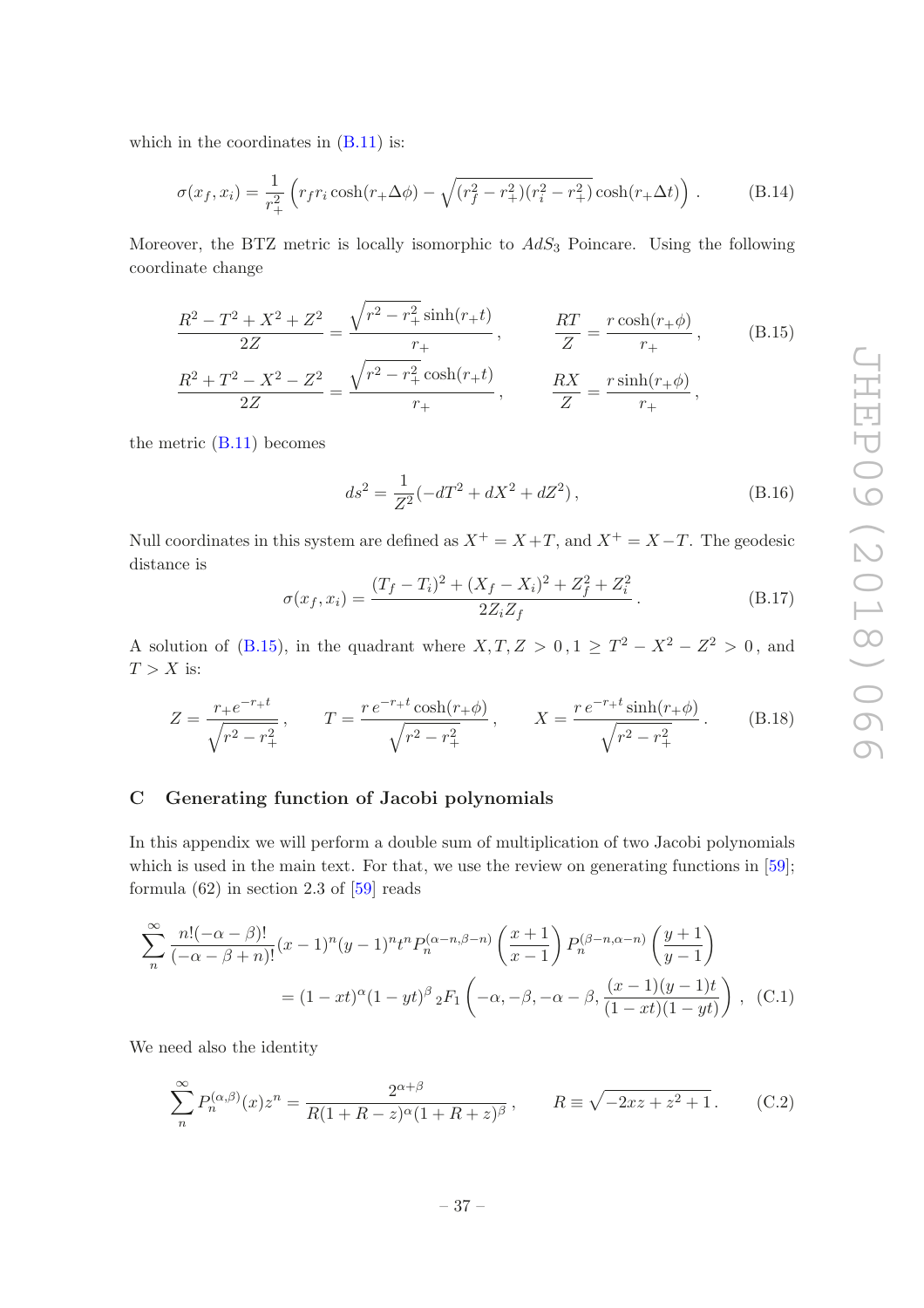which in the coordinates in (B.11) is:

$$\sigma(x_f, x_i) = \frac{1}{r_+^2}\left(r_f r_i \cosh(r_+\Delta\phi) - \sqrt{(r_f^2 - r_+^2)(r_i^2 - r_+^2)}\cosh(r_+\Delta t)\right). \tag{B.14}$$

Moreover, the BTZ metric is locally isomorphic to $AdS_3$ Poincare. Using the following coordinate change

$$\frac{R^2 - T^2 + X^2 + Z^2}{2Z} = \frac{\sqrt{r^2 - r_+^2}\sinh(r_+ t)}{r_+}, \qquad \frac{RT}{Z} = \frac{r\cosh(r_+\phi)}{r_+}, \tag{B.15}$$
$$\frac{R^2 + T^2 - X^2 - Z^2}{2Z} = \frac{\sqrt{r^2 - r_+^2}\cosh(r_+ t)}{r_+}, \qquad \frac{RX}{Z} = \frac{r\sinh(r_+\phi)}{r_+},$$

the metric (B.11) becomes

$$ds^2 = \frac{1}{Z^2}(-dT^2 + dX^2 + dZ^2), \tag{B.16}$$

Null coordinates in this system are defined as $X^+ = X + T$, and $X^+ = X - T$. The geodesic distance is

$$\sigma(x_f, x_i) = \frac{(T_f - T_i)^2 + (X_f - X_i)^2 + Z_f^2 + Z_i^2}{2Z_i Z_f}. \tag{B.17}$$

A solution of (B.15), in the quadrant where $X, T, Z > 0\,, 1 \geq T^2 - X^2 - Z^2 > 0\,,$ and $T > X$ is:

$$Z = \frac{r_+ e^{-r_+ t}}{\sqrt{r^2 - r_+^2}}, \qquad T = \frac{r\, e^{-r_+ t}\cosh(r_+\phi)}{\sqrt{r^2 - r_+^2}}, \qquad X = \frac{r\, e^{-r_+ t}\sinh(r_+\phi)}{\sqrt{r^2 - r_+^2}}. \tag{B.18}$$

## C Generating function of Jacobi polynomials

In this appendix we will perform a double sum of multiplication of two Jacobi polynomials which is used in the main text. For that, we use the review on generating functions in [59]; formula (62) in section 2.3 of [59] reads

$$\sum_n^{\infty} \frac{n!(-\alpha-\beta)!}{(-\alpha-\beta+n)!}(x-1)^n(y-1)^n t^n P_n^{(\alpha-n,\beta-n)}\left(\frac{x+1}{x-1}\right) P_n^{(\beta-n,\alpha-n)}\left(\frac{y+1}{y-1}\right)$$
$$= (1-xt)^{\alpha}(1-yt)^{\beta}\,{}_2F_1\left(-\alpha, -\beta, -\alpha-\beta, \frac{(x-1)(y-1)t}{(1-xt)(1-yt)}\right), \tag{C.1}$$

We need also the identity

$$\sum_n^{\infty} P_n^{(\alpha,\beta)}(x) z^n = \frac{2^{\alpha+\beta}}{R(1+R-z)^{\alpha}(1+R+z)^{\beta}}, \qquad R \equiv \sqrt{-2xz + z^2 + 1}. \tag{C.2}$$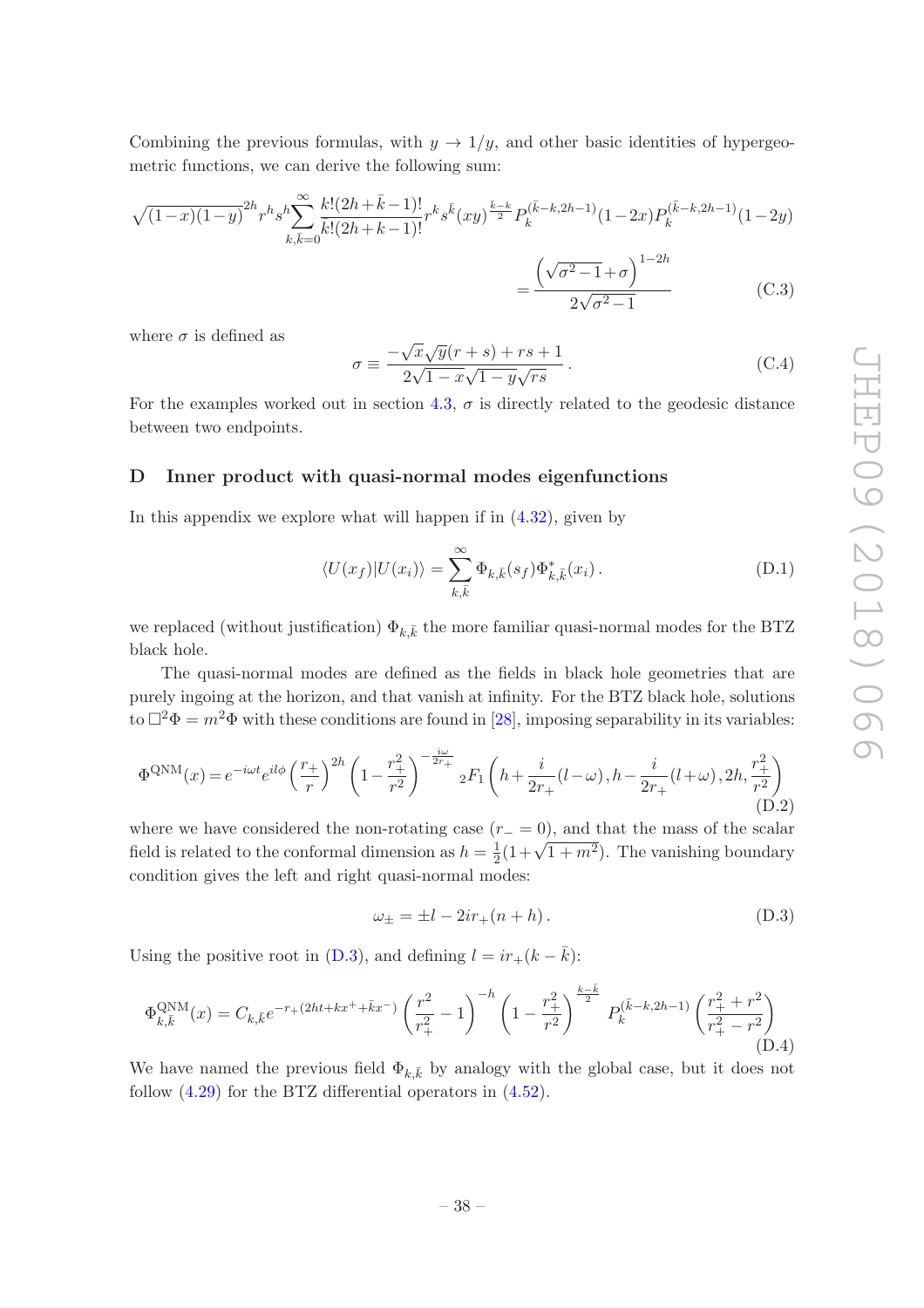Combining the previous formulas, with $y \to 1/y$, and other basic identities of hypergeometric functions, we can derive the following sum:

$$\sqrt{(1-x)(1-y)}^{2h} r^h s^h \sum_{k,\bar{k}=0}^{\infty} \frac{k!(2h+\bar{k}-1)!}{\bar{k}!(2h+k-1)!} r^k s^{\bar{k}} (xy)^{\frac{\bar{k}-k}{2}} P_k^{(\bar{k}-k,2h-1)}(1-2x) P_k^{(\bar{k}-k,2h-1)}(1-2y)$$
$$= \frac{\left(\sqrt{\sigma^2-1}+\sigma\right)^{1-2h}}{2\sqrt{\sigma^2-1}} \tag{C.3}$$

where $\sigma$ is defined as

$$\sigma \equiv \frac{-\sqrt{x}\sqrt{y}(r+s)+rs+1}{2\sqrt{1-x}\sqrt{1-y}\sqrt{rs}} \,. \tag{C.4}$$

For the examples worked out in section 4.3, $\sigma$ is directly related to the geodesic distance between two endpoints.

## D Inner product with quasi-normal modes eigenfunctions

In this appendix we explore what will happen if in (4.32), given by

$$\langle U(x_f)|U(x_i)\rangle = \sum_{k,\bar{k}}^{\infty} \Phi_{k,\bar{k}}(s_f) \Phi^*_{k,\bar{k}}(x_i) \,. \tag{D.1}$$

we replaced (without justification) $\Phi_{k,\bar{k}}$ the more familiar quasi-normal modes for the BTZ black hole.

The quasi-normal modes are defined as the fields in black hole geometries that are purely ingoing at the horizon, and that vanish at infinity. For the BTZ black hole, solutions to $\Box^2\Phi = m^2\Phi$ with these conditions are found in [28], imposing separability in its variables:

$$\Phi^{\rm QNM}(x) = e^{-i\omega t} e^{il\phi} \left(\frac{r_+}{r}\right)^{2h} \left(1-\frac{r_+^2}{r^2}\right)^{-\frac{i\omega}{2r_+}} {}_2F_1\left(h+\frac{i}{2r_+}(l-\omega), h-\frac{i}{2r_+}(l+\omega), 2h, \frac{r_+^2}{r^2}\right) \tag{D.2}$$

where we have considered the non-rotating case ($r_- = 0$), and that the mass of the scalar field is related to the conformal dimension as $h = \frac{1}{2}(1+\sqrt{1+m^2})$. The vanishing boundary condition gives the left and right quasi-normal modes:

$$\omega_\pm = \pm l - 2ir_+(n+h) \,. \tag{D.3}$$

Using the positive root in (D.3), and defining $l = ir_+(k-\bar{k})$:

$$\Phi^{\rm QNM}_{k,\bar{k}}(x) = C_{k,\bar{k}} e^{-r_+(2ht+kx^+ + \bar{k}x^-)} \left(\frac{r^2}{r_+^2}-1\right)^{-h} \left(1-\frac{r_+^2}{r^2}\right)^{\frac{k-\bar{k}}{2}} P_k^{(\bar{k}-k,2h-1)}\left(\frac{r_+^2+r^2}{r_+^2-r^2}\right) \tag{D.4}$$

We have named the previous field $\Phi_{k,\bar{k}}$ by analogy with the global case, but it does not follow (4.29) for the BTZ differential operators in (4.52).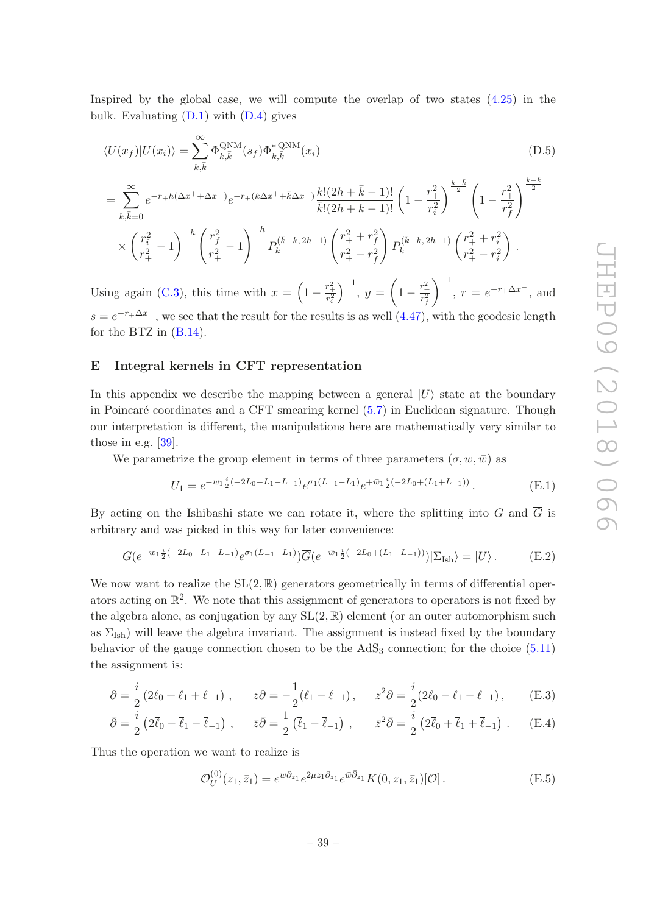Inspired by the global case, we will compute the overlap of two states (4.25) in the bulk. Evaluating (D.1) with (D.4) gives

$$
\begin{aligned}
\langle U(x_f)|U(x_i)\rangle &= \sum_{k,\bar{k}}^{\infty} \Phi^{\rm QNM}_{k,\bar{k}}(s_f)\Phi^{*\,\rm QNM}_{k,\bar{k}}(x_i) \qquad\qquad\qquad\qquad\qquad\qquad\qquad\qquad (D.5)\\
&= \sum_{k,\bar{k}=0}^{\infty} e^{-r_+ h(\Delta x^+ + \Delta x^-)} e^{-r_+(k\Delta x^+ + \bar{k}\Delta x^-)} \frac{k!(2h+\bar{k}-1)!}{\bar{k}!(2h+k-1)!}\left(1-\frac{r_+^2}{r_i^2}\right)^{\frac{k-\bar{k}}{2}}\left(1-\frac{r_+^2}{r_f^2}\right)^{\frac{k-\bar{k}}{2}}\\
&\quad \times \left(\frac{r_i^2}{r_+^2}-1\right)^{-h}\left(\frac{r_f^2}{r_+^2}-1\right)^{-h} P_k^{(\bar{k}-k,\,2h-1)}\left(\frac{r_+^2+r_f^2}{r_+^2-r_f^2}\right) P_k^{(\bar{k}-k,\,2h-1)}\left(\frac{r_+^2+r_i^2}{r_+^2-r_i^2}\right).
\end{aligned}
$$

Using again (C.3), this time with $x = \left(1-\frac{r_+^2}{r_i^2}\right)^{-1}$, $y = \left(1-\frac{r_+^2}{r_f^2}\right)^{-1}$, $r = e^{-r_+\Delta x^-}$, and $s = e^{-r_+\Delta x^+}$, we see that the result for the results is as well (4.47), with the geodesic length for the BTZ in (B.14).

## E Integral kernels in CFT representation

In this appendix we describe the mapping between a general $|U\rangle$ state at the boundary in Poincaré coordinates and a CFT smearing kernel (5.7) in Euclidean signature. Though our interpretation is different, the manipulations here are mathematically very similar to those in e.g. [39].

We parametrize the group element in terms of three parameters $(\sigma, w, \bar{w})$ as

$$
U_1 = e^{-w_1 \frac{i}{2}(-2L_0-L_1-L_{-1})} e^{\sigma_1(L_{-1}-L_1)} e^{+\bar{w}_1 \frac{i}{2}(-2L_0+(L_1+L_{-1}))}. \qquad (E.1)
$$

By acting on the Ishibashi state we can rotate it, where the splitting into $G$ and $\overline{G}$ is arbitrary and was picked in this way for later convenience:

$$
G(e^{-w_1\frac{i}{2}(-2L_0-L_1-L_{-1})} e^{\sigma_1(L_{-1}-L_1)})\overline{G}(e^{-\bar{w}_1\frac{i}{2}(-2L_0+(L_1+L_{-1}))})|\Sigma_{\rm Ish}\rangle = |U\rangle. \qquad (E.2)
$$

We now want to realize the $\mathrm{SL}(2,\mathbb{R})$ generators geometrically in terms of differential operators acting on $\mathbb{R}^2$. We note that this assignment of generators to operators is not fixed by the algebra alone, as conjugation by any $\mathrm{SL}(2,\mathbb{R})$ element (or an outer automorphism such as $\Sigma_{\rm Ish}$) will leave the algebra invariant. The assignment is instead fixed by the boundary behavior of the gauge connection chosen to be the AdS$_3$ connection; for the choice (5.11) the assignment is:

$$
\partial = \frac{i}{2}(2\ell_0+\ell_1+\ell_{-1}), \qquad z\partial = -\frac{1}{2}(\ell_1-\ell_{-1}), \qquad z^2\partial = \frac{i}{2}(2\ell_0-\ell_1-\ell_{-1}), \qquad (E.3)
$$

$$
\bar{\partial} = \frac{i}{2}\left(2\bar{\ell}_0-\bar{\ell}_1-\bar{\ell}_{-1}\right), \qquad \bar{z}\bar{\partial} = \frac{1}{2}\left(\bar{\ell}_1-\bar{\ell}_{-1}\right), \qquad \bar{z}^2\bar{\partial} = \frac{i}{2}\left(2\bar{\ell}_0+\bar{\ell}_1+\bar{\ell}_{-1}\right). \qquad (E.4)
$$

Thus the operation we want to realize is

$$
\mathcal{O}_U^{(0)}(z_1,\bar{z}_1) = e^{w\partial_{z_1}} e^{2\mu z_1\partial_{z_1}} e^{\bar{w}\bar{\partial}_{z_1}} K(0,z_1,\bar{z}_1)[\mathcal{O}]. \qquad (E.5)
$$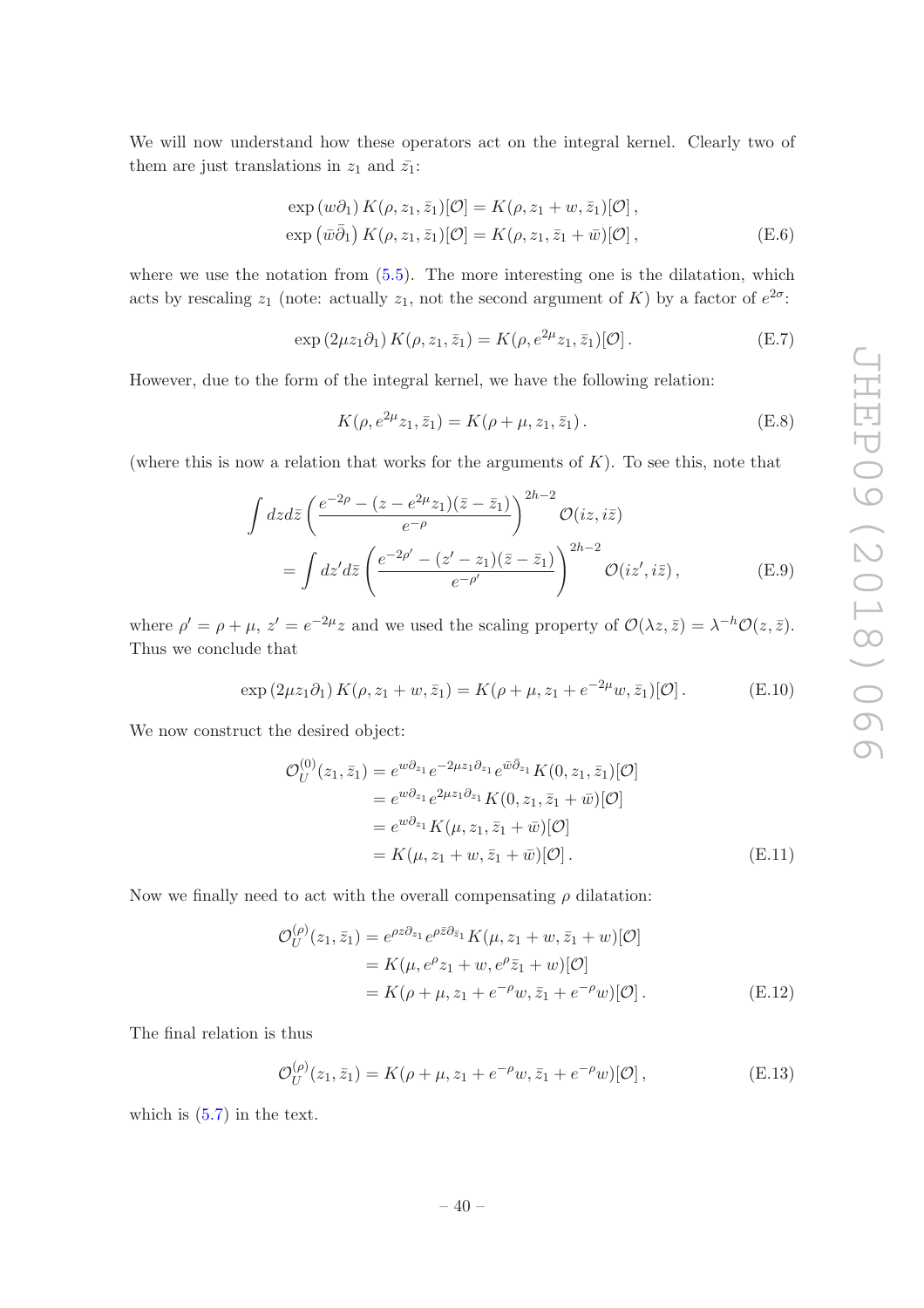We will now understand how these operators act on the integral kernel. Clearly two of them are just translations in $z_1$ and $\bar{z_1}$:

$$\begin{aligned}
\exp\left(w\partial_1\right) K(\rho, z_1, \bar{z}_1)[\mathcal{O}] &= K(\rho, z_1 + w, \bar{z}_1)[\mathcal{O}]\,, \\
\exp\left(\bar{w}\bar{\partial}_1\right) K(\rho, z_1, \bar{z}_1)[\mathcal{O}] &= K(\rho, z_1, \bar{z}_1 + \bar{w})[\mathcal{O}]\,,
\end{aligned} \tag{E.6}$$

where we use the notation from (5.5). The more interesting one is the dilatation, which acts by rescaling $z_1$ (note: actually $z_1$, not the second argument of $K$) by a factor of $e^{2\sigma}$:

$$\exp\left(2\mu z_1 \partial_1\right) K(\rho, z_1, \bar{z}_1) = K(\rho, e^{2\mu} z_1, \bar{z}_1)[\mathcal{O}]\,. \tag{E.7}$$

However, due to the form of the integral kernel, we have the following relation:

$$K(\rho, e^{2\mu} z_1, \bar{z}_1) = K(\rho + \mu, z_1, \bar{z}_1)\,. \tag{E.8}$$

(where this is now a relation that works for the arguments of $K$). To see this, note that

$$\begin{aligned}
&\int dz d\bar{z} \left( \frac{e^{-2\rho} - (z - e^{2\mu} z_1)(\bar{z} - \bar{z}_1)}{e^{-\rho}} \right)^{2h-2} \mathcal{O}(iz, i\bar{z}) \\
&\qquad = \int dz' d\bar{z} \left( \frac{e^{-2\rho'} - (z' - z_1)(\bar{z} - \bar{z}_1)}{e^{-\rho'}} \right)^{2h-2} \mathcal{O}(iz', i\bar{z})\,,
\end{aligned} \tag{E.9}$$

where $\rho' = \rho + \mu$, $z' = e^{-2\mu} z$ and we used the scaling property of $\mathcal{O}(\lambda z, \bar{z}) = \lambda^{-h} \mathcal{O}(z, \bar{z})$. Thus we conclude that

$$\exp\left(2\mu z_1 \partial_1\right) K(\rho, z_1 + w, \bar{z}_1) = K(\rho + \mu, z_1 + e^{-2\mu} w, \bar{z}_1)[\mathcal{O}]\,. \tag{E.10}$$

We now construct the desired object:

$$\begin{aligned}
\mathcal{O}_U^{(0)}(z_1, \bar{z}_1) &= e^{w\partial_{z_1}} e^{-2\mu z_1 \partial_{z_1}} e^{\bar{w}\bar{\partial}_{z_1}} K(0, z_1, \bar{z}_1)[\mathcal{O}] \\
&= e^{w\partial_{z_1}} e^{2\mu z_1 \partial_{z_1}} K(0, z_1, \bar{z}_1 + \bar{w})[\mathcal{O}] \\
&= e^{w\partial_{z_1}} K(\mu, z_1, \bar{z}_1 + \bar{w})[\mathcal{O}] \\
&= K(\mu, z_1 + w, \bar{z}_1 + \bar{w})[\mathcal{O}]\,.
\end{aligned} \tag{E.11}$$

Now we finally need to act with the overall compensating $\rho$ dilatation:

$$\begin{aligned}
\mathcal{O}_U^{(\rho)}(z_1, \bar{z}_1) &= e^{\rho z \partial_{z_1}} e^{\rho \bar{z} \bar{\partial}_{\bar{z}_1}} K(\mu, z_1 + w, \bar{z}_1 + w)[\mathcal{O}] \\
&= K(\mu, e^{\rho} z_1 + w, e^{\rho} \bar{z}_1 + w)[\mathcal{O}] \\
&= K(\rho + \mu, z_1 + e^{-\rho} w, \bar{z}_1 + e^{-\rho} w)[\mathcal{O}]\,.
\end{aligned} \tag{E.12}$$

The final relation is thus

$$\mathcal{O}_U^{(\rho)}(z_1, \bar{z}_1) = K(\rho + \mu, z_1 + e^{-\rho} w, \bar{z}_1 + e^{-\rho} w)[\mathcal{O}]\,, \tag{E.13}$$

which is (5.7) in the text.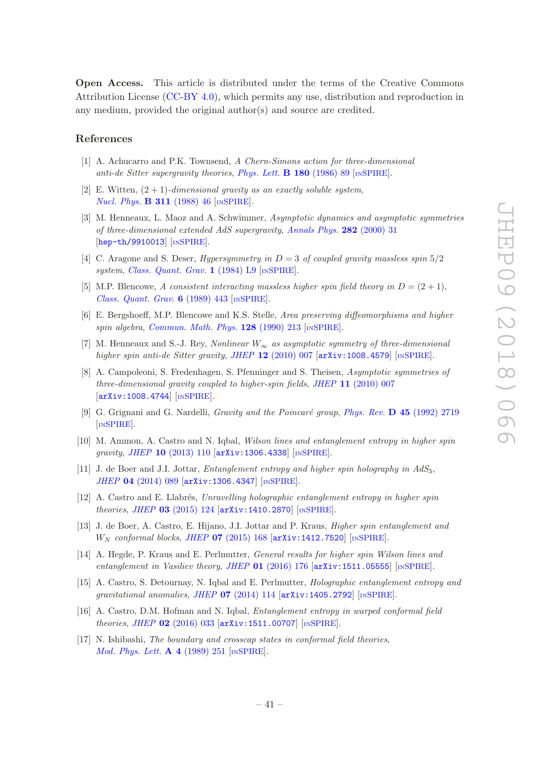**Open Access.** This article is distributed under the terms of the Creative Commons Attribution License (CC-BY 4.0), which permits any use, distribution and reproduction in any medium, provided the original author(s) and source are credited.

## References

[1] A. Achucarro and P.K. Townsend, *A Chern-Simons action for three-dimensional anti-de Sitter supergravity theories*, Phys. Lett. **B 180** (1986) 89 [INSPIRE].

[2] E. Witten, *(2 + 1)-dimensional gravity as an exactly soluble system*, Nucl. Phys. **B 311** (1988) 46 [INSPIRE].

[3] M. Henneaux, L. Maoz and A. Schwimmer, *Asymptotic dynamics and asymptotic symmetries of three-dimensional extended AdS supergravity*, Annals Phys. **282** (2000) 31 [hep-th/9910013] [INSPIRE].

[4] C. Aragone and S. Deser, *Hypersymmetry in $D = 3$ of coupled gravity massless spin 5/2 system*, Class. Quant. Grav. **1** (1984) L9 [INSPIRE].

[5] M.P. Blencowe, *A consistent interacting massless higher spin field theory in $D = (2 + 1)$*, Class. Quant. Grav. **6** (1989) 443 [INSPIRE].

[6] E. Bergshoeff, M.P. Blencowe and K.S. Stelle, *Area preserving diffeomorphisms and higher spin algebra*, Commun. Math. Phys. **128** (1990) 213 [INSPIRE].

[7] M. Henneaux and S.-J. Rey, *Nonlinear $W_\infty$ as asymptotic symmetry of three-dimensional higher spin anti-de Sitter gravity*, JHEP **12** (2010) 007 [arXiv:1008.4579] [INSPIRE].

[8] A. Campoleoni, S. Fredenhagen, S. Pfenninger and S. Theisen, *Asymptotic symmetries of three-dimensional gravity coupled to higher-spin fields*, JHEP **11** (2010) 007 [arXiv:1008.4744] [INSPIRE].

[9] G. Grignani and G. Nardelli, *Gravity and the Poincaré group*, Phys. Rev. **D 45** (1992) 2719 [INSPIRE].

[10] M. Ammon, A. Castro and N. Iqbal, *Wilson lines and entanglement entropy in higher spin gravity*, JHEP **10** (2013) 110 [arXiv:1306.4338] [INSPIRE].

[11] J. de Boer and J.I. Jottar, *Entanglement entropy and higher spin holography in $AdS_3$*, JHEP **04** (2014) 089 [arXiv:1306.4347] [INSPIRE].

[12] A. Castro and E. Llabrés, *Unravelling holographic entanglement entropy in higher spin theories*, JHEP **03** (2015) 124 [arXiv:1410.2870] [INSPIRE].

[13] J. de Boer, A. Castro, E. Hijano, J.I. Jottar and P. Kraus, *Higher spin entanglement and $W_N$ conformal blocks*, JHEP **07** (2015) 168 [arXiv:1412.7520] [INSPIRE].

[14] A. Hegde, P. Kraus and E. Perlmutter, *General results for higher spin Wilson lines and entanglement in Vasiliev theory*, JHEP **01** (2016) 176 [arXiv:1511.05555] [INSPIRE].

[15] A. Castro, S. Detournay, N. Iqbal and E. Perlmutter, *Holographic entanglement entropy and gravitational anomalies*, JHEP **07** (2014) 114 [arXiv:1405.2792] [INSPIRE].

[16] A. Castro, D.M. Hofman and N. Iqbal, *Entanglement entropy in warped conformal field theories*, JHEP **02** (2016) 033 [arXiv:1511.00707] [INSPIRE].

[17] N. Ishibashi, *The boundary and crosscap states in conformal field theories*, Mod. Phys. Lett. **A 4** (1989) 251 [INSPIRE].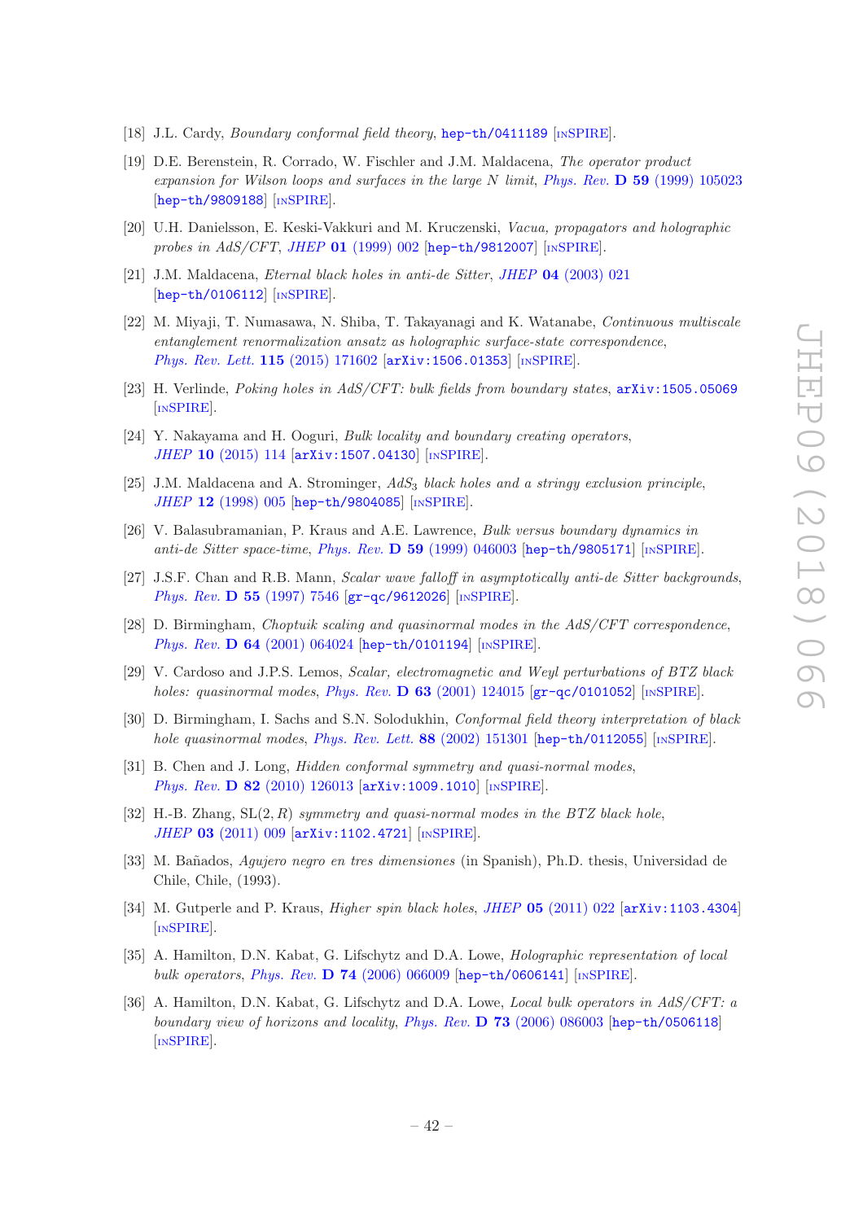[18] J.L. Cardy, *Boundary conformal field theory*, hep-th/0411189 [INSPIRE].

[19] D.E. Berenstein, R. Corrado, W. Fischler and J.M. Maldacena, *The operator product expansion for Wilson loops and surfaces in the large N limit*, *Phys. Rev.* **D 59** (1999) 105023 [hep-th/9809188] [INSPIRE].

[20] U.H. Danielsson, E. Keski-Vakkuri and M. Kruczenski, *Vacua, propagators and holographic probes in AdS/CFT*, *JHEP* **01** (1999) 002 [hep-th/9812007] [INSPIRE].

[21] J.M. Maldacena, *Eternal black holes in anti-de Sitter*, *JHEP* **04** (2003) 021 [hep-th/0106112] [INSPIRE].

[22] M. Miyaji, T. Numasawa, N. Shiba, T. Takayanagi and K. Watanabe, *Continuous multiscale entanglement renormalization ansatz as holographic surface-state correspondence*, *Phys. Rev. Lett.* **115** (2015) 171602 [arXiv:1506.01353] [INSPIRE].

[23] H. Verlinde, *Poking holes in AdS/CFT: bulk fields from boundary states*, arXiv:1505.05069 [INSPIRE].

[24] Y. Nakayama and H. Ooguri, *Bulk locality and boundary creating operators*, *JHEP* **10** (2015) 114 [arXiv:1507.04130] [INSPIRE].

[25] J.M. Maldacena and A. Strominger, *$AdS_3$ black holes and a stringy exclusion principle*, *JHEP* **12** (1998) 005 [hep-th/9804085] [INSPIRE].

[26] V. Balasubramanian, P. Kraus and A.E. Lawrence, *Bulk versus boundary dynamics in anti-de Sitter space-time*, *Phys. Rev.* **D 59** (1999) 046003 [hep-th/9805171] [INSPIRE].

[27] J.S.F. Chan and R.B. Mann, *Scalar wave falloff in asymptotically anti-de Sitter backgrounds*, *Phys. Rev.* **D 55** (1997) 7546 [gr-qc/9612026] [INSPIRE].

[28] D. Birmingham, *Choptuik scaling and quasinormal modes in the AdS/CFT correspondence*, *Phys. Rev.* **D 64** (2001) 064024 [hep-th/0101194] [INSPIRE].

[29] V. Cardoso and J.P.S. Lemos, *Scalar, electromagnetic and Weyl perturbations of BTZ black holes: quasinormal modes*, *Phys. Rev.* **D 63** (2001) 124015 [gr-qc/0101052] [INSPIRE].

[30] D. Birmingham, I. Sachs and S.N. Solodukhin, *Conformal field theory interpretation of black hole quasinormal modes*, *Phys. Rev. Lett.* **88** (2002) 151301 [hep-th/0112055] [INSPIRE].

[31] B. Chen and J. Long, *Hidden conformal symmetry and quasi-normal modes*, *Phys. Rev.* **D 82** (2010) 126013 [arXiv:1009.1010] [INSPIRE].

[32] H.-B. Zhang, SL$(2, R)$ *symmetry and quasi-normal modes in the BTZ black hole*, *JHEP* **03** (2011) 009 [arXiv:1102.4721] [INSPIRE].

[33] M. Bañados, *Agujero negro en tres dimensiones* (in Spanish), Ph.D. thesis, Universidad de Chile, Chile, (1993).

[34] M. Gutperle and P. Kraus, *Higher spin black holes*, *JHEP* **05** (2011) 022 [arXiv:1103.4304] [INSPIRE].

[35] A. Hamilton, D.N. Kabat, G. Lifschytz and D.A. Lowe, *Holographic representation of local bulk operators*, *Phys. Rev.* **D 74** (2006) 066009 [hep-th/0606141] [INSPIRE].

[36] A. Hamilton, D.N. Kabat, G. Lifschytz and D.A. Lowe, *Local bulk operators in AdS/CFT: a boundary view of horizons and locality*, *Phys. Rev.* **D 73** (2006) 086003 [hep-th/0506118] [INSPIRE].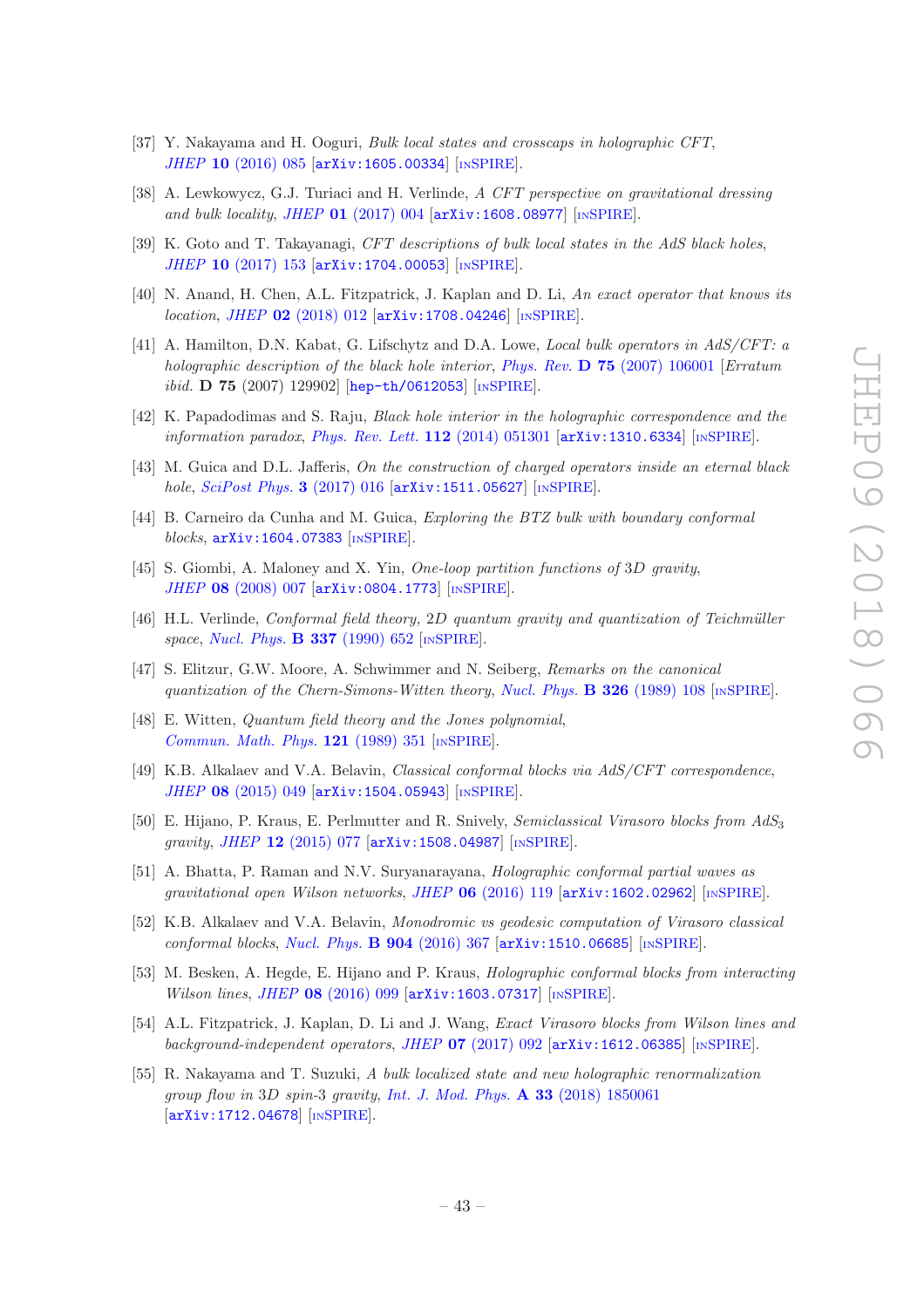[37] Y. Nakayama and H. Ooguri, *Bulk local states and crosscaps in holographic CFT*, JHEP **10** (2016) 085 [arXiv:1605.00334] [INSPIRE].

[38] A. Lewkowycz, G.J. Turiaci and H. Verlinde, *A CFT perspective on gravitational dressing and bulk locality*, JHEP **01** (2017) 004 [arXiv:1608.08977] [INSPIRE].

[39] K. Goto and T. Takayanagi, *CFT descriptions of bulk local states in the AdS black holes*, JHEP **10** (2017) 153 [arXiv:1704.00053] [INSPIRE].

[40] N. Anand, H. Chen, A.L. Fitzpatrick, J. Kaplan and D. Li, *An exact operator that knows its location*, JHEP **02** (2018) 012 [arXiv:1708.04246] [INSPIRE].

[41] A. Hamilton, D.N. Kabat, G. Lifschytz and D.A. Lowe, *Local bulk operators in AdS/CFT: a holographic description of the black hole interior*, Phys. Rev. **D 75** (2007) 106001 [*Erratum ibid.* **D 75** (2007) 129902] [hep-th/0612053] [INSPIRE].

[42] K. Papadodimas and S. Raju, *Black hole interior in the holographic correspondence and the information paradox*, Phys. Rev. Lett. **112** (2014) 051301 [arXiv:1310.6334] [INSPIRE].

[43] M. Guica and D.L. Jafferis, *On the construction of charged operators inside an eternal black hole*, SciPost Phys. **3** (2017) 016 [arXiv:1511.05627] [INSPIRE].

[44] B. Carneiro da Cunha and M. Guica, *Exploring the BTZ bulk with boundary conformal blocks*, arXiv:1604.07383 [INSPIRE].

[45] S. Giombi, A. Maloney and X. Yin, *One-loop partition functions of 3D gravity*, JHEP **08** (2008) 007 [arXiv:0804.1773] [INSPIRE].

[46] H.L. Verlinde, *Conformal field theory, 2D quantum gravity and quantization of Teichmüller space*, Nucl. Phys. **B 337** (1990) 652 [INSPIRE].

[47] S. Elitzur, G.W. Moore, A. Schwimmer and N. Seiberg, *Remarks on the canonical quantization of the Chern-Simons-Witten theory*, Nucl. Phys. **B 326** (1989) 108 [INSPIRE].

[48] E. Witten, *Quantum field theory and the Jones polynomial*, Commun. Math. Phys. **121** (1989) 351 [INSPIRE].

[49] K.B. Alkalaev and V.A. Belavin, *Classical conformal blocks via AdS/CFT correspondence*, JHEP **08** (2015) 049 [arXiv:1504.05943] [INSPIRE].

[50] E. Hijano, P. Kraus, E. Perlmutter and R. Snively, *Semiclassical Virasoro blocks from $AdS_3$ gravity*, JHEP **12** (2015) 077 [arXiv:1508.04987] [INSPIRE].

[51] A. Bhatta, P. Raman and N.V. Suryanarayana, *Holographic conformal partial waves as gravitational open Wilson networks*, JHEP **06** (2016) 119 [arXiv:1602.02962] [INSPIRE].

[52] K.B. Alkalaev and V.A. Belavin, *Monodromic vs geodesic computation of Virasoro classical conformal blocks*, Nucl. Phys. **B 904** (2016) 367 [arXiv:1510.06685] [INSPIRE].

[53] M. Besken, A. Hegde, E. Hijano and P. Kraus, *Holographic conformal blocks from interacting Wilson lines*, JHEP **08** (2016) 099 [arXiv:1603.07317] [INSPIRE].

[54] A.L. Fitzpatrick, J. Kaplan, D. Li and J. Wang, *Exact Virasoro blocks from Wilson lines and background-independent operators*, JHEP **07** (2017) 092 [arXiv:1612.06385] [INSPIRE].

[55] R. Nakayama and T. Suzuki, *A bulk localized state and new holographic renormalization group flow in 3D spin-3 gravity*, Int. J. Mod. Phys. **A 33** (2018) 1850061 [arXiv:1712.04678] [INSPIRE].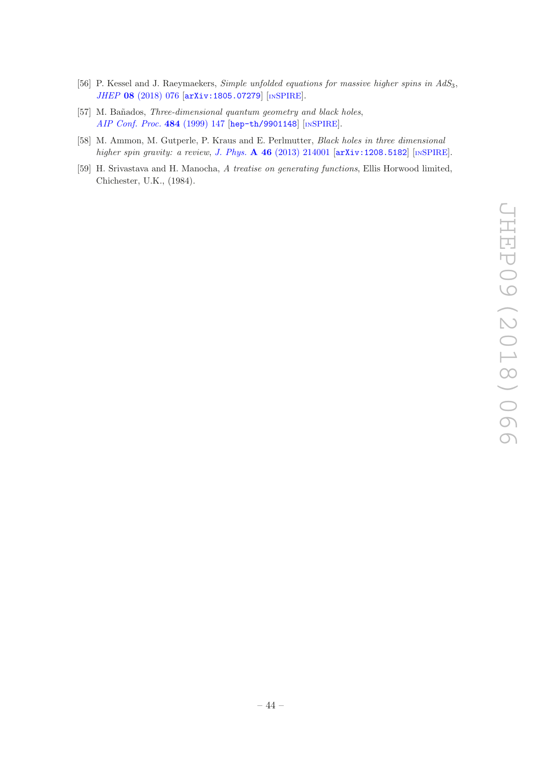[56] P. Kessel and J. Raeymaekers, *Simple unfolded equations for massive higher spins in AdS*$_3$, *JHEP* **08** (2018) 076 [arXiv:1805.07279] [INSPIRE].

[57] M. Bañados, *Three-dimensional quantum geometry and black holes*, *AIP Conf. Proc.* **484** (1999) 147 [hep-th/9901148] [INSPIRE].

[58] M. Ammon, M. Gutperle, P. Kraus and E. Perlmutter, *Black holes in three dimensional higher spin gravity: a review*, *J. Phys.* **A 46** (2013) 214001 [arXiv:1208.5182] [INSPIRE].

[59] H. Srivastava and H. Manocha, *A treatise on generating functions*, Ellis Horwood limited, Chichester, U.K., (1984).